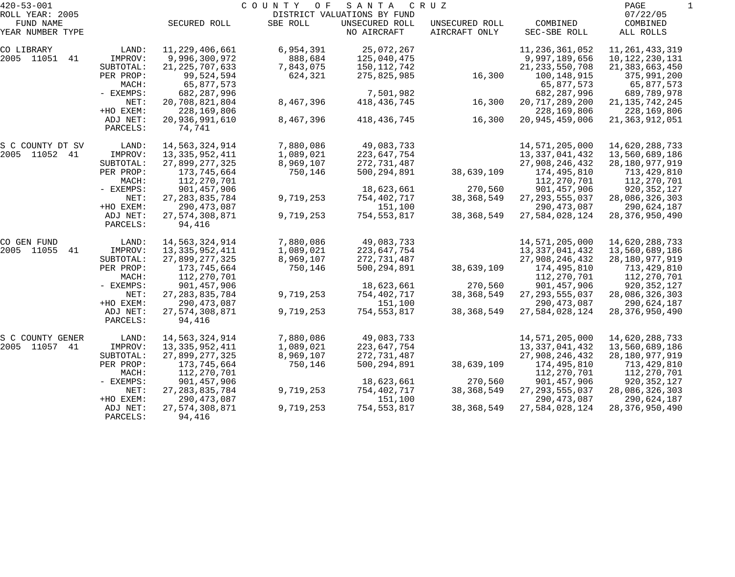420-53-001 COUNTY OF SANTA CRUZ

ROLL YEAR: 2005 DISTRICT VALUATIONS BY FUND 07/22/05

| FUND NAME YEAR NUMBER TYPE | | SECURED ROLL | SBE ROLL | UNSECURED ROLL NO AIRCRAFT | UNSECURED ROLL AIRCRAFT ONLY | COMBINED SEC-SBE ROLL | COMBINED ALL ROLLS |
|---|---|---|---|---|---|---|---|
| CO LIBRARY | LAND: | 11,229,406,661 | 6,954,391 | 25,072,267 | | 11,236,361,052 | 11,261,433,319 |
| 2005 11051 41 | IMPROV: | 9,996,300,972 | 888,684 | 125,040,475 | | 9,997,189,656 | 10,122,230,131 |
| | SUBTOTAL: | 21,225,707,633 | 7,843,075 | 150,112,742 | | 21,233,550,708 | 21,383,663,450 |
| | PER PROP: | 99,524,594 | 624,321 | 275,825,985 | 16,300 | 100,148,915 | 375,991,200 |
| | MACH: | 65,877,573 | | | | 65,877,573 | 65,877,573 |
| | - EXEMPS: | 682,287,996 | | 7,501,982 | | 682,287,996 | 689,789,978 |
| | NET: | 20,708,821,804 | 8,467,396 | 418,436,745 | 16,300 | 20,717,289,200 | 21,135,742,245 |
| | +HO EXEM: | 228,169,806 | | | | 228,169,806 | 228,169,806 |
| | ADJ NET: | 20,936,991,610 | 8,467,396 | 418,436,745 | 16,300 | 20,945,459,006 | 21,363,912,051 |
| | PARCELS: | 74,741 | | | | | |
| S C COUNTY DT SV | LAND: | 14,563,324,914 | 7,880,086 | 49,083,733 | | 14,571,205,000 | 14,620,288,733 |
| 2005 11052 41 | IMPROV: | 13,335,952,411 | 1,089,021 | 223,647,754 | | 13,337,041,432 | 13,560,689,186 |
| | SUBTOTAL: | 27,899,277,325 | 8,969,107 | 272,731,487 | | 27,908,246,432 | 28,180,977,919 |
| | PER PROP: | 173,745,664 | 750,146 | 500,294,891 | 38,639,109 | 174,495,810 | 713,429,810 |
| | MACH: | 112,270,701 | | | | 112,270,701 | 112,270,701 |
| | - EXEMPS: | 901,457,906 | | 18,623,661 | 270,560 | 901,457,906 | 920,352,127 |
| | NET: | 27,283,835,784 | 9,719,253 | 754,402,717 | 38,368,549 | 27,293,555,037 | 28,086,326,303 |
| | +HO EXEM: | 290,473,087 | | 151,100 | | 290,473,087 | 290,624,187 |
| | ADJ NET: | 27,574,308,871 | 9,719,253 | 754,553,817 | 38,368,549 | 27,584,028,124 | 28,376,950,490 |
| | PARCELS: | 94,416 | | | | | |
| CO GEN FUND | LAND: | 14,563,324,914 | 7,880,086 | 49,083,733 | | 14,571,205,000 | 14,620,288,733 |
| 2005 11055 41 | IMPROV: | 13,335,952,411 | 1,089,021 | 223,647,754 | | 13,337,041,432 | 13,560,689,186 |
| | SUBTOTAL: | 27,899,277,325 | 8,969,107 | 272,731,487 | | 27,908,246,432 | 28,180,977,919 |
| | PER PROP: | 173,745,664 | 750,146 | 500,294,891 | 38,639,109 | 174,495,810 | 713,429,810 |
| | MACH: | 112,270,701 | | | | 112,270,701 | 112,270,701 |
| | - EXEMPS: | 901,457,906 | | 18,623,661 | 270,560 | 901,457,906 | 920,352,127 |
| | NET: | 27,283,835,784 | 9,719,253 | 754,402,717 | 38,368,549 | 27,293,555,037 | 28,086,326,303 |
| | +HO EXEM: | 290,473,087 | | 151,100 | | 290,473,087 | 290,624,187 |
| | ADJ NET: | 27,574,308,871 | 9,719,253 | 754,553,817 | 38,368,549 | 27,584,028,124 | 28,376,950,490 |
| | PARCELS: | 94,416 | | | | | |
| S C COUNTY GENER | LAND: | 14,563,324,914 | 7,880,086 | 49,083,733 | | 14,571,205,000 | 14,620,288,733 |
| 2005 11057 41 | IMPROV: | 13,335,952,411 | 1,089,021 | 223,647,754 | | 13,337,041,432 | 13,560,689,186 |
| | SUBTOTAL: | 27,899,277,325 | 8,969,107 | 272,731,487 | | 27,908,246,432 | 28,180,977,919 |
| | PER PROP: | 173,745,664 | 750,146 | 500,294,891 | 38,639,109 | 174,495,810 | 713,429,810 |
| | MACH: | 112,270,701 | | | | 112,270,701 | 112,270,701 |
| | - EXEMPS: | 901,457,906 | | 18,623,661 | 270,560 | 901,457,906 | 920,352,127 |
| | NET: | 27,283,835,784 | 9,719,253 | 754,402,717 | 38,368,549 | 27,293,555,037 | 28,086,326,303 |
| | +HO EXEM: | 290,473,087 | | 151,100 | | 290,473,087 | 290,624,187 |
| | ADJ NET: | 27,574,308,871 | 9,719,253 | 754,553,817 | 38,368,549 | 27,584,028,124 | 28,376,950,490 |
| | PARCELS: | 94,416 | | | | | |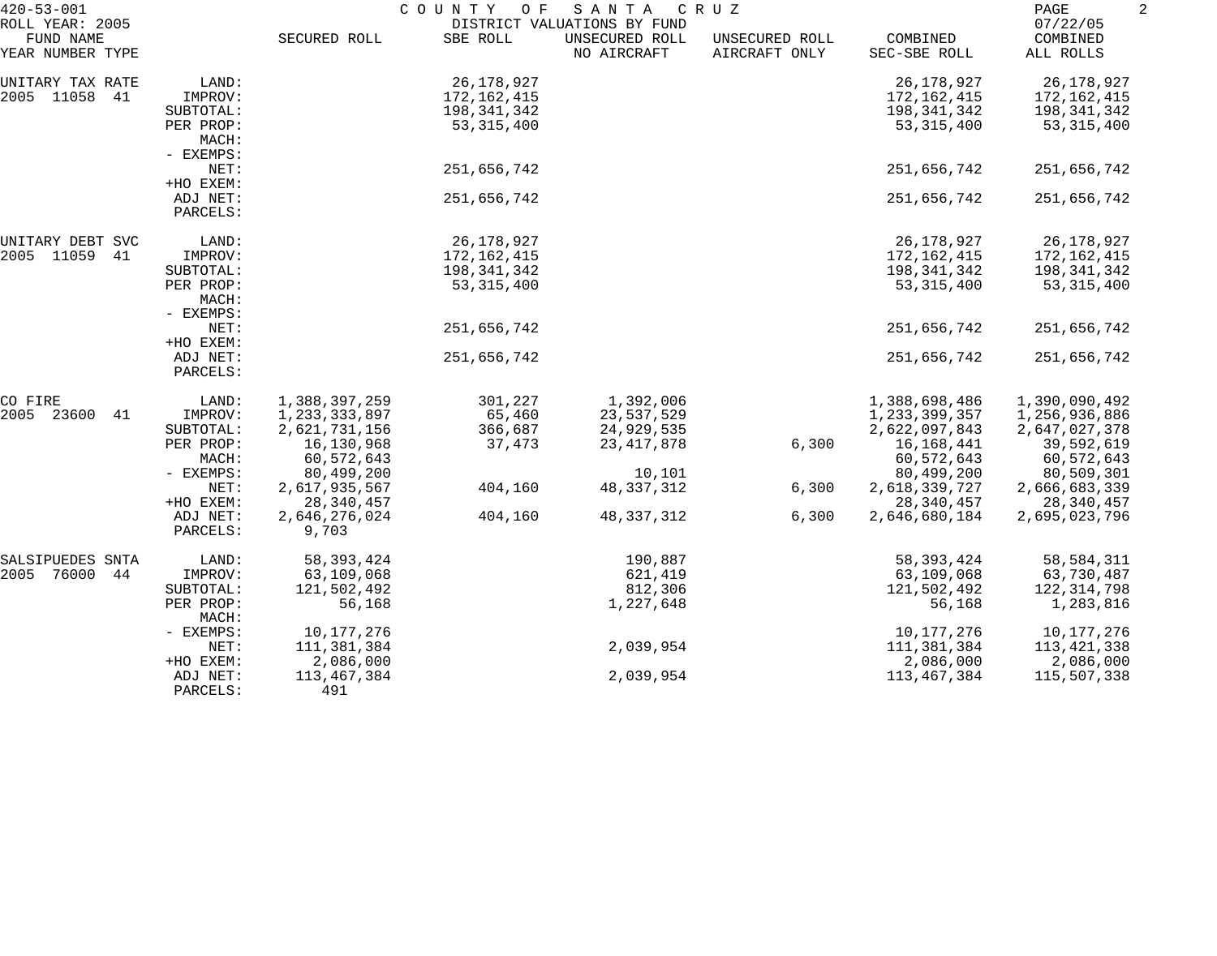420-53-001 COUNTY OF SANTA CRUZ

ROLL YEAR: 2005 DISTRICT VALUATIONS BY FUND 07/22/05

| FUND NAME YEAR NUMBER TYPE | | SECURED ROLL | SBE ROLL | UNSECURED ROLL NO AIRCRAFT | UNSECURED ROLL AIRCRAFT ONLY | COMBINED SEC-SBE ROLL | COMBINED ALL ROLLS |
|---|---|---|---|---|---|---|---|
| UNITARY TAX RATE | LAND: | | 26,178,927 | | | 26,178,927 | 26,178,927 |
| 2005 11058 41 | IMPROV: | | 172,162,415 | | | 172,162,415 | 172,162,415 |
| | SUBTOTAL: | | 198,341,342 | | | 198,341,342 | 198,341,342 |
| | PER PROP: | | 53,315,400 | | | 53,315,400 | 53,315,400 |
| | MACH: | | | | | | |
| | - EXEMPS: | | | | | | |
| | NET: | | 251,656,742 | | | 251,656,742 | 251,656,742 |
| | +HO EXEM: | | | | | | |
| | ADJ NET: | | 251,656,742 | | | 251,656,742 | 251,656,742 |
| | PARCELS: | | | | | | |
| UNITARY DEBT SVC | LAND: | | 26,178,927 | | | 26,178,927 | 26,178,927 |
| 2005 11059 41 | IMPROV: | | 172,162,415 | | | 172,162,415 | 172,162,415 |
| | SUBTOTAL: | | 198,341,342 | | | 198,341,342 | 198,341,342 |
| | PER PROP: | | 53,315,400 | | | 53,315,400 | 53,315,400 |
| | MACH: | | | | | | |
| | - EXEMPS: | | | | | | |
| | NET: | | 251,656,742 | | | 251,656,742 | 251,656,742 |
| | +HO EXEM: | | | | | | |
| | ADJ NET: | | 251,656,742 | | | 251,656,742 | 251,656,742 |
| | PARCELS: | | | | | | |
| CO FIRE | LAND: | 1,388,397,259 | 301,227 | 1,392,006 | | 1,388,698,486 | 1,390,090,492 |
| 2005 23600 41 | IMPROV: | 1,233,333,897 | 65,460 | 23,537,529 | | 1,233,399,357 | 1,256,936,886 |
| | SUBTOTAL: | 2,621,731,156 | 366,687 | 24,929,535 | | 2,622,097,843 | 2,647,027,378 |
| | PER PROP: | 16,130,968 | 37,473 | 23,417,878 | 6,300 | 16,168,441 | 39,592,619 |
| | MACH: | 60,572,643 | | | | 60,572,643 | 60,572,643 |
| | - EXEMPS: | 80,499,200 | | 10,101 | | 80,499,200 | 80,509,301 |
| | NET: | 2,617,935,567 | 404,160 | 48,337,312 | 6,300 | 2,618,339,727 | 2,666,683,339 |
| | +HO EXEM: | 28,340,457 | | | | 28,340,457 | 28,340,457 |
| | ADJ NET: | 2,646,276,024 | 404,160 | 48,337,312 | 6,300 | 2,646,680,184 | 2,695,023,796 |
| | PARCELS: | 9,703 | | | | | |
| SALSIPUEDES SNTA | LAND: | 58,393,424 | | 190,887 | | 58,393,424 | 58,584,311 |
| 2005 76000 44 | IMPROV: | 63,109,068 | | 621,419 | | 63,109,068 | 63,730,487 |
| | SUBTOTAL: | 121,502,492 | | 812,306 | | 121,502,492 | 122,314,798 |
| | PER PROP: | 56,168 | | 1,227,648 | | 56,168 | 1,283,816 |
| | MACH: | | | | | | |
| | - EXEMPS: | 10,177,276 | | | | 10,177,276 | 10,177,276 |
| | NET: | 111,381,384 | | 2,039,954 | | 111,381,384 | 113,421,338 |
| | +HO EXEM: | 2,086,000 | | | | 2,086,000 | 2,086,000 |
| | ADJ NET: | 113,467,384 | | 2,039,954 | | 113,467,384 | 115,507,338 |
| | PARCELS: | 491 | | | | | |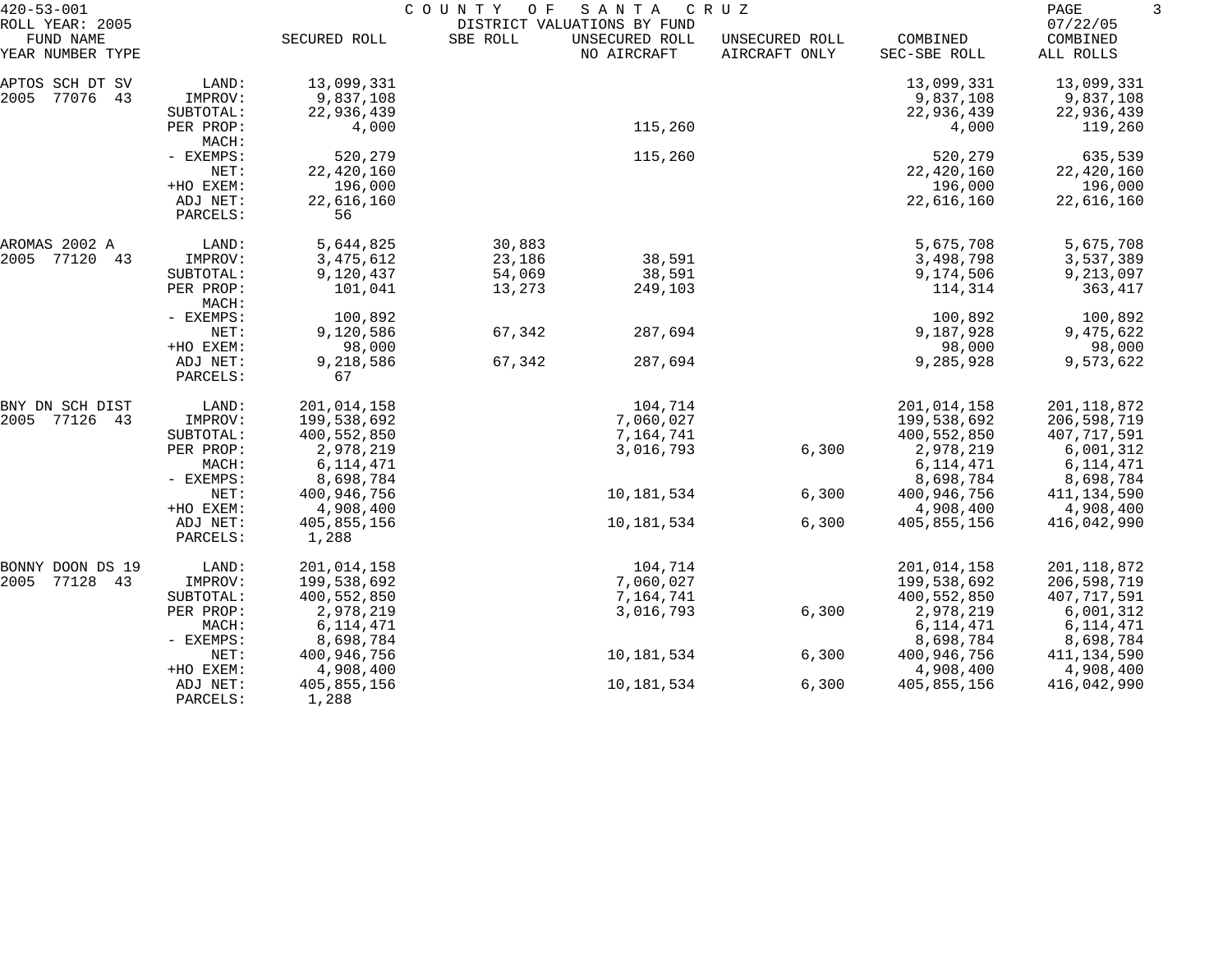420-53-001 COUNTY OF SANTA CRUZ

ROLL YEAR: 2005 — DISTRICT VALUATIONS BY FUND — 07/22/05

| FUND NAME YEAR NUMBER TYPE | | SECURED ROLL | SBE ROLL | UNSECURED ROLL NO AIRCRAFT | UNSECURED ROLL AIRCRAFT ONLY | COMBINED SEC-SBE ROLL | COMBINED ALL ROLLS |
|---|---|---|---|---|---|---|---|
| APTOS SCH DT SV | LAND: | 13,099,331 | | | | 13,099,331 | 13,099,331 |
| 2005 77076 43 | IMPROV: | 9,837,108 | | | | 9,837,108 | 9,837,108 |
| | SUBTOTAL: | 22,936,439 | | | | 22,936,439 | 22,936,439 |
| | PER PROP: | 4,000 | | 115,260 | | 4,000 | 119,260 |
| | MACH: | | | | | | |
| | - EXEMPS: | 520,279 | | 115,260 | | 520,279 | 635,539 |
| | NET: | 22,420,160 | | | | 22,420,160 | 22,420,160 |
| | +HO EXEM: | 196,000 | | | | 196,000 | 196,000 |
| | ADJ NET: | 22,616,160 | | | | 22,616,160 | 22,616,160 |
| | PARCELS: | 56 | | | | | |
| AROMAS 2002 A | LAND: | 5,644,825 | 30,883 | | | 5,675,708 | 5,675,708 |
| 2005 77120 43 | IMPROV: | 3,475,612 | 23,186 | 38,591 | | 3,498,798 | 3,537,389 |
| | SUBTOTAL: | 9,120,437 | 54,069 | 38,591 | | 9,174,506 | 9,213,097 |
| | PER PROP: | 101,041 | 13,273 | 249,103 | | 114,314 | 363,417 |
| | MACH: | | | | | | |
| | - EXEMPS: | 100,892 | | | | 100,892 | 100,892 |
| | NET: | 9,120,586 | 67,342 | 287,694 | | 9,187,928 | 9,475,622 |
| | +HO EXEM: | 98,000 | | | | 98,000 | 98,000 |
| | ADJ NET: | 9,218,586 | 67,342 | 287,694 | | 9,285,928 | 9,573,622 |
| | PARCELS: | 67 | | | | | |
| BNY DN SCH DIST | LAND: | 201,014,158 | | 104,714 | | 201,014,158 | 201,118,872 |
| 2005 77126 43 | IMPROV: | 199,538,692 | | 7,060,027 | | 199,538,692 | 206,598,719 |
| | SUBTOTAL: | 400,552,850 | | 7,164,741 | | 400,552,850 | 407,717,591 |
| | PER PROP: | 2,978,219 | | 3,016,793 | 6,300 | 2,978,219 | 6,001,312 |
| | MACH: | 6,114,471 | | | | 6,114,471 | 6,114,471 |
| | - EXEMPS: | 8,698,784 | | | | 8,698,784 | 8,698,784 |
| | NET: | 400,946,756 | | 10,181,534 | 6,300 | 400,946,756 | 411,134,590 |
| | +HO EXEM: | 4,908,400 | | | | 4,908,400 | 4,908,400 |
| | ADJ NET: | 405,855,156 | | 10,181,534 | 6,300 | 405,855,156 | 416,042,990 |
| | PARCELS: | 1,288 | | | | | |
| BONNY DOON DS 19 | LAND: | 201,014,158 | | 104,714 | | 201,014,158 | 201,118,872 |
| 2005 77128 43 | IMPROV: | 199,538,692 | | 7,060,027 | | 199,538,692 | 206,598,719 |
| | SUBTOTAL: | 400,552,850 | | 7,164,741 | | 400,552,850 | 407,717,591 |
| | PER PROP: | 2,978,219 | | 3,016,793 | 6,300 | 2,978,219 | 6,001,312 |
| | MACH: | 6,114,471 | | | | 6,114,471 | 6,114,471 |
| | - EXEMPS: | 8,698,784 | | | | 8,698,784 | 8,698,784 |
| | NET: | 400,946,756 | | 10,181,534 | 6,300 | 400,946,756 | 411,134,590 |
| | +HO EXEM: | 4,908,400 | | | | 4,908,400 | 4,908,400 |
| | ADJ NET: | 405,855,156 | | 10,181,534 | 6,300 | 405,855,156 | 416,042,990 |
| | PARCELS: | 1,288 | | | | | |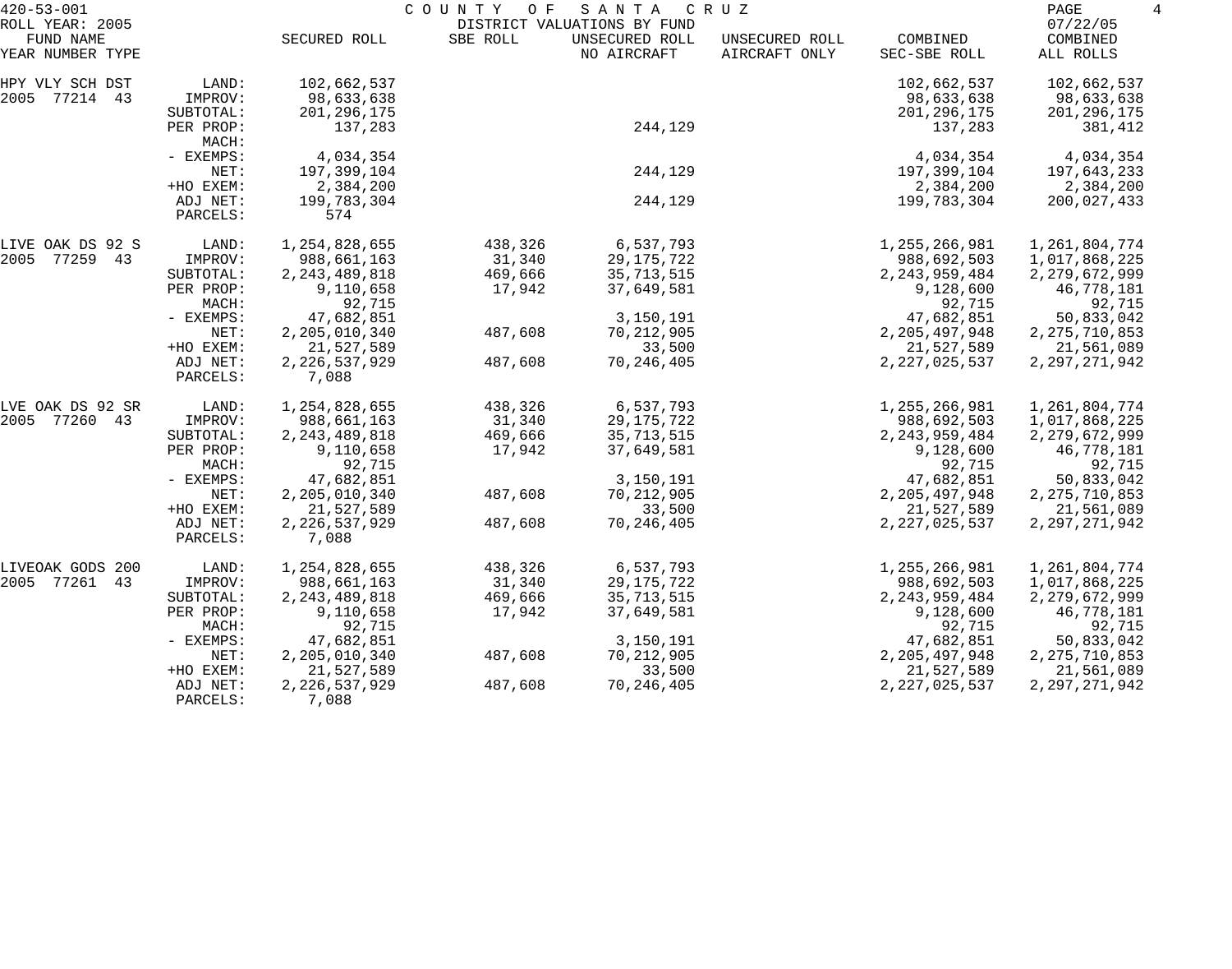420-53-001 COUNTY OF SANTA CRUZ

ROLL YEAR: 2005 DISTRICT VALUATIONS BY FUND 07/22/05

| FUND NAME YEAR NUMBER TYPE | | SECURED ROLL | SBE ROLL | UNSECURED ROLL NO AIRCRAFT | UNSECURED ROLL AIRCRAFT ONLY | COMBINED SEC-SBE ROLL | COMBINED ALL ROLLS |
|---|---|---|---|---|---|---|---|
| HPY VLY SCH DST | LAND: | 102,662,537 | | | | 102,662,537 | 102,662,537 |
| 2005 77214 43 | IMPROV: | 98,633,638 | | | | 98,633,638 | 98,633,638 |
| | SUBTOTAL: | 201,296,175 | | | | 201,296,175 | 201,296,175 |
| | PER PROP: | 137,283 | | 244,129 | | 137,283 | 381,412 |
| | MACH: | | | | | | |
| | - EXEMPS: | 4,034,354 | | | | 4,034,354 | 4,034,354 |
| | NET: | 197,399,104 | | 244,129 | | 197,399,104 | 197,643,233 |
| | +HO EXEM: | 2,384,200 | | | | 2,384,200 | 2,384,200 |
| | ADJ NET: | 199,783,304 | | 244,129 | | 199,783,304 | 200,027,433 |
| | PARCELS: | 574 | | | | | |
| LIVE OAK DS 92 S | LAND: | 1,254,828,655 | 438,326 | 6,537,793 | | 1,255,266,981 | 1,261,804,774 |
| 2005 77259 43 | IMPROV: | 988,661,163 | 31,340 | 29,175,722 | | 988,692,503 | 1,017,868,225 |
| | SUBTOTAL: | 2,243,489,818 | 469,666 | 35,713,515 | | 2,243,959,484 | 2,279,672,999 |
| | PER PROP: | 9,110,658 | 17,942 | 37,649,581 | | 9,128,600 | 46,778,181 |
| | MACH: | 92,715 | | | | 92,715 | 92,715 |
| | - EXEMPS: | 47,682,851 | | 3,150,191 | | 47,682,851 | 50,833,042 |
| | NET: | 2,205,010,340 | 487,608 | 70,212,905 | | 2,205,497,948 | 2,275,710,853 |
| | +HO EXEM: | 21,527,589 | | 33,500 | | 21,527,589 | 21,561,089 |
| | ADJ NET: | 2,226,537,929 | 487,608 | 70,246,405 | | 2,227,025,537 | 2,297,271,942 |
| | PARCELS: | 7,088 | | | | | |
| LVE OAK DS 92 SR | LAND: | 1,254,828,655 | 438,326 | 6,537,793 | | 1,255,266,981 | 1,261,804,774 |
| 2005 77260 43 | IMPROV: | 988,661,163 | 31,340 | 29,175,722 | | 988,692,503 | 1,017,868,225 |
| | SUBTOTAL: | 2,243,489,818 | 469,666 | 35,713,515 | | 2,243,959,484 | 2,279,672,999 |
| | PER PROP: | 9,110,658 | 17,942 | 37,649,581 | | 9,128,600 | 46,778,181 |
| | MACH: | 92,715 | | | | 92,715 | 92,715 |
| | - EXEMPS: | 47,682,851 | | 3,150,191 | | 47,682,851 | 50,833,042 |
| | NET: | 2,205,010,340 | 487,608 | 70,212,905 | | 2,205,497,948 | 2,275,710,853 |
| | +HO EXEM: | 21,527,589 | | 33,500 | | 21,527,589 | 21,561,089 |
| | ADJ NET: | 2,226,537,929 | 487,608 | 70,246,405 | | 2,227,025,537 | 2,297,271,942 |
| | PARCELS: | 7,088 | | | | | |
| LIVEOAK GODS 200 | LAND: | 1,254,828,655 | 438,326 | 6,537,793 | | 1,255,266,981 | 1,261,804,774 |
| 2005 77261 43 | IMPROV: | 988,661,163 | 31,340 | 29,175,722 | | 988,692,503 | 1,017,868,225 |
| | SUBTOTAL: | 2,243,489,818 | 469,666 | 35,713,515 | | 2,243,959,484 | 2,279,672,999 |
| | PER PROP: | 9,110,658 | 17,942 | 37,649,581 | | 9,128,600 | 46,778,181 |
| | MACH: | 92,715 | | | | 92,715 | 92,715 |
| | - EXEMPS: | 47,682,851 | | 3,150,191 | | 47,682,851 | 50,833,042 |
| | NET: | 2,205,010,340 | 487,608 | 70,212,905 | | 2,205,497,948 | 2,275,710,853 |
| | +HO EXEM: | 21,527,589 | | 33,500 | | 21,527,589 | 21,561,089 |
| | ADJ NET: | 2,226,537,929 | 487,608 | 70,246,405 | | 2,227,025,537 | 2,297,271,942 |
| | PARCELS: | 7,088 | | | | | |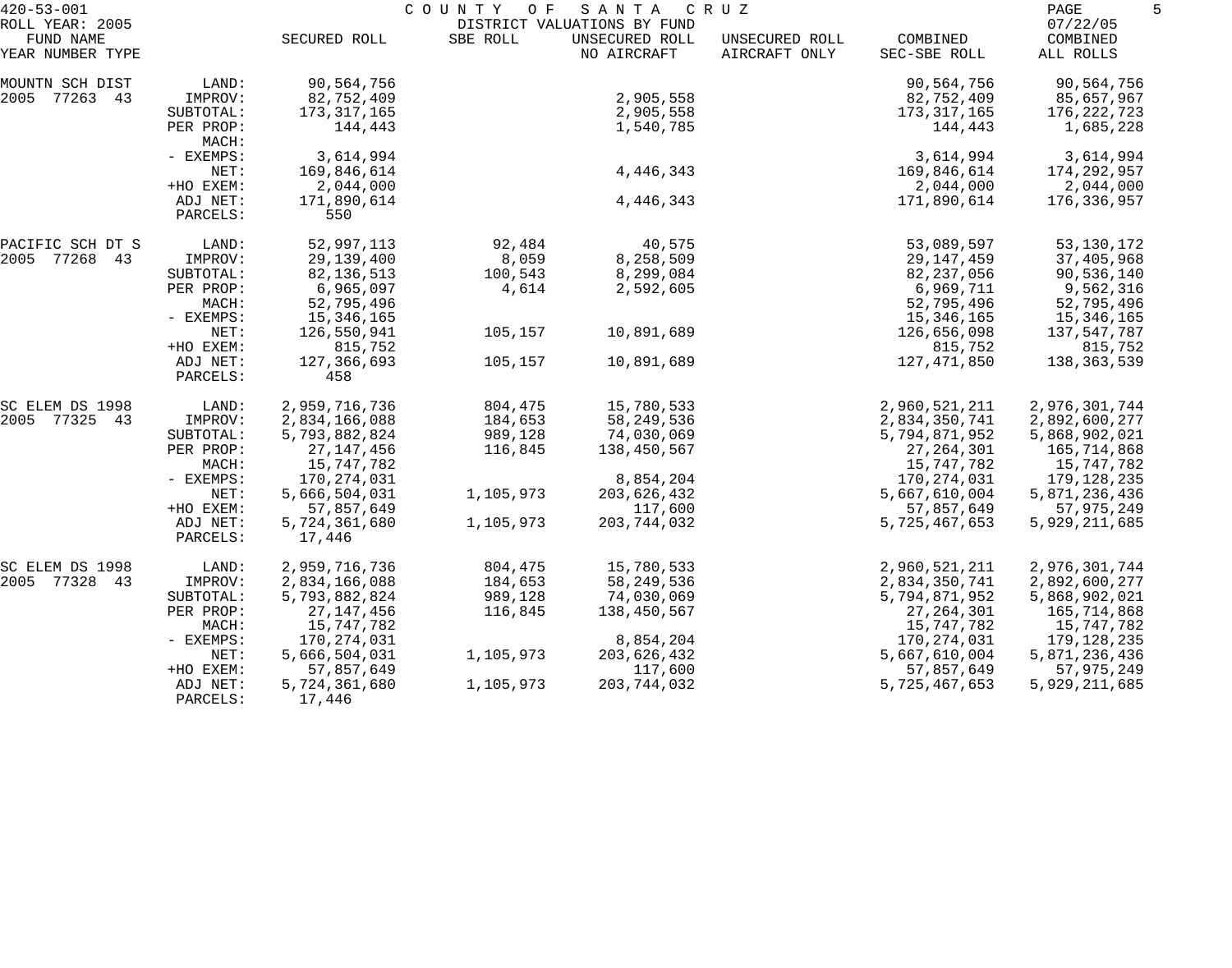420-53-001 COUNTY OF SANTA CRUZ
ROLL YEAR: 2005 DISTRICT VALUATIONS BY FUND 07/22/05

| FUND NAME YEAR NUMBER TYPE | | SECURED ROLL | SBE ROLL | UNSECURED ROLL NO AIRCRAFT | UNSECURED ROLL AIRCRAFT ONLY | COMBINED SEC-SBE ROLL | COMBINED ALL ROLLS |
|---|---|---|---|---|---|---|---|
| MOUNTN SCH DIST | LAND: | 90,564,756 | | | | 90,564,756 | 90,564,756 |
| 2005 77263 43 | IMPROV: | 82,752,409 | | 2,905,558 | | 82,752,409 | 85,657,967 |
| | SUBTOTAL: | 173,317,165 | | 2,905,558 | | 173,317,165 | 176,222,723 |
| | PER PROP: | 144,443 | | 1,540,785 | | 144,443 | 1,685,228 |
| | MACH: | | | | | | |
| | - EXEMPS: | 3,614,994 | | | | 3,614,994 | 3,614,994 |
| | NET: | 169,846,614 | | 4,446,343 | | 169,846,614 | 174,292,957 |
| | +HO EXEM: | 2,044,000 | | | | 2,044,000 | 2,044,000 |
| | ADJ NET: | 171,890,614 | | 4,446,343 | | 171,890,614 | 176,336,957 |
| | PARCELS: | 550 | | | | | |
| PACIFIC SCH DT S | LAND: | 52,997,113 | 92,484 | 40,575 | | 53,089,597 | 53,130,172 |
| 2005 77268 43 | IMPROV: | 29,139,400 | 8,059 | 8,258,509 | | 29,147,459 | 37,405,968 |
| | SUBTOTAL: | 82,136,513 | 100,543 | 8,299,084 | | 82,237,056 | 90,536,140 |
| | PER PROP: | 6,965,097 | 4,614 | 2,592,605 | | 6,969,711 | 9,562,316 |
| | MACH: | 52,795,496 | | | | 52,795,496 | 52,795,496 |
| | - EXEMPS: | 15,346,165 | | | | 15,346,165 | 15,346,165 |
| | NET: | 126,550,941 | 105,157 | 10,891,689 | | 126,656,098 | 137,547,787 |
| | +HO EXEM: | 815,752 | | | | 815,752 | 815,752 |
| | ADJ NET: | 127,366,693 | 105,157 | 10,891,689 | | 127,471,850 | 138,363,539 |
| | PARCELS: | 458 | | | | | |
| SC ELEM DS 1998 | LAND: | 2,959,716,736 | 804,475 | 15,780,533 | | 2,960,521,211 | 2,976,301,744 |
| 2005 77325 43 | IMPROV: | 2,834,166,088 | 184,653 | 58,249,536 | | 2,834,350,741 | 2,892,600,277 |
| | SUBTOTAL: | 5,793,882,824 | 989,128 | 74,030,069 | | 5,794,871,952 | 5,868,902,021 |
| | PER PROP: | 27,147,456 | 116,845 | 138,450,567 | | 27,264,301 | 165,714,868 |
| | MACH: | 15,747,782 | | | | 15,747,782 | 15,747,782 |
| | - EXEMPS: | 170,274,031 | | 8,854,204 | | 170,274,031 | 179,128,235 |
| | NET: | 5,666,504,031 | 1,105,973 | 203,626,432 | | 5,667,610,004 | 5,871,236,436 |
| | +HO EXEM: | 57,857,649 | | 117,600 | | 57,857,649 | 57,975,249 |
| | ADJ NET: | 5,724,361,680 | 1,105,973 | 203,744,032 | | 5,725,467,653 | 5,929,211,685 |
| | PARCELS: | 17,446 | | | | | |
| SC ELEM DS 1998 | LAND: | 2,959,716,736 | 804,475 | 15,780,533 | | 2,960,521,211 | 2,976,301,744 |
| 2005 77328 43 | IMPROV: | 2,834,166,088 | 184,653 | 58,249,536 | | 2,834,350,741 | 2,892,600,277 |
| | SUBTOTAL: | 5,793,882,824 | 989,128 | 74,030,069 | | 5,794,871,952 | 5,868,902,021 |
| | PER PROP: | 27,147,456 | 116,845 | 138,450,567 | | 27,264,301 | 165,714,868 |
| | MACH: | 15,747,782 | | | | 15,747,782 | 15,747,782 |
| | - EXEMPS: | 170,274,031 | | 8,854,204 | | 170,274,031 | 179,128,235 |
| | NET: | 5,666,504,031 | 1,105,973 | 203,626,432 | | 5,667,610,004 | 5,871,236,436 |
| | +HO EXEM: | 57,857,649 | | 117,600 | | 57,857,649 | 57,975,249 |
| | ADJ NET: | 5,724,361,680 | 1,105,973 | 203,744,032 | | 5,725,467,653 | 5,929,211,685 |
| | PARCELS: | 17,446 | | | | | |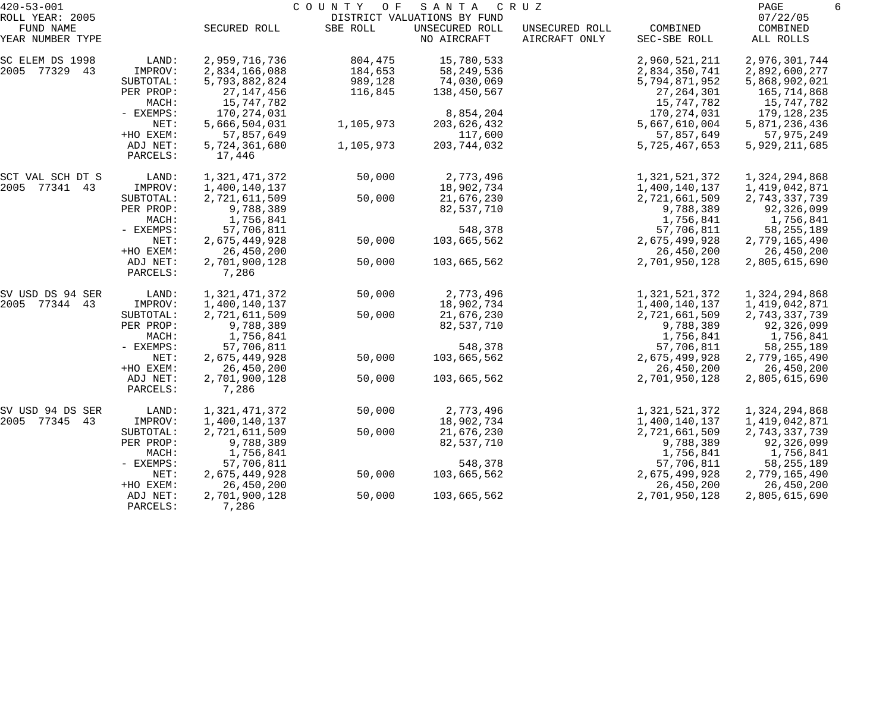420-53-001 COUNTY OF SANTA CRUZ
ROLL YEAR: 2005 DISTRICT VALUATIONS BY FUND 07/22/05

| FUND NAME YEAR NUMBER TYPE | | SECURED ROLL | SBE ROLL | UNSECURED ROLL NO AIRCRAFT | UNSECURED ROLL AIRCRAFT ONLY | COMBINED SEC-SBE ROLL | COMBINED ALL ROLLS |
|---|---|---|---|---|---|---|---|
| SC ELEM DS 1998 | LAND: | 2,959,716,736 | 804,475 | 15,780,533 | | 2,960,521,211 | 2,976,301,744 |
| 2005 77329 43 | IMPROV: | 2,834,166,088 | 184,653 | 58,249,536 | | 2,834,350,741 | 2,892,600,277 |
| | SUBTOTAL: | 5,793,882,824 | 989,128 | 74,030,069 | | 5,794,871,952 | 5,868,902,021 |
| | PER PROP: | 27,147,456 | 116,845 | 138,450,567 | | 27,264,301 | 165,714,868 |
| | MACH: | 15,747,782 | | | | 15,747,782 | 15,747,782 |
| | - EXEMPS: | 170,274,031 | | 8,854,204 | | 170,274,031 | 179,128,235 |
| | NET: | 5,666,504,031 | 1,105,973 | 203,626,432 | | 5,667,610,004 | 5,871,236,436 |
| | +HO EXEM: | 57,857,649 | | 117,600 | | 57,857,649 | 57,975,249 |
| | ADJ NET: | 5,724,361,680 | 1,105,973 | 203,744,032 | | 5,725,467,653 | 5,929,211,685 |
| | PARCELS: | 17,446 | | | | | |
| SCT VAL SCH DT S | LAND: | 1,321,471,372 | 50,000 | 2,773,496 | | 1,321,521,372 | 1,324,294,868 |
| 2005 77341 43 | IMPROV: | 1,400,140,137 | | 18,902,734 | | 1,400,140,137 | 1,419,042,871 |
| | SUBTOTAL: | 2,721,611,509 | 50,000 | 21,676,230 | | 2,721,661,509 | 2,743,337,739 |
| | PER PROP: | 9,788,389 | | 82,537,710 | | 9,788,389 | 92,326,099 |
| | MACH: | 1,756,841 | | | | 1,756,841 | 1,756,841 |
| | - EXEMPS: | 57,706,811 | | 548,378 | | 57,706,811 | 58,255,189 |
| | NET: | 2,675,449,928 | 50,000 | 103,665,562 | | 2,675,499,928 | 2,779,165,490 |
| | +HO EXEM: | 26,450,200 | | | | 26,450,200 | 26,450,200 |
| | ADJ NET: | 2,701,900,128 | 50,000 | 103,665,562 | | 2,701,950,128 | 2,805,615,690 |
| | PARCELS: | 7,286 | | | | | |
| SV USD DS 94 SER | LAND: | 1,321,471,372 | 50,000 | 2,773,496 | | 1,321,521,372 | 1,324,294,868 |
| 2005 77344 43 | IMPROV: | 1,400,140,137 | | 18,902,734 | | 1,400,140,137 | 1,419,042,871 |
| | SUBTOTAL: | 2,721,611,509 | 50,000 | 21,676,230 | | 2,721,661,509 | 2,743,337,739 |
| | PER PROP: | 9,788,389 | | 82,537,710 | | 9,788,389 | 92,326,099 |
| | MACH: | 1,756,841 | | | | 1,756,841 | 1,756,841 |
| | - EXEMPS: | 57,706,811 | | 548,378 | | 57,706,811 | 58,255,189 |
| | NET: | 2,675,449,928 | 50,000 | 103,665,562 | | 2,675,499,928 | 2,779,165,490 |
| | +HO EXEM: | 26,450,200 | | | | 26,450,200 | 26,450,200 |
| | ADJ NET: | 2,701,900,128 | 50,000 | 103,665,562 | | 2,701,950,128 | 2,805,615,690 |
| | PARCELS: | 7,286 | | | | | |
| SV USD 94 DS SER | LAND: | 1,321,471,372 | 50,000 | 2,773,496 | | 1,321,521,372 | 1,324,294,868 |
| 2005 77345 43 | IMPROV: | 1,400,140,137 | | 18,902,734 | | 1,400,140,137 | 1,419,042,871 |
| | SUBTOTAL: | 2,721,611,509 | 50,000 | 21,676,230 | | 2,721,661,509 | 2,743,337,739 |
| | PER PROP: | 9,788,389 | | 82,537,710 | | 9,788,389 | 92,326,099 |
| | MACH: | 1,756,841 | | | | 1,756,841 | 1,756,841 |
| | - EXEMPS: | 57,706,811 | | 548,378 | | 57,706,811 | 58,255,189 |
| | NET: | 2,675,449,928 | 50,000 | 103,665,562 | | 2,675,499,928 | 2,779,165,490 |
| | +HO EXEM: | 26,450,200 | | | | 26,450,200 | 26,450,200 |
| | ADJ NET: | 2,701,900,128 | 50,000 | 103,665,562 | | 2,701,950,128 | 2,805,615,690 |
| | PARCELS: | 7,286 | | | | | |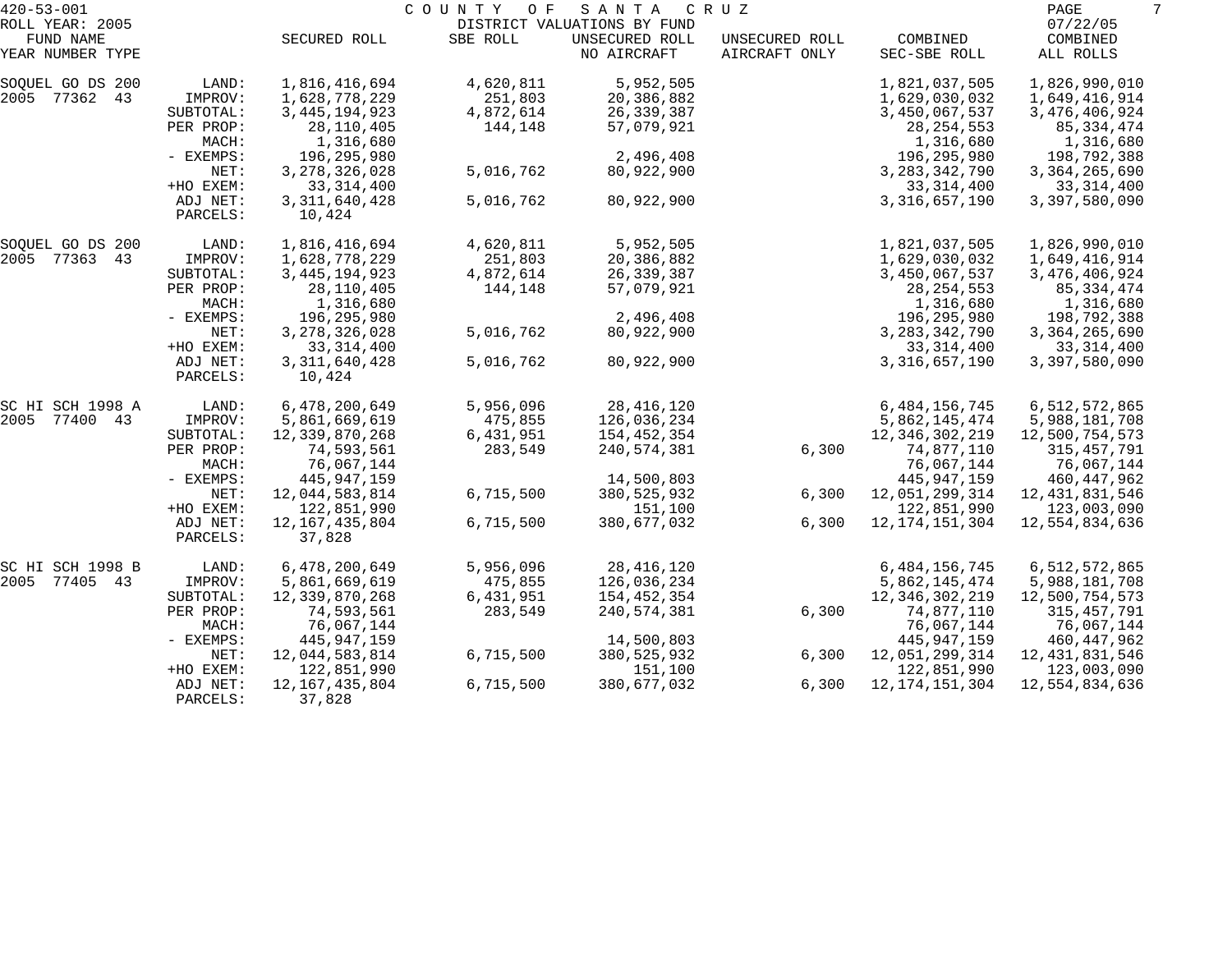420-53-001 COUNTY OF SANTA CRUZ

ROLL YEAR: 2005 DISTRICT VALUATIONS BY FUND 07/22/05

| FUND NAME YEAR NUMBER TYPE | | SECURED ROLL | SBE ROLL | UNSECURED ROLL NO AIRCRAFT | UNSECURED ROLL AIRCRAFT ONLY | COMBINED SEC-SBE ROLL | COMBINED ALL ROLLS |
|---|---|---|---|---|---|---|---|
| SOQUEL GO DS 200 | LAND: | 1,816,416,694 | 4,620,811 | 5,952,505 | | 1,821,037,505 | 1,826,990,010 |
| 2005 77362 43 | IMPROV: | 1,628,778,229 | 251,803 | 20,386,882 | | 1,629,030,032 | 1,649,416,914 |
| | SUBTOTAL: | 3,445,194,923 | 4,872,614 | 26,339,387 | | 3,450,067,537 | 3,476,406,924 |
| | PER PROP: | 28,110,405 | 144,148 | 57,079,921 | | 28,254,553 | 85,334,474 |
| | MACH: | 1,316,680 | | | | 1,316,680 | 1,316,680 |
| | - EXEMPS: | 196,295,980 | | 2,496,408 | | 196,295,980 | 198,792,388 |
| | NET: | 3,278,326,028 | 5,016,762 | 80,922,900 | | 3,283,342,790 | 3,364,265,690 |
| | +HO EXEM: | 33,314,400 | | | | 33,314,400 | 33,314,400 |
| | ADJ NET: | 3,311,640,428 | 5,016,762 | 80,922,900 | | 3,316,657,190 | 3,397,580,090 |
| | PARCELS: | 10,424 | | | | | |
| SOQUEL GO DS 200 | LAND: | 1,816,416,694 | 4,620,811 | 5,952,505 | | 1,821,037,505 | 1,826,990,010 |
| 2005 77363 43 | IMPROV: | 1,628,778,229 | 251,803 | 20,386,882 | | 1,629,030,032 | 1,649,416,914 |
| | SUBTOTAL: | 3,445,194,923 | 4,872,614 | 26,339,387 | | 3,450,067,537 | 3,476,406,924 |
| | PER PROP: | 28,110,405 | 144,148 | 57,079,921 | | 28,254,553 | 85,334,474 |
| | MACH: | 1,316,680 | | | | 1,316,680 | 1,316,680 |
| | - EXEMPS: | 196,295,980 | | 2,496,408 | | 196,295,980 | 198,792,388 |
| | NET: | 3,278,326,028 | 5,016,762 | 80,922,900 | | 3,283,342,790 | 3,364,265,690 |
| | +HO EXEM: | 33,314,400 | | | | 33,314,400 | 33,314,400 |
| | ADJ NET: | 3,311,640,428 | 5,016,762 | 80,922,900 | | 3,316,657,190 | 3,397,580,090 |
| | PARCELS: | 10,424 | | | | | |
| SC HI SCH 1998 A | LAND: | 6,478,200,649 | 5,956,096 | 28,416,120 | | 6,484,156,745 | 6,512,572,865 |
| 2005 77400 43 | IMPROV: | 5,861,669,619 | 475,855 | 126,036,234 | | 5,862,145,474 | 5,988,181,708 |
| | SUBTOTAL: | 12,339,870,268 | 6,431,951 | 154,452,354 | | 12,346,302,219 | 12,500,754,573 |
| | PER PROP: | 74,593,561 | 283,549 | 240,574,381 | 6,300 | 74,877,110 | 315,457,791 |
| | MACH: | 76,067,144 | | | | 76,067,144 | 76,067,144 |
| | - EXEMPS: | 445,947,159 | | 14,500,803 | | 445,947,159 | 460,447,962 |
| | NET: | 12,044,583,814 | 6,715,500 | 380,525,932 | 6,300 | 12,051,299,314 | 12,431,831,546 |
| | +HO EXEM: | 122,851,990 | | 151,100 | | 122,851,990 | 123,003,090 |
| | ADJ NET: | 12,167,435,804 | 6,715,500 | 380,677,032 | 6,300 | 12,174,151,304 | 12,554,834,636 |
| | PARCELS: | 37,828 | | | | | |
| SC HI SCH 1998 B | LAND: | 6,478,200,649 | 5,956,096 | 28,416,120 | | 6,484,156,745 | 6,512,572,865 |
| 2005 77405 43 | IMPROV: | 5,861,669,619 | 475,855 | 126,036,234 | | 5,862,145,474 | 5,988,181,708 |
| | SUBTOTAL: | 12,339,870,268 | 6,431,951 | 154,452,354 | | 12,346,302,219 | 12,500,754,573 |
| | PER PROP: | 74,593,561 | 283,549 | 240,574,381 | 6,300 | 74,877,110 | 315,457,791 |
| | MACH: | 76,067,144 | | | | 76,067,144 | 76,067,144 |
| | - EXEMPS: | 445,947,159 | | 14,500,803 | | 445,947,159 | 460,447,962 |
| | NET: | 12,044,583,814 | 6,715,500 | 380,525,932 | 6,300 | 12,051,299,314 | 12,431,831,546 |
| | +HO EXEM: | 122,851,990 | | 151,100 | | 122,851,990 | 123,003,090 |
| | ADJ NET: | 12,167,435,804 | 6,715,500 | 380,677,032 | 6,300 | 12,174,151,304 | 12,554,834,636 |
| | PARCELS: | 37,828 | | | | | |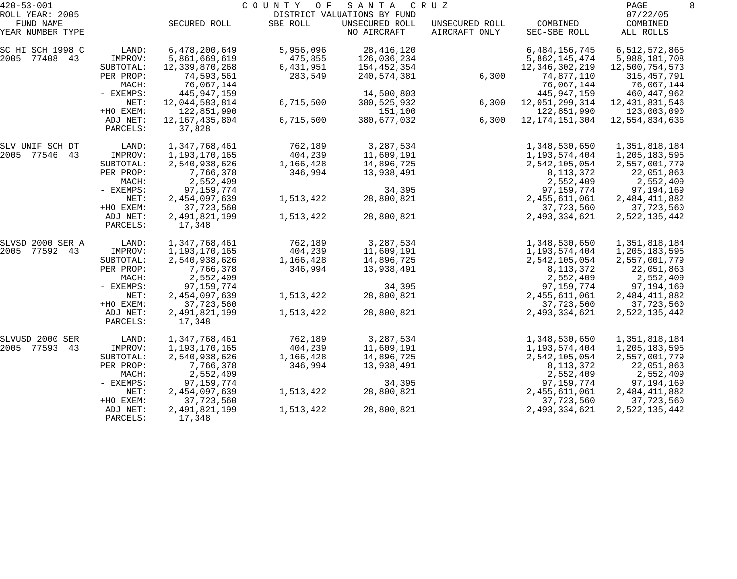420-53-001 — COUNTY OF SANTA CRUZ — DISTRICT VALUATIONS BY FUND

ROLL YEAR: 2005 — 07/22/05

| FUND NAME YEAR NUMBER TYPE | | SECURED ROLL | SBE ROLL | UNSECURED ROLL NO AIRCRAFT | UNSECURED ROLL AIRCRAFT ONLY | COMBINED SEC-SBE ROLL | COMBINED ALL ROLLS |
|---|---|---|---|---|---|---|---|
| SC HI SCH 1998 C | LAND: | 6,478,200,649 | 5,956,096 | 28,416,120 | | 6,484,156,745 | 6,512,572,865 |
| 2005 77408 43 | IMPROV: | 5,861,669,619 | 475,855 | 126,036,234 | | 5,862,145,474 | 5,988,181,708 |
| | SUBTOTAL: | 12,339,870,268 | 6,431,951 | 154,452,354 | | 12,346,302,219 | 12,500,754,573 |
| | PER PROP: | 74,593,561 | 283,549 | 240,574,381 | 6,300 | 74,877,110 | 315,457,791 |
| | MACH: | 76,067,144 | | | | 76,067,144 | 76,067,144 |
| | - EXEMPS: | 445,947,159 | | 14,500,803 | | 445,947,159 | 460,447,962 |
| | NET: | 12,044,583,814 | 6,715,500 | 380,525,932 | 6,300 | 12,051,299,314 | 12,431,831,546 |
| | +HO EXEM: | 122,851,990 | | 151,100 | | 122,851,990 | 123,003,090 |
| | ADJ NET: | 12,167,435,804 | 6,715,500 | 380,677,032 | 6,300 | 12,174,151,304 | 12,554,834,636 |
| | PARCELS: | 37,828 | | | | | |
| SLV UNIF SCH DT | LAND: | 1,347,768,461 | 762,189 | 3,287,534 | | 1,348,530,650 | 1,351,818,184 |
| 2005 77546 43 | IMPROV: | 1,193,170,165 | 404,239 | 11,609,191 | | 1,193,574,404 | 1,205,183,595 |
| | SUBTOTAL: | 2,540,938,626 | 1,166,428 | 14,896,725 | | 2,542,105,054 | 2,557,001,779 |
| | PER PROP: | 7,766,378 | 346,994 | 13,938,491 | | 8,113,372 | 22,051,863 |
| | MACH: | 2,552,409 | | | | 2,552,409 | 2,552,409 |
| | - EXEMPS: | 97,159,774 | | 34,395 | | 97,159,774 | 97,194,169 |
| | NET: | 2,454,097,639 | 1,513,422 | 28,800,821 | | 2,455,611,061 | 2,484,411,882 |
| | +HO EXEM: | 37,723,560 | | | | 37,723,560 | 37,723,560 |
| | ADJ NET: | 2,491,821,199 | 1,513,422 | 28,800,821 | | 2,493,334,621 | 2,522,135,442 |
| | PARCELS: | 17,348 | | | | | |
| SLVSD 2000 SER A | LAND: | 1,347,768,461 | 762,189 | 3,287,534 | | 1,348,530,650 | 1,351,818,184 |
| 2005 77592 43 | IMPROV: | 1,193,170,165 | 404,239 | 11,609,191 | | 1,193,574,404 | 1,205,183,595 |
| | SUBTOTAL: | 2,540,938,626 | 1,166,428 | 14,896,725 | | 2,542,105,054 | 2,557,001,779 |
| | PER PROP: | 7,766,378 | 346,994 | 13,938,491 | | 8,113,372 | 22,051,863 |
| | MACH: | 2,552,409 | | | | 2,552,409 | 2,552,409 |
| | - EXEMPS: | 97,159,774 | | 34,395 | | 97,159,774 | 97,194,169 |
| | NET: | 2,454,097,639 | 1,513,422 | 28,800,821 | | 2,455,611,061 | 2,484,411,882 |
| | +HO EXEM: | 37,723,560 | | | | 37,723,560 | 37,723,560 |
| | ADJ NET: | 2,491,821,199 | 1,513,422 | 28,800,821 | | 2,493,334,621 | 2,522,135,442 |
| | PARCELS: | 17,348 | | | | | |
| SLVUSD 2000 SER | LAND: | 1,347,768,461 | 762,189 | 3,287,534 | | 1,348,530,650 | 1,351,818,184 |
| 2005 77593 43 | IMPROV: | 1,193,170,165 | 404,239 | 11,609,191 | | 1,193,574,404 | 1,205,183,595 |
| | SUBTOTAL: | 2,540,938,626 | 1,166,428 | 14,896,725 | | 2,542,105,054 | 2,557,001,779 |
| | PER PROP: | 7,766,378 | 346,994 | 13,938,491 | | 8,113,372 | 22,051,863 |
| | MACH: | 2,552,409 | | | | 2,552,409 | 2,552,409 |
| | - EXEMPS: | 97,159,774 | | 34,395 | | 97,159,774 | 97,194,169 |
| | NET: | 2,454,097,639 | 1,513,422 | 28,800,821 | | 2,455,611,061 | 2,484,411,882 |
| | +HO EXEM: | 37,723,560 | | | | 37,723,560 | 37,723,560 |
| | ADJ NET: | 2,491,821,199 | 1,513,422 | 28,800,821 | | 2,493,334,621 | 2,522,135,442 |
| | PARCELS: | 17,348 | | | | | |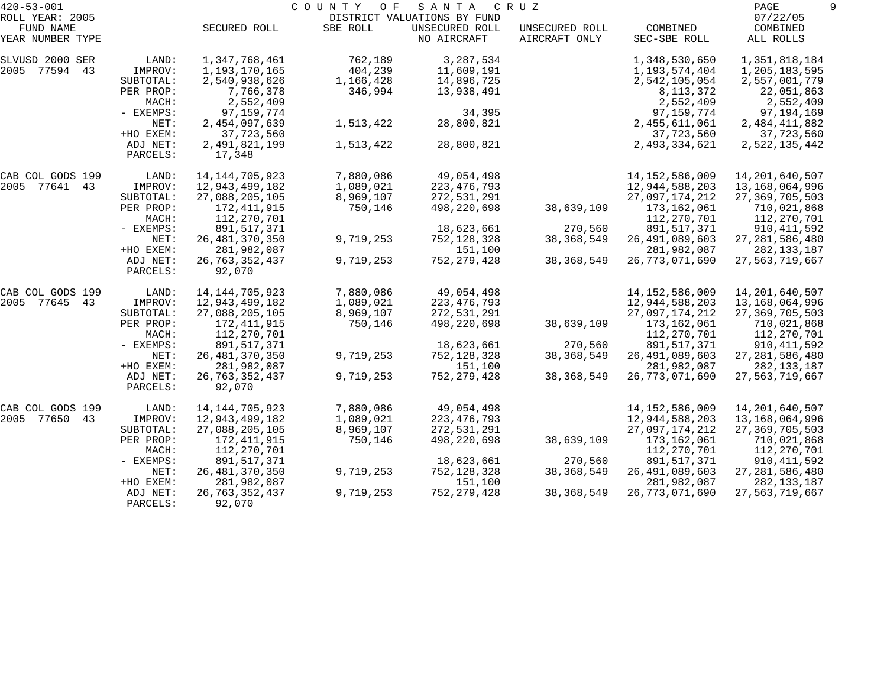420-53-001 COUNTY OF SANTA CRUZ

ROLL YEAR: 2005 DISTRICT VALUATIONS BY FUND 07/22/05

| FUND NAME YEAR NUMBER TYPE | | SECURED ROLL | SBE ROLL | UNSECURED ROLL NO AIRCRAFT | UNSECURED ROLL AIRCRAFT ONLY | COMBINED SEC-SBE ROLL | COMBINED ALL ROLLS |
|---|---|---|---|---|---|---|---|
| SLVUSD 2000 SER | LAND: | 1,347,768,461 | 762,189 | 3,287,534 | | 1,348,530,650 | 1,351,818,184 |
| 2005 77594 43 | IMPROV: | 1,193,170,165 | 404,239 | 11,609,191 | | 1,193,574,404 | 1,205,183,595 |
| | SUBTOTAL: | 2,540,938,626 | 1,166,428 | 14,896,725 | | 2,542,105,054 | 2,557,001,779 |
| | PER PROP: | 7,766,378 | 346,994 | 13,938,491 | | 8,113,372 | 22,051,863 |
| | MACH: | 2,552,409 | | | | 2,552,409 | 2,552,409 |
| | - EXEMPS: | 97,159,774 | | 34,395 | | 97,159,774 | 97,194,169 |
| | NET: | 2,454,097,639 | 1,513,422 | 28,800,821 | | 2,455,611,061 | 2,484,411,882 |
| | +HO EXEM: | 37,723,560 | | | | 37,723,560 | 37,723,560 |
| | ADJ NET: | 2,491,821,199 | 1,513,422 | 28,800,821 | | 2,493,334,621 | 2,522,135,442 |
| | PARCELS: | 17,348 | | | | | |
| CAB COL GODS 199 | LAND: | 14,144,705,923 | 7,880,086 | 49,054,498 | | 14,152,586,009 | 14,201,640,507 |
| 2005 77641 43 | IMPROV: | 12,943,499,182 | 1,089,021 | 223,476,793 | | 12,944,588,203 | 13,168,064,996 |
| | SUBTOTAL: | 27,088,205,105 | 8,969,107 | 272,531,291 | | 27,097,174,212 | 27,369,705,503 |
| | PER PROP: | 172,411,915 | 750,146 | 498,220,698 | 38,639,109 | 173,162,061 | 710,021,868 |
| | MACH: | 112,270,701 | | | | 112,270,701 | 112,270,701 |
| | - EXEMPS: | 891,517,371 | | 18,623,661 | 270,560 | 891,517,371 | 910,411,592 |
| | NET: | 26,481,370,350 | 9,719,253 | 752,128,328 | 38,368,549 | 26,491,089,603 | 27,281,586,480 |
| | +HO EXEM: | 281,982,087 | | 151,100 | | 281,982,087 | 282,133,187 |
| | ADJ NET: | 26,763,352,437 | 9,719,253 | 752,279,428 | 38,368,549 | 26,773,071,690 | 27,563,719,667 |
| | PARCELS: | 92,070 | | | | | |
| CAB COL GODS 199 | LAND: | 14,144,705,923 | 7,880,086 | 49,054,498 | | 14,152,586,009 | 14,201,640,507 |
| 2005 77645 43 | IMPROV: | 12,943,499,182 | 1,089,021 | 223,476,793 | | 12,944,588,203 | 13,168,064,996 |
| | SUBTOTAL: | 27,088,205,105 | 8,969,107 | 272,531,291 | | 27,097,174,212 | 27,369,705,503 |
| | PER PROP: | 172,411,915 | 750,146 | 498,220,698 | 38,639,109 | 173,162,061 | 710,021,868 |
| | MACH: | 112,270,701 | | | | 112,270,701 | 112,270,701 |
| | - EXEMPS: | 891,517,371 | | 18,623,661 | 270,560 | 891,517,371 | 910,411,592 |
| | NET: | 26,481,370,350 | 9,719,253 | 752,128,328 | 38,368,549 | 26,491,089,603 | 27,281,586,480 |
| | +HO EXEM: | 281,982,087 | | 151,100 | | 281,982,087 | 282,133,187 |
| | ADJ NET: | 26,763,352,437 | 9,719,253 | 752,279,428 | 38,368,549 | 26,773,071,690 | 27,563,719,667 |
| | PARCELS: | 92,070 | | | | | |
| CAB COL GODS 199 | LAND: | 14,144,705,923 | 7,880,086 | 49,054,498 | | 14,152,586,009 | 14,201,640,507 |
| 2005 77650 43 | IMPROV: | 12,943,499,182 | 1,089,021 | 223,476,793 | | 12,944,588,203 | 13,168,064,996 |
| | SUBTOTAL: | 27,088,205,105 | 8,969,107 | 272,531,291 | | 27,097,174,212 | 27,369,705,503 |
| | PER PROP: | 172,411,915 | 750,146 | 498,220,698 | 38,639,109 | 173,162,061 | 710,021,868 |
| | MACH: | 112,270,701 | | | | 112,270,701 | 112,270,701 |
| | - EXEMPS: | 891,517,371 | | 18,623,661 | 270,560 | 891,517,371 | 910,411,592 |
| | NET: | 26,481,370,350 | 9,719,253 | 752,128,328 | 38,368,549 | 26,491,089,603 | 27,281,586,480 |
| | +HO EXEM: | 281,982,087 | | 151,100 | | 281,982,087 | 282,133,187 |
| | ADJ NET: | 26,763,352,437 | 9,719,253 | 752,279,428 | 38,368,549 | 26,773,071,690 | 27,563,719,667 |
| | PARCELS: | 92,070 | | | | | |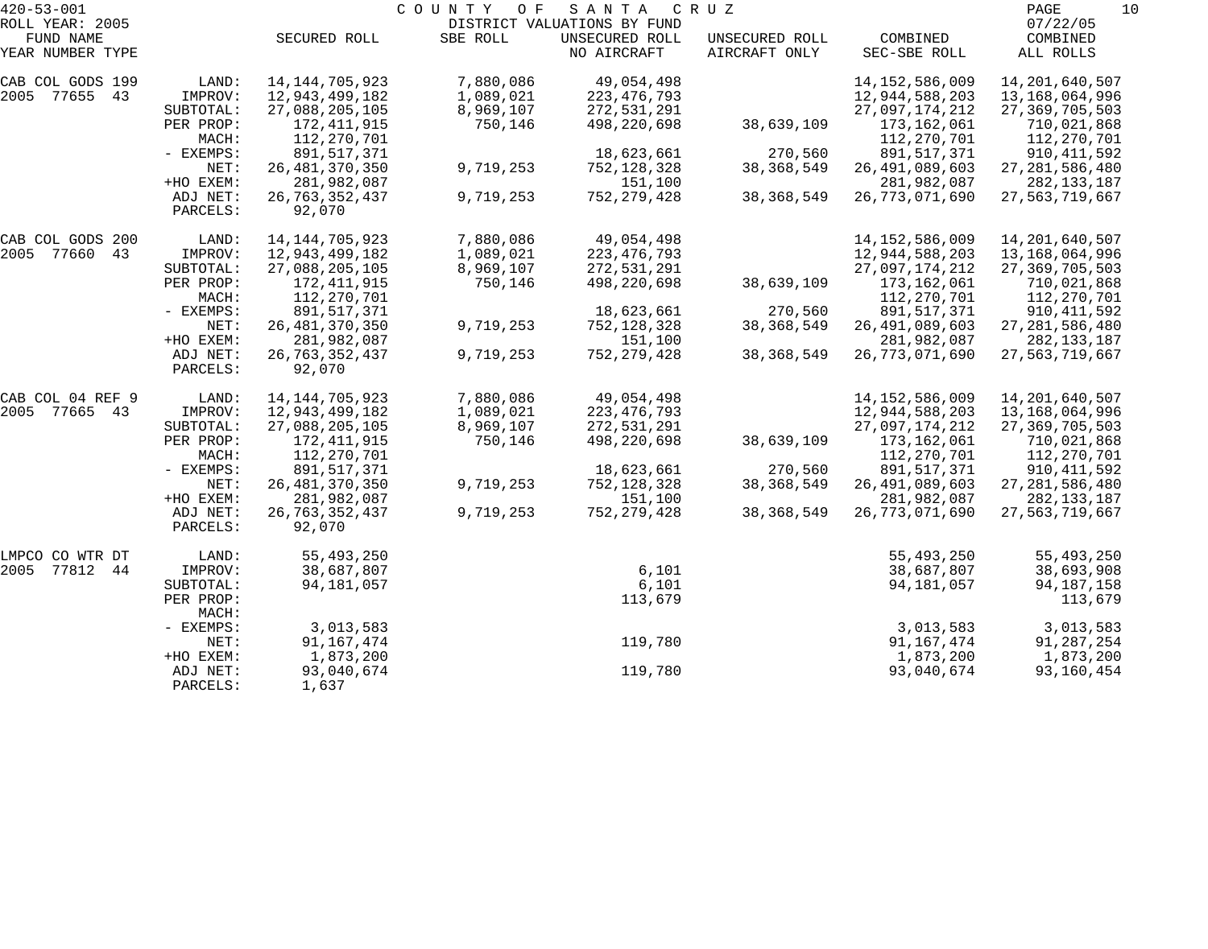420-53-001 COUNTY OF SANTA CRUZ
ROLL YEAR: 2005 DISTRICT VALUATIONS BY FUND 07/22/05

| FUND NAME YEAR NUMBER TYPE | | SECURED ROLL | SBE ROLL | UNSECURED ROLL NO AIRCRAFT | UNSECURED ROLL AIRCRAFT ONLY | COMBINED SEC-SBE ROLL | COMBINED ALL ROLLS |
|---|---|---|---|---|---|---|---|
| CAB COL GODS 199 | LAND: | 14,144,705,923 | 7,880,086 | 49,054,498 | | 14,152,586,009 | 14,201,640,507 |
| 2005 77655 43 | IMPROV: | 12,943,499,182 | 1,089,021 | 223,476,793 | | 12,944,588,203 | 13,168,064,996 |
| | SUBTOTAL: | 27,088,205,105 | 8,969,107 | 272,531,291 | | 27,097,174,212 | 27,369,705,503 |
| | PER PROP: | 172,411,915 | 750,146 | 498,220,698 | 38,639,109 | 173,162,061 | 710,021,868 |
| | MACH: | 112,270,701 | | | | 112,270,701 | 112,270,701 |
| | - EXEMPS: | 891,517,371 | | 18,623,661 | 270,560 | 891,517,371 | 910,411,592 |
| | NET: | 26,481,370,350 | 9,719,253 | 752,128,328 | 38,368,549 | 26,491,089,603 | 27,281,586,480 |
| | +HO EXEM: | 281,982,087 | | 151,100 | | 281,982,087 | 282,133,187 |
| | ADJ NET: | 26,763,352,437 | 9,719,253 | 752,279,428 | 38,368,549 | 26,773,071,690 | 27,563,719,667 |
| | PARCELS: | 92,070 | | | | | |
| CAB COL GODS 200 | LAND: | 14,144,705,923 | 7,880,086 | 49,054,498 | | 14,152,586,009 | 14,201,640,507 |
| 2005 77660 43 | IMPROV: | 12,943,499,182 | 1,089,021 | 223,476,793 | | 12,944,588,203 | 13,168,064,996 |
| | SUBTOTAL: | 27,088,205,105 | 8,969,107 | 272,531,291 | | 27,097,174,212 | 27,369,705,503 |
| | PER PROP: | 172,411,915 | 750,146 | 498,220,698 | 38,639,109 | 173,162,061 | 710,021,868 |
| | MACH: | 112,270,701 | | | | 112,270,701 | 112,270,701 |
| | - EXEMPS: | 891,517,371 | | 18,623,661 | 270,560 | 891,517,371 | 910,411,592 |
| | NET: | 26,481,370,350 | 9,719,253 | 752,128,328 | 38,368,549 | 26,491,089,603 | 27,281,586,480 |
| | +HO EXEM: | 281,982,087 | | 151,100 | | 281,982,087 | 282,133,187 |
| | ADJ NET: | 26,763,352,437 | 9,719,253 | 752,279,428 | 38,368,549 | 26,773,071,690 | 27,563,719,667 |
| | PARCELS: | 92,070 | | | | | |
| CAB COL 04 REF 9 | LAND: | 14,144,705,923 | 7,880,086 | 49,054,498 | | 14,152,586,009 | 14,201,640,507 |
| 2005 77665 43 | IMPROV: | 12,943,499,182 | 1,089,021 | 223,476,793 | | 12,944,588,203 | 13,168,064,996 |
| | SUBTOTAL: | 27,088,205,105 | 8,969,107 | 272,531,291 | | 27,097,174,212 | 27,369,705,503 |
| | PER PROP: | 172,411,915 | 750,146 | 498,220,698 | 38,639,109 | 173,162,061 | 710,021,868 |
| | MACH: | 112,270,701 | | | | 112,270,701 | 112,270,701 |
| | - EXEMPS: | 891,517,371 | | 18,623,661 | 270,560 | 891,517,371 | 910,411,592 |
| | NET: | 26,481,370,350 | 9,719,253 | 752,128,328 | 38,368,549 | 26,491,089,603 | 27,281,586,480 |
| | +HO EXEM: | 281,982,087 | | 151,100 | | 281,982,087 | 282,133,187 |
| | ADJ NET: | 26,763,352,437 | 9,719,253 | 752,279,428 | 38,368,549 | 26,773,071,690 | 27,563,719,667 |
| | PARCELS: | 92,070 | | | | | |
| LMPCO CO WTR DT | LAND: | 55,493,250 | | | | 55,493,250 | 55,493,250 |
| 2005 77812 44 | IMPROV: | 38,687,807 | | 6,101 | | 38,687,807 | 38,693,908 |
| | SUBTOTAL: | 94,181,057 | | 6,101 | | 94,181,057 | 94,187,158 |
| | PER PROP: | | | 113,679 | | | 113,679 |
| | MACH: | | | | | | |
| | - EXEMPS: | 3,013,583 | | | | 3,013,583 | 3,013,583 |
| | NET: | 91,167,474 | | 119,780 | | 91,167,474 | 91,287,254 |
| | +HO EXEM: | 1,873,200 | | | | 1,873,200 | 1,873,200 |
| | ADJ NET: | 93,040,674 | | 119,780 | | 93,040,674 | 93,160,454 |
| | PARCELS: | 1,637 | | | | | |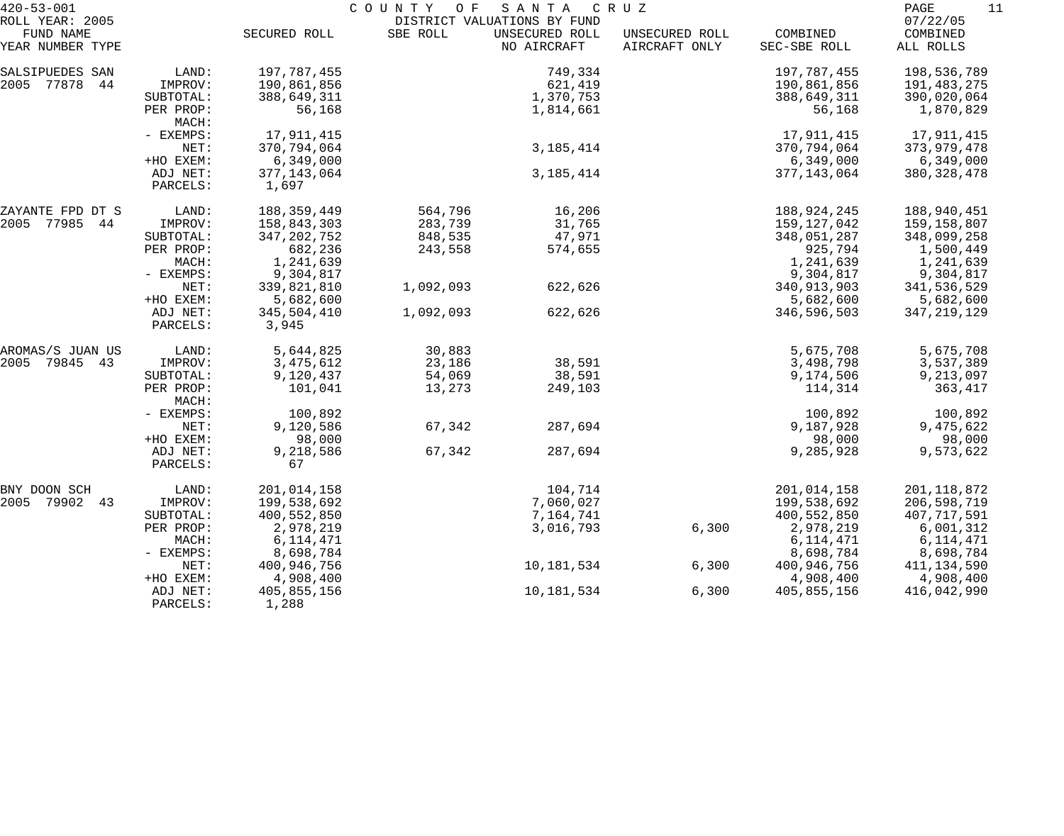420-53-001 COUNTY OF SANTA CRUZ
ROLL YEAR: 2005 DISTRICT VALUATIONS BY FUND 07/22/05

| FUND NAME YEAR NUMBER TYPE | | SECURED ROLL | SBE ROLL | UNSECURED ROLL NO AIRCRAFT | UNSECURED ROLL AIRCRAFT ONLY | COMBINED SEC-SBE ROLL | COMBINED ALL ROLLS |
|---|---|---|---|---|---|---|---|
| SALSIPUEDES SAN | LAND: | 197,787,455 | | 749,334 | | 197,787,455 | 198,536,789 |
| 2005 77878 44 | IMPROV: | 190,861,856 | | 621,419 | | 190,861,856 | 191,483,275 |
| | SUBTOTAL: | 388,649,311 | | 1,370,753 | | 388,649,311 | 390,020,064 |
| | PER PROP: | 56,168 | | 1,814,661 | | 56,168 | 1,870,829 |
| | MACH: | | | | | | |
| | - EXEMPS: | 17,911,415 | | | | 17,911,415 | 17,911,415 |
| | NET: | 370,794,064 | | 3,185,414 | | 370,794,064 | 373,979,478 |
| | +HO EXEM: | 6,349,000 | | | | 6,349,000 | 6,349,000 |
| | ADJ NET: | 377,143,064 | | 3,185,414 | | 377,143,064 | 380,328,478 |
| | PARCELS: | 1,697 | | | | | |
| ZAYANTE FPD DT S | LAND: | 188,359,449 | 564,796 | 16,206 | | 188,924,245 | 188,940,451 |
| 2005 77985 44 | IMPROV: | 158,843,303 | 283,739 | 31,765 | | 159,127,042 | 159,158,807 |
| | SUBTOTAL: | 347,202,752 | 848,535 | 47,971 | | 348,051,287 | 348,099,258 |
| | PER PROP: | 682,236 | 243,558 | 574,655 | | 925,794 | 1,500,449 |
| | MACH: | 1,241,639 | | | | 1,241,639 | 1,241,639 |
| | - EXEMPS: | 9,304,817 | | | | 9,304,817 | 9,304,817 |
| | NET: | 339,821,810 | 1,092,093 | 622,626 | | 340,913,903 | 341,536,529 |
| | +HO EXEM: | 5,682,600 | | | | 5,682,600 | 5,682,600 |
| | ADJ NET: | 345,504,410 | 1,092,093 | 622,626 | | 346,596,503 | 347,219,129 |
| | PARCELS: | 3,945 | | | | | |
| AROMAS/S JUAN US | LAND: | 5,644,825 | 30,883 | | | 5,675,708 | 5,675,708 |
| 2005 79845 43 | IMPROV: | 3,475,612 | 23,186 | 38,591 | | 3,498,798 | 3,537,389 |
| | SUBTOTAL: | 9,120,437 | 54,069 | 38,591 | | 9,174,506 | 9,213,097 |
| | PER PROP: | 101,041 | 13,273 | 249,103 | | 114,314 | 363,417 |
| | MACH: | | | | | | |
| | - EXEMPS: | 100,892 | | | | 100,892 | 100,892 |
| | NET: | 9,120,586 | 67,342 | 287,694 | | 9,187,928 | 9,475,622 |
| | +HO EXEM: | 98,000 | | | | 98,000 | 98,000 |
| | ADJ NET: | 9,218,586 | 67,342 | 287,694 | | 9,285,928 | 9,573,622 |
| | PARCELS: | 67 | | | | | |
| BNY DOON SCH | LAND: | 201,014,158 | | 104,714 | | 201,014,158 | 201,118,872 |
| 2005 79902 43 | IMPROV: | 199,538,692 | | 7,060,027 | | 199,538,692 | 206,598,719 |
| | SUBTOTAL: | 400,552,850 | | 7,164,741 | | 400,552,850 | 407,717,591 |
| | PER PROP: | 2,978,219 | | 3,016,793 | 6,300 | 2,978,219 | 6,001,312 |
| | MACH: | 6,114,471 | | | | 6,114,471 | 6,114,471 |
| | - EXEMPS: | 8,698,784 | | | | 8,698,784 | 8,698,784 |
| | NET: | 400,946,756 | | 10,181,534 | 6,300 | 400,946,756 | 411,134,590 |
| | +HO EXEM: | 4,908,400 | | | | 4,908,400 | 4,908,400 |
| | ADJ NET: | 405,855,156 | | 10,181,534 | 6,300 | 405,855,156 | 416,042,990 |
| | PARCELS: | 1,288 | | | | | |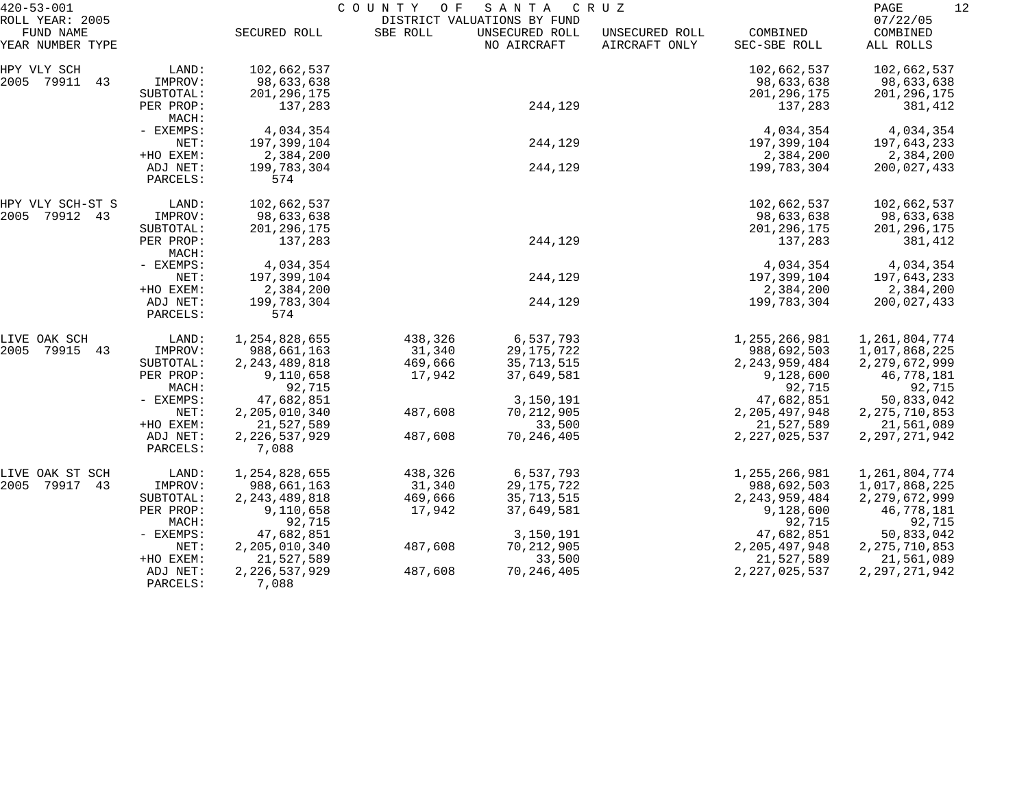420-53-001 COUNTY OF SANTA CRUZ
ROLL YEAR: 2005 DISTRICT VALUATIONS BY FUND 07/22/05

| FUND NAME YEAR NUMBER TYPE | | SECURED ROLL | SBE ROLL | UNSECURED ROLL NO AIRCRAFT | UNSECURED ROLL AIRCRAFT ONLY | COMBINED SEC-SBE ROLL | COMBINED ALL ROLLS |
|---|---|---|---|---|---|---|---|
| HPY VLY SCH | LAND: | 102,662,537 | | | | 102,662,537 | 102,662,537 |
| 2005 79911 43 | IMPROV: | 98,633,638 | | | | 98,633,638 | 98,633,638 |
| | SUBTOTAL: | 201,296,175 | | | | 201,296,175 | 201,296,175 |
| | PER PROP: | 137,283 | | 244,129 | | 137,283 | 381,412 |
| | MACH: | | | | | | |
| | - EXEMPS: | 4,034,354 | | | | 4,034,354 | 4,034,354 |
| | NET: | 197,399,104 | | 244,129 | | 197,399,104 | 197,643,233 |
| | +HO EXEM: | 2,384,200 | | | | 2,384,200 | 2,384,200 |
| | ADJ NET: | 199,783,304 | | 244,129 | | 199,783,304 | 200,027,433 |
| | PARCELS: | 574 | | | | | |
| HPY VLY SCH-ST S | LAND: | 102,662,537 | | | | 102,662,537 | 102,662,537 |
| 2005 79912 43 | IMPROV: | 98,633,638 | | | | 98,633,638 | 98,633,638 |
| | SUBTOTAL: | 201,296,175 | | | | 201,296,175 | 201,296,175 |
| | PER PROP: | 137,283 | | 244,129 | | 137,283 | 381,412 |
| | MACH: | | | | | | |
| | - EXEMPS: | 4,034,354 | | | | 4,034,354 | 4,034,354 |
| | NET: | 197,399,104 | | 244,129 | | 197,399,104 | 197,643,233 |
| | +HO EXEM: | 2,384,200 | | | | 2,384,200 | 2,384,200 |
| | ADJ NET: | 199,783,304 | | 244,129 | | 199,783,304 | 200,027,433 |
| | PARCELS: | 574 | | | | | |
| LIVE OAK SCH | LAND: | 1,254,828,655 | 438,326 | 6,537,793 | | 1,255,266,981 | 1,261,804,774 |
| 2005 79915 43 | IMPROV: | 988,661,163 | 31,340 | 29,175,722 | | 988,692,503 | 1,017,868,225 |
| | SUBTOTAL: | 2,243,489,818 | 469,666 | 35,713,515 | | 2,243,959,484 | 2,279,672,999 |
| | PER PROP: | 9,110,658 | 17,942 | 37,649,581 | | 9,128,600 | 46,778,181 |
| | MACH: | 92,715 | | | | 92,715 | 92,715 |
| | - EXEMPS: | 47,682,851 | | 3,150,191 | | 47,682,851 | 50,833,042 |
| | NET: | 2,205,010,340 | 487,608 | 70,212,905 | | 2,205,497,948 | 2,275,710,853 |
| | +HO EXEM: | 21,527,589 | | 33,500 | | 21,527,589 | 21,561,089 |
| | ADJ NET: | 2,226,537,929 | 487,608 | 70,246,405 | | 2,227,025,537 | 2,297,271,942 |
| | PARCELS: | 7,088 | | | | | |
| LIVE OAK ST SCH | LAND: | 1,254,828,655 | 438,326 | 6,537,793 | | 1,255,266,981 | 1,261,804,774 |
| 2005 79917 43 | IMPROV: | 988,661,163 | 31,340 | 29,175,722 | | 988,692,503 | 1,017,868,225 |
| | SUBTOTAL: | 2,243,489,818 | 469,666 | 35,713,515 | | 2,243,959,484 | 2,279,672,999 |
| | PER PROP: | 9,110,658 | 17,942 | 37,649,581 | | 9,128,600 | 46,778,181 |
| | MACH: | 92,715 | | | | 92,715 | 92,715 |
| | - EXEMPS: | 47,682,851 | | 3,150,191 | | 47,682,851 | 50,833,042 |
| | NET: | 2,205,010,340 | 487,608 | 70,212,905 | | 2,205,497,948 | 2,275,710,853 |
| | +HO EXEM: | 21,527,589 | | 33,500 | | 21,527,589 | 21,561,089 |
| | ADJ NET: | 2,226,537,929 | 487,608 | 70,246,405 | | 2,227,025,537 | 2,297,271,942 |
| | PARCELS: | 7,088 | | | | | |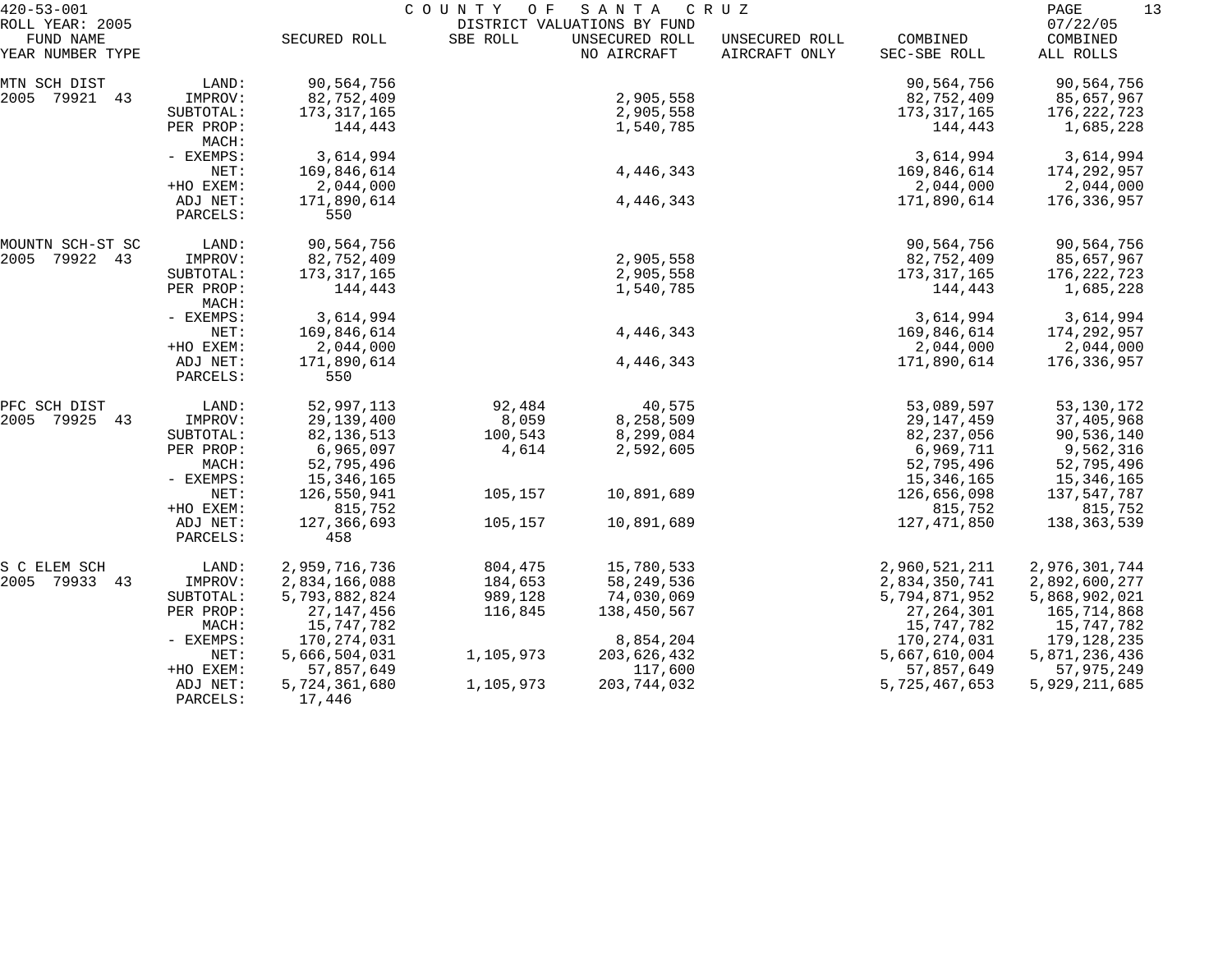COUNTY OF SANTA CRUZ
DISTRICT VALUATIONS BY FUND

420-53-001
ROLL YEAR: 2005
07/22/05

| FUND NAME YEAR NUMBER TYPE | | SECURED ROLL | SBE ROLL | UNSECURED ROLL NO AIRCRAFT | UNSECURED ROLL AIRCRAFT ONLY | COMBINED SEC-SBE ROLL | COMBINED ALL ROLLS |
|---|---|---|---|---|---|---|---|
| MTN SCH DIST | LAND: | 90,564,756 | | | | 90,564,756 | 90,564,756 |
| 2005 79921 43 | IMPROV: | 82,752,409 | | 2,905,558 | | 82,752,409 | 85,657,967 |
| | SUBTOTAL: | 173,317,165 | | 2,905,558 | | 173,317,165 | 176,222,723 |
| | PER PROP: | 144,443 | | 1,540,785 | | 144,443 | 1,685,228 |
| | MACH: | | | | | | |
| | - EXEMPS: | 3,614,994 | | | | 3,614,994 | 3,614,994 |
| | NET: | 169,846,614 | | 4,446,343 | | 169,846,614 | 174,292,957 |
| | +HO EXEM: | 2,044,000 | | | | 2,044,000 | 2,044,000 |
| | ADJ NET: | 171,890,614 | | 4,446,343 | | 171,890,614 | 176,336,957 |
| | PARCELS: | 550 | | | | | |
| MOUNTN SCH-ST SC | LAND: | 90,564,756 | | | | 90,564,756 | 90,564,756 |
| 2005 79922 43 | IMPROV: | 82,752,409 | | 2,905,558 | | 82,752,409 | 85,657,967 |
| | SUBTOTAL: | 173,317,165 | | 2,905,558 | | 173,317,165 | 176,222,723 |
| | PER PROP: | 144,443 | | 1,540,785 | | 144,443 | 1,685,228 |
| | MACH: | | | | | | |
| | - EXEMPS: | 3,614,994 | | | | 3,614,994 | 3,614,994 |
| | NET: | 169,846,614 | | 4,446,343 | | 169,846,614 | 174,292,957 |
| | +HO EXEM: | 2,044,000 | | | | 2,044,000 | 2,044,000 |
| | ADJ NET: | 171,890,614 | | 4,446,343 | | 171,890,614 | 176,336,957 |
| | PARCELS: | 550 | | | | | |
| PFC SCH DIST | LAND: | 52,997,113 | 92,484 | 40,575 | | 53,089,597 | 53,130,172 |
| 2005 79925 43 | IMPROV: | 29,139,400 | 8,059 | 8,258,509 | | 29,147,459 | 37,405,968 |
| | SUBTOTAL: | 82,136,513 | 100,543 | 8,299,084 | | 82,237,056 | 90,536,140 |
| | PER PROP: | 6,965,097 | 4,614 | 2,592,605 | | 6,969,711 | 9,562,316 |
| | MACH: | 52,795,496 | | | | 52,795,496 | 52,795,496 |
| | - EXEMPS: | 15,346,165 | | | | 15,346,165 | 15,346,165 |
| | NET: | 126,550,941 | 105,157 | 10,891,689 | | 126,656,098 | 137,547,787 |
| | +HO EXEM: | 815,752 | | | | 815,752 | 815,752 |
| | ADJ NET: | 127,366,693 | 105,157 | 10,891,689 | | 127,471,850 | 138,363,539 |
| | PARCELS: | 458 | | | | | |
| S C ELEM SCH | LAND: | 2,959,716,736 | 804,475 | 15,780,533 | | 2,960,521,211 | 2,976,301,744 |
| 2005 79933 43 | IMPROV: | 2,834,166,088 | 184,653 | 58,249,536 | | 2,834,350,741 | 2,892,600,277 |
| | SUBTOTAL: | 5,793,882,824 | 989,128 | 74,030,069 | | 5,794,871,952 | 5,868,902,021 |
| | PER PROP: | 27,147,456 | 116,845 | 138,450,567 | | 27,264,301 | 165,714,868 |
| | MACH: | 15,747,782 | | | | 15,747,782 | 15,747,782 |
| | - EXEMPS: | 170,274,031 | | 8,854,204 | | 170,274,031 | 179,128,235 |
| | NET: | 5,666,504,031 | 1,105,973 | 203,626,432 | | 5,667,610,004 | 5,871,236,436 |
| | +HO EXEM: | 57,857,649 | | 117,600 | | 57,857,649 | 57,975,249 |
| | ADJ NET: | 5,724,361,680 | 1,105,973 | 203,744,032 | | 5,725,467,653 | 5,929,211,685 |
| | PARCELS: | 17,446 | | | | | |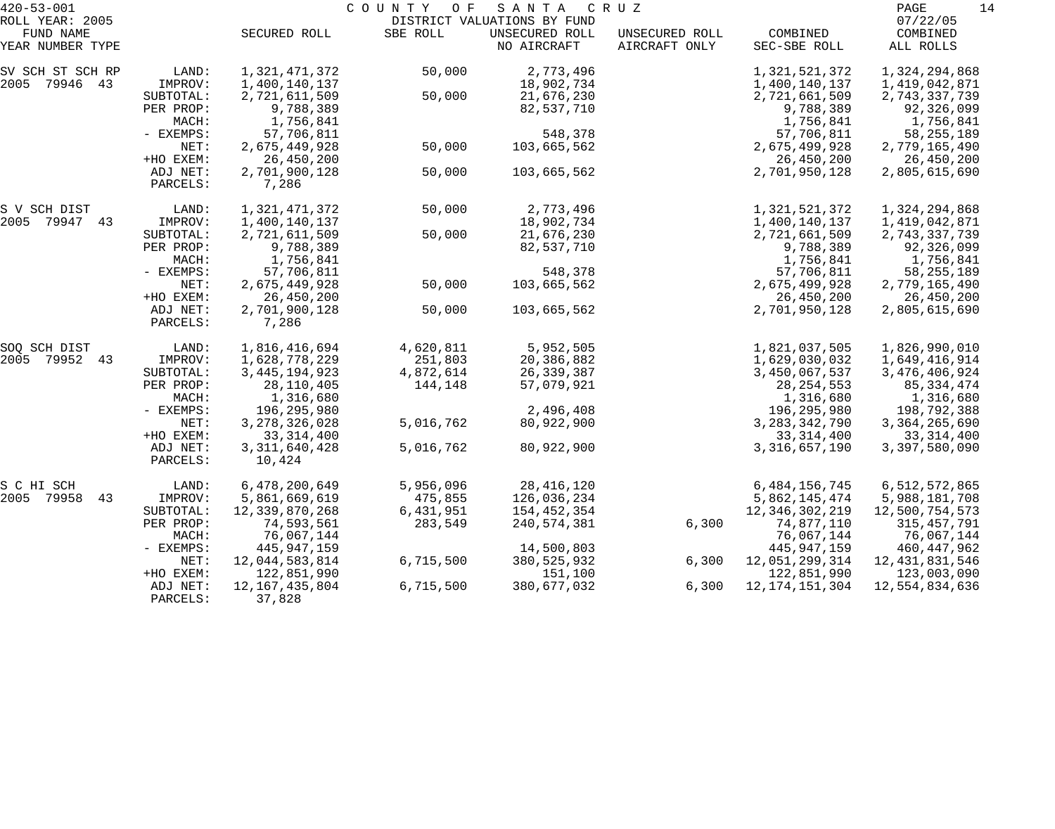420-53-001 COUNTY OF SANTA CRUZ
ROLL YEAR: 2005 DISTRICT VALUATIONS BY FUND 07/22/05

| FUND NAME YEAR NUMBER TYPE | | SECURED ROLL | SBE ROLL | UNSECURED ROLL NO AIRCRAFT | UNSECURED ROLL AIRCRAFT ONLY | COMBINED SEC-SBE ROLL | COMBINED ALL ROLLS |
|---|---|---|---|---|---|---|---|
| SV SCH ST SCH RP | LAND: | 1,321,471,372 | 50,000 | 2,773,496 | | 1,321,521,372 | 1,324,294,868 |
| 2005 79946 43 | IMPROV: | 1,400,140,137 | | 18,902,734 | | 1,400,140,137 | 1,419,042,871 |
| | SUBTOTAL: | 2,721,611,509 | 50,000 | 21,676,230 | | 2,721,661,509 | 2,743,337,739 |
| | PER PROP: | 9,788,389 | | 82,537,710 | | 9,788,389 | 92,326,099 |
| | MACH: | 1,756,841 | | | | 1,756,841 | 1,756,841 |
| | - EXEMPS: | 57,706,811 | | 548,378 | | 57,706,811 | 58,255,189 |
| | NET: | 2,675,449,928 | 50,000 | 103,665,562 | | 2,675,499,928 | 2,779,165,490 |
| | +HO EXEM: | 26,450,200 | | | | 26,450,200 | 26,450,200 |
| | ADJ NET: | 2,701,900,128 | 50,000 | 103,665,562 | | 2,701,950,128 | 2,805,615,690 |
| | PARCELS: | 7,286 | | | | | |
| S V SCH DIST | LAND: | 1,321,471,372 | 50,000 | 2,773,496 | | 1,321,521,372 | 1,324,294,868 |
| 2005 79947 43 | IMPROV: | 1,400,140,137 | | 18,902,734 | | 1,400,140,137 | 1,419,042,871 |
| | SUBTOTAL: | 2,721,611,509 | 50,000 | 21,676,230 | | 2,721,661,509 | 2,743,337,739 |
| | PER PROP: | 9,788,389 | | 82,537,710 | | 9,788,389 | 92,326,099 |
| | MACH: | 1,756,841 | | | | 1,756,841 | 1,756,841 |
| | - EXEMPS: | 57,706,811 | | 548,378 | | 57,706,811 | 58,255,189 |
| | NET: | 2,675,449,928 | 50,000 | 103,665,562 | | 2,675,499,928 | 2,779,165,490 |
| | +HO EXEM: | 26,450,200 | | | | 26,450,200 | 26,450,200 |
| | ADJ NET: | 2,701,900,128 | 50,000 | 103,665,562 | | 2,701,950,128 | 2,805,615,690 |
| | PARCELS: | 7,286 | | | | | |
| SOQ SCH DIST | LAND: | 1,816,416,694 | 4,620,811 | 5,952,505 | | 1,821,037,505 | 1,826,990,010 |
| 2005 79952 43 | IMPROV: | 1,628,778,229 | 251,803 | 20,386,882 | | 1,629,030,032 | 1,649,416,914 |
| | SUBTOTAL: | 3,445,194,923 | 4,872,614 | 26,339,387 | | 3,450,067,537 | 3,476,406,924 |
| | PER PROP: | 28,110,405 | 144,148 | 57,079,921 | | 28,254,553 | 85,334,474 |
| | MACH: | 1,316,680 | | | | 1,316,680 | 1,316,680 |
| | - EXEMPS: | 196,295,980 | | 2,496,408 | | 196,295,980 | 198,792,388 |
| | NET: | 3,278,326,028 | 5,016,762 | 80,922,900 | | 3,283,342,790 | 3,364,265,690 |
| | +HO EXEM: | 33,314,400 | | | | 33,314,400 | 33,314,400 |
| | ADJ NET: | 3,311,640,428 | 5,016,762 | 80,922,900 | | 3,316,657,190 | 3,397,580,090 |
| | PARCELS: | 10,424 | | | | | |
| S C HI SCH | LAND: | 6,478,200,649 | 5,956,096 | 28,416,120 | | 6,484,156,745 | 6,512,572,865 |
| 2005 79958 43 | IMPROV: | 5,861,669,619 | 475,855 | 126,036,234 | | 5,862,145,474 | 5,988,181,708 |
| | SUBTOTAL: | 12,339,870,268 | 6,431,951 | 154,452,354 | | 12,346,302,219 | 12,500,754,573 |
| | PER PROP: | 74,593,561 | 283,549 | 240,574,381 | 6,300 | 74,877,110 | 315,457,791 |
| | MACH: | 76,067,144 | | | | 76,067,144 | 76,067,144 |
| | - EXEMPS: | 445,947,159 | | 14,500,803 | | 445,947,159 | 460,447,962 |
| | NET: | 12,044,583,814 | 6,715,500 | 380,525,932 | 6,300 | 12,051,299,314 | 12,431,831,546 |
| | +HO EXEM: | 122,851,990 | | 151,100 | | 122,851,990 | 123,003,090 |
| | ADJ NET: | 12,167,435,804 | 6,715,500 | 380,677,032 | 6,300 | 12,174,151,304 | 12,554,834,636 |
| | PARCELS: | 37,828 | | | | | |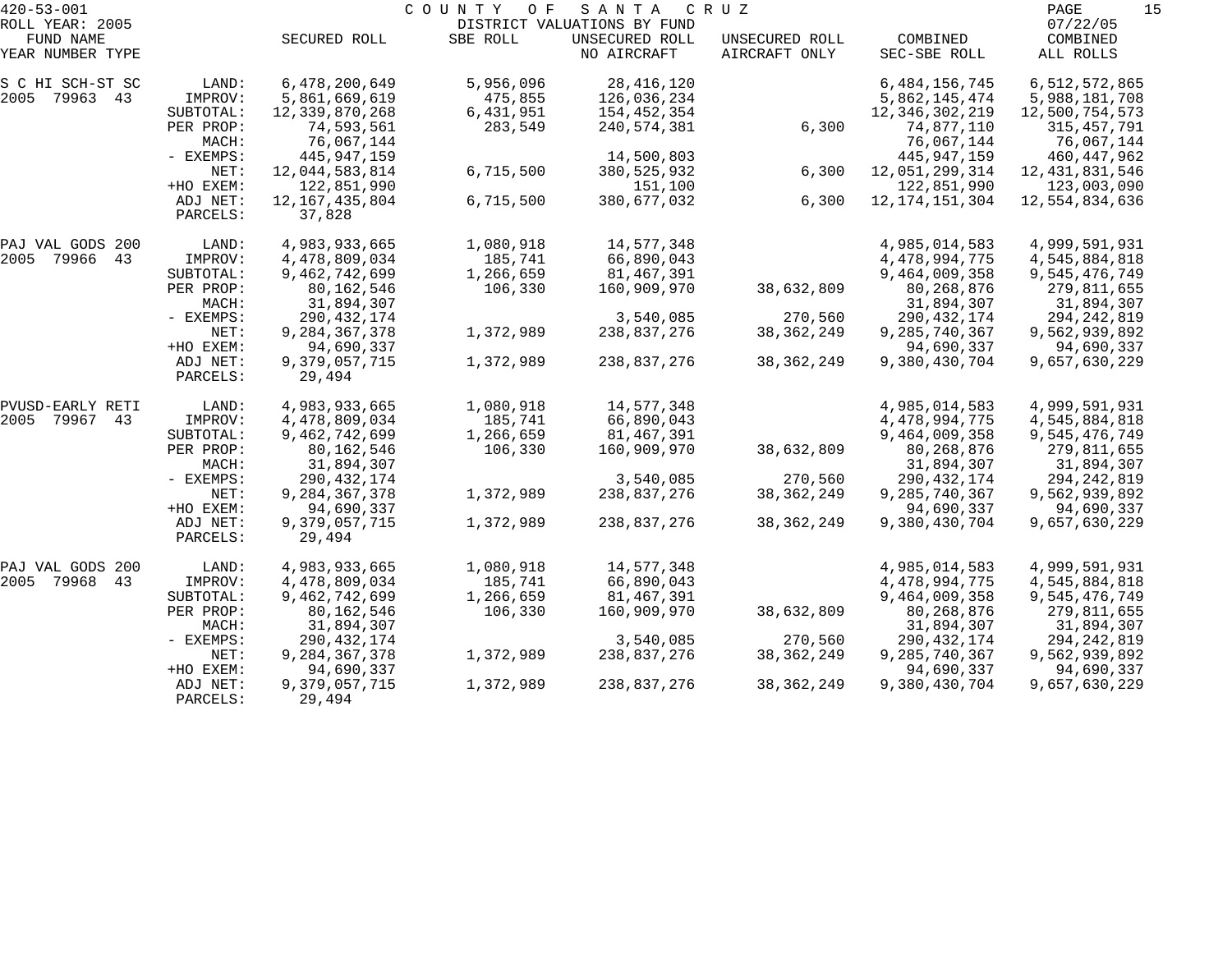420-53-001 — COUNTY OF SANTA CRUZ — DISTRICT VALUATIONS BY FUND

ROLL YEAR: 2005 — 07/22/05

| FUND NAME YEAR NUMBER TYPE | | SECURED ROLL | SBE ROLL | UNSECURED ROLL NO AIRCRAFT | UNSECURED ROLL AIRCRAFT ONLY | COMBINED SEC-SBE ROLL | COMBINED ALL ROLLS |
|---|---|---|---|---|---|---|---|
| S C HI SCH-ST SC | LAND: | 6,478,200,649 | 5,956,096 | 28,416,120 | | 6,484,156,745 | 6,512,572,865 |
| 2005 79963 43 | IMPROV: | 5,861,669,619 | 475,855 | 126,036,234 | | 5,862,145,474 | 5,988,181,708 |
| | SUBTOTAL: | 12,339,870,268 | 6,431,951 | 154,452,354 | | 12,346,302,219 | 12,500,754,573 |
| | PER PROP: | 74,593,561 | 283,549 | 240,574,381 | 6,300 | 74,877,110 | 315,457,791 |
| | MACH: | 76,067,144 | | | | 76,067,144 | 76,067,144 |
| | - EXEMPS: | 445,947,159 | | 14,500,803 | | 445,947,159 | 460,447,962 |
| | NET: | 12,044,583,814 | 6,715,500 | 380,525,932 | 6,300 | 12,051,299,314 | 12,431,831,546 |
| | +HO EXEM: | 122,851,990 | | 151,100 | | 122,851,990 | 123,003,090 |
| | ADJ NET: | 12,167,435,804 | 6,715,500 | 380,677,032 | 6,300 | 12,174,151,304 | 12,554,834,636 |
| | PARCELS: | 37,828 | | | | | |
| PAJ VAL GODS 200 | LAND: | 4,983,933,665 | 1,080,918 | 14,577,348 | | 4,985,014,583 | 4,999,591,931 |
| 2005 79966 43 | IMPROV: | 4,478,809,034 | 185,741 | 66,890,043 | | 4,478,994,775 | 4,545,884,818 |
| | SUBTOTAL: | 9,462,742,699 | 1,266,659 | 81,467,391 | | 9,464,009,358 | 9,545,476,749 |
| | PER PROP: | 80,162,546 | 106,330 | 160,909,970 | 38,632,809 | 80,268,876 | 279,811,655 |
| | MACH: | 31,894,307 | | | | 31,894,307 | 31,894,307 |
| | - EXEMPS: | 290,432,174 | | 3,540,085 | 270,560 | 290,432,174 | 294,242,819 |
| | NET: | 9,284,367,378 | 1,372,989 | 238,837,276 | 38,362,249 | 9,285,740,367 | 9,562,939,892 |
| | +HO EXEM: | 94,690,337 | | | | 94,690,337 | 94,690,337 |
| | ADJ NET: | 9,379,057,715 | 1,372,989 | 238,837,276 | 38,362,249 | 9,380,430,704 | 9,657,630,229 |
| | PARCELS: | 29,494 | | | | | |
| PVUSD-EARLY RETI | LAND: | 4,983,933,665 | 1,080,918 | 14,577,348 | | 4,985,014,583 | 4,999,591,931 |
| 2005 79967 43 | IMPROV: | 4,478,809,034 | 185,741 | 66,890,043 | | 4,478,994,775 | 4,545,884,818 |
| | SUBTOTAL: | 9,462,742,699 | 1,266,659 | 81,467,391 | | 9,464,009,358 | 9,545,476,749 |
| | PER PROP: | 80,162,546 | 106,330 | 160,909,970 | 38,632,809 | 80,268,876 | 279,811,655 |
| | MACH: | 31,894,307 | | | | 31,894,307 | 31,894,307 |
| | - EXEMPS: | 290,432,174 | | 3,540,085 | 270,560 | 290,432,174 | 294,242,819 |
| | NET: | 9,284,367,378 | 1,372,989 | 238,837,276 | 38,362,249 | 9,285,740,367 | 9,562,939,892 |
| | +HO EXEM: | 94,690,337 | | | | 94,690,337 | 94,690,337 |
| | ADJ NET: | 9,379,057,715 | 1,372,989 | 238,837,276 | 38,362,249 | 9,380,430,704 | 9,657,630,229 |
| | PARCELS: | 29,494 | | | | | |
| PAJ VAL GODS 200 | LAND: | 4,983,933,665 | 1,080,918 | 14,577,348 | | 4,985,014,583 | 4,999,591,931 |
| 2005 79968 43 | IMPROV: | 4,478,809,034 | 185,741 | 66,890,043 | | 4,478,994,775 | 4,545,884,818 |
| | SUBTOTAL: | 9,462,742,699 | 1,266,659 | 81,467,391 | | 9,464,009,358 | 9,545,476,749 |
| | PER PROP: | 80,162,546 | 106,330 | 160,909,970 | 38,632,809 | 80,268,876 | 279,811,655 |
| | MACH: | 31,894,307 | | | | 31,894,307 | 31,894,307 |
| | - EXEMPS: | 290,432,174 | | 3,540,085 | 270,560 | 290,432,174 | 294,242,819 |
| | NET: | 9,284,367,378 | 1,372,989 | 238,837,276 | 38,362,249 | 9,285,740,367 | 9,562,939,892 |
| | +HO EXEM: | 94,690,337 | | | | 94,690,337 | 94,690,337 |
| | ADJ NET: | 9,379,057,715 | 1,372,989 | 238,837,276 | 38,362,249 | 9,380,430,704 | 9,657,630,229 |
| | PARCELS: | 29,494 | | | | | |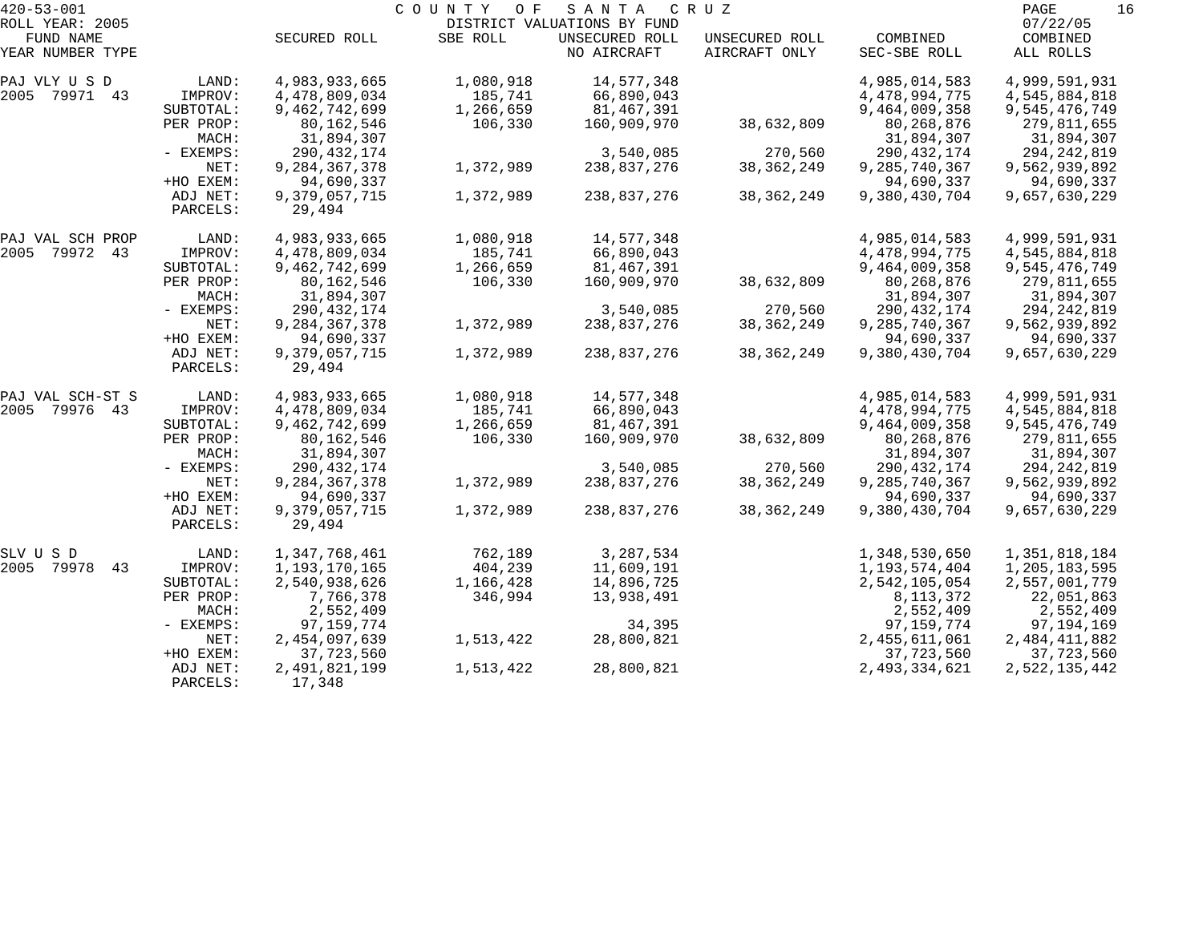420-53-001 COUNTY OF SANTA CRUZ

ROLL YEAR: 2005 DISTRICT VALUATIONS BY FUND 07/22/05

| FUND NAME YEAR NUMBER TYPE | | SECURED ROLL | SBE ROLL | UNSECURED ROLL NO AIRCRAFT | UNSECURED ROLL AIRCRAFT ONLY | COMBINED SEC-SBE ROLL | COMBINED ALL ROLLS |
|---|---|---|---|---|---|---|---|
| PAJ VLY U S D | LAND: | 4,983,933,665 | 1,080,918 | 14,577,348 | | 4,985,014,583 | 4,999,591,931 |
| 2005 79971 43 | IMPROV: | 4,478,809,034 | 185,741 | 66,890,043 | | 4,478,994,775 | 4,545,884,818 |
| | SUBTOTAL: | 9,462,742,699 | 1,266,659 | 81,467,391 | | 9,464,009,358 | 9,545,476,749 |
| | PER PROP: | 80,162,546 | 106,330 | 160,909,970 | 38,632,809 | 80,268,876 | 279,811,655 |
| | MACH: | 31,894,307 | | | | 31,894,307 | 31,894,307 |
| | - EXEMPS: | 290,432,174 | | 3,540,085 | 270,560 | 290,432,174 | 294,242,819 |
| | NET: | 9,284,367,378 | 1,372,989 | 238,837,276 | 38,362,249 | 9,285,740,367 | 9,562,939,892 |
| | +HO EXEM: | 94,690,337 | | | | 94,690,337 | 94,690,337 |
| | ADJ NET: | 9,379,057,715 | 1,372,989 | 238,837,276 | 38,362,249 | 9,380,430,704 | 9,657,630,229 |
| | PARCELS: | 29,494 | | | | | |
| PAJ VAL SCH PROP | LAND: | 4,983,933,665 | 1,080,918 | 14,577,348 | | 4,985,014,583 | 4,999,591,931 |
| 2005 79972 43 | IMPROV: | 4,478,809,034 | 185,741 | 66,890,043 | | 4,478,994,775 | 4,545,884,818 |
| | SUBTOTAL: | 9,462,742,699 | 1,266,659 | 81,467,391 | | 9,464,009,358 | 9,545,476,749 |
| | PER PROP: | 80,162,546 | 106,330 | 160,909,970 | 38,632,809 | 80,268,876 | 279,811,655 |
| | MACH: | 31,894,307 | | | | 31,894,307 | 31,894,307 |
| | - EXEMPS: | 290,432,174 | | 3,540,085 | 270,560 | 290,432,174 | 294,242,819 |
| | NET: | 9,284,367,378 | 1,372,989 | 238,837,276 | 38,362,249 | 9,285,740,367 | 9,562,939,892 |
| | +HO EXEM: | 94,690,337 | | | | 94,690,337 | 94,690,337 |
| | ADJ NET: | 9,379,057,715 | 1,372,989 | 238,837,276 | 38,362,249 | 9,380,430,704 | 9,657,630,229 |
| | PARCELS: | 29,494 | | | | | |
| PAJ VAL SCH-ST S | LAND: | 4,983,933,665 | 1,080,918 | 14,577,348 | | 4,985,014,583 | 4,999,591,931 |
| 2005 79976 43 | IMPROV: | 4,478,809,034 | 185,741 | 66,890,043 | | 4,478,994,775 | 4,545,884,818 |
| | SUBTOTAL: | 9,462,742,699 | 1,266,659 | 81,467,391 | | 9,464,009,358 | 9,545,476,749 |
| | PER PROP: | 80,162,546 | 106,330 | 160,909,970 | 38,632,809 | 80,268,876 | 279,811,655 |
| | MACH: | 31,894,307 | | | | 31,894,307 | 31,894,307 |
| | - EXEMPS: | 290,432,174 | | 3,540,085 | 270,560 | 290,432,174 | 294,242,819 |
| | NET: | 9,284,367,378 | 1,372,989 | 238,837,276 | 38,362,249 | 9,285,740,367 | 9,562,939,892 |
| | +HO EXEM: | 94,690,337 | | | | 94,690,337 | 94,690,337 |
| | ADJ NET: | 9,379,057,715 | 1,372,989 | 238,837,276 | 38,362,249 | 9,380,430,704 | 9,657,630,229 |
| | PARCELS: | 29,494 | | | | | |
| SLV U S D | LAND: | 1,347,768,461 | 762,189 | 3,287,534 | | 1,348,530,650 | 1,351,818,184 |
| 2005 79978 43 | IMPROV: | 1,193,170,165 | 404,239 | 11,609,191 | | 1,193,574,404 | 1,205,183,595 |
| | SUBTOTAL: | 2,540,938,626 | 1,166,428 | 14,896,725 | | 2,542,105,054 | 2,557,001,779 |
| | PER PROP: | 7,766,378 | 346,994 | 13,938,491 | | 8,113,372 | 22,051,863 |
| | MACH: | 2,552,409 | | | | 2,552,409 | 2,552,409 |
| | - EXEMPS: | 97,159,774 | | 34,395 | | 97,159,774 | 97,194,169 |
| | NET: | 2,454,097,639 | 1,513,422 | 28,800,821 | | 2,455,611,061 | 2,484,411,882 |
| | +HO EXEM: | 37,723,560 | | | | 37,723,560 | 37,723,560 |
| | ADJ NET: | 2,491,821,199 | 1,513,422 | 28,800,821 | | 2,493,334,621 | 2,522,135,442 |
| | PARCELS: | 17,348 | | | | | |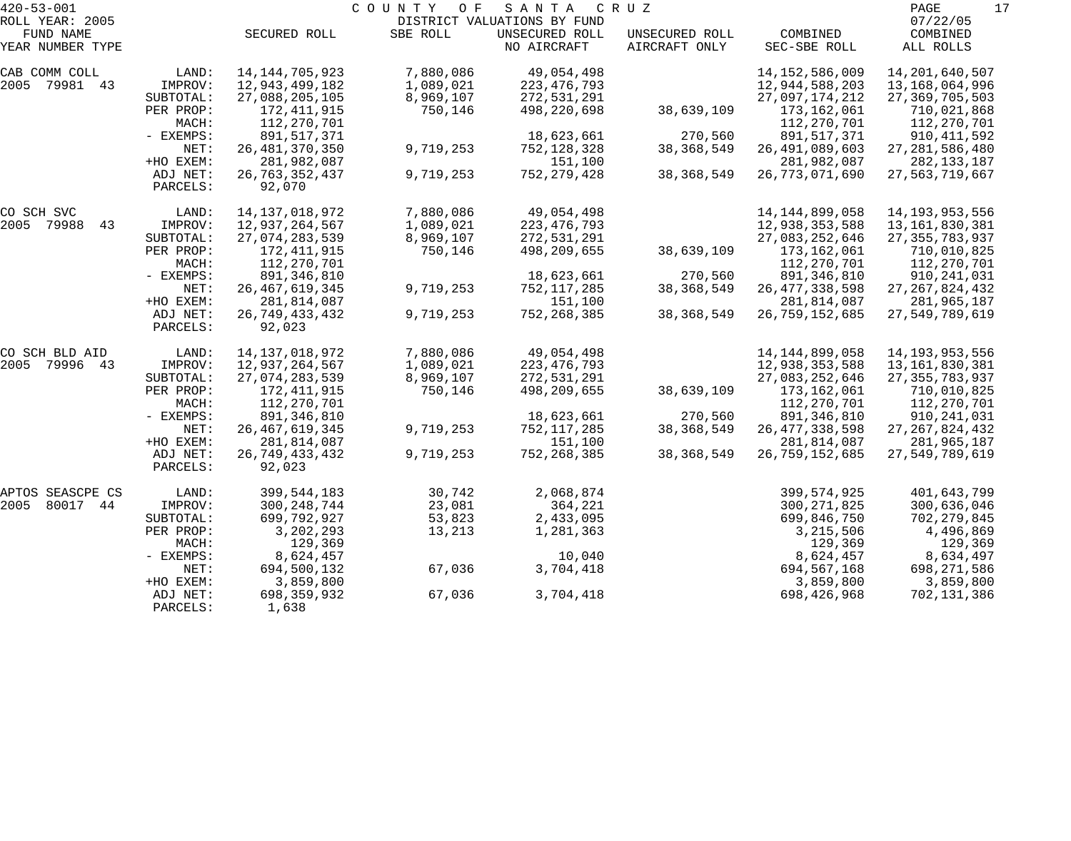420-53-001 COUNTY OF SANTA CRUZ

ROLL YEAR: 2005 DISTRICT VALUATIONS BY FUND 07/22/05

| FUND NAME YEAR NUMBER TYPE | | SECURED ROLL | SBE ROLL | UNSECURED ROLL NO AIRCRAFT | UNSECURED ROLL AIRCRAFT ONLY | COMBINED SEC-SBE ROLL | COMBINED ALL ROLLS |
|---|---|---|---|---|---|---|---|
| CAB COMM COLL | LAND: | 14,144,705,923 | 7,880,086 | 49,054,498 | | 14,152,586,009 | 14,201,640,507 |
| 2005 79981 43 | IMPROV: | 12,943,499,182 | 1,089,021 | 223,476,793 | | 12,944,588,203 | 13,168,064,996 |
| | SUBTOTAL: | 27,088,205,105 | 8,969,107 | 272,531,291 | | 27,097,174,212 | 27,369,705,503 |
| | PER PROP: | 172,411,915 | 750,146 | 498,220,698 | 38,639,109 | 173,162,061 | 710,021,868 |
| | MACH: | 112,270,701 | | | | 112,270,701 | 112,270,701 |
| | - EXEMPS: | 891,517,371 | | 18,623,661 | 270,560 | 891,517,371 | 910,411,592 |
| | NET: | 26,481,370,350 | 9,719,253 | 752,128,328 | 38,368,549 | 26,491,089,603 | 27,281,586,480 |
| | +HO EXEM: | 281,982,087 | | 151,100 | | 281,982,087 | 282,133,187 |
| | ADJ NET: | 26,763,352,437 | 9,719,253 | 752,279,428 | 38,368,549 | 26,773,071,690 | 27,563,719,667 |
| | PARCELS: | 92,070 | | | | | |
| CO SCH SVC | LAND: | 14,137,018,972 | 7,880,086 | 49,054,498 | | 14,144,899,058 | 14,193,953,556 |
| 2005 79988 43 | IMPROV: | 12,937,264,567 | 1,089,021 | 223,476,793 | | 12,938,353,588 | 13,161,830,381 |
| | SUBTOTAL: | 27,074,283,539 | 8,969,107 | 272,531,291 | | 27,083,252,646 | 27,355,783,937 |
| | PER PROP: | 172,411,915 | 750,146 | 498,209,655 | 38,639,109 | 173,162,061 | 710,010,825 |
| | MACH: | 112,270,701 | | | | 112,270,701 | 112,270,701 |
| | - EXEMPS: | 891,346,810 | | 18,623,661 | 270,560 | 891,346,810 | 910,241,031 |
| | NET: | 26,467,619,345 | 9,719,253 | 752,117,285 | 38,368,549 | 26,477,338,598 | 27,267,824,432 |
| | +HO EXEM: | 281,814,087 | | 151,100 | | 281,814,087 | 281,965,187 |
| | ADJ NET: | 26,749,433,432 | 9,719,253 | 752,268,385 | 38,368,549 | 26,759,152,685 | 27,549,789,619 |
| | PARCELS: | 92,023 | | | | | |
| CO SCH BLD AID | LAND: | 14,137,018,972 | 7,880,086 | 49,054,498 | | 14,144,899,058 | 14,193,953,556 |
| 2005 79996 43 | IMPROV: | 12,937,264,567 | 1,089,021 | 223,476,793 | | 12,938,353,588 | 13,161,830,381 |
| | SUBTOTAL: | 27,074,283,539 | 8,969,107 | 272,531,291 | | 27,083,252,646 | 27,355,783,937 |
| | PER PROP: | 172,411,915 | 750,146 | 498,209,655 | 38,639,109 | 173,162,061 | 710,010,825 |
| | MACH: | 112,270,701 | | | | 112,270,701 | 112,270,701 |
| | - EXEMPS: | 891,346,810 | | 18,623,661 | 270,560 | 891,346,810 | 910,241,031 |
| | NET: | 26,467,619,345 | 9,719,253 | 752,117,285 | 38,368,549 | 26,477,338,598 | 27,267,824,432 |
| | +HO EXEM: | 281,814,087 | | 151,100 | | 281,814,087 | 281,965,187 |
| | ADJ NET: | 26,749,433,432 | 9,719,253 | 752,268,385 | 38,368,549 | 26,759,152,685 | 27,549,789,619 |
| | PARCELS: | 92,023 | | | | | |
| APTOS SEASCPE CS | LAND: | 399,544,183 | 30,742 | 2,068,874 | | 399,574,925 | 401,643,799 |
| 2005 80017 44 | IMPROV: | 300,248,744 | 23,081 | 364,221 | | 300,271,825 | 300,636,046 |
| | SUBTOTAL: | 699,792,927 | 53,823 | 2,433,095 | | 699,846,750 | 702,279,845 |
| | PER PROP: | 3,202,293 | 13,213 | 1,281,363 | | 3,215,506 | 4,496,869 |
| | MACH: | 129,369 | | | | 129,369 | 129,369 |
| | - EXEMPS: | 8,624,457 | | 10,040 | | 8,624,457 | 8,634,497 |
| | NET: | 694,500,132 | 67,036 | 3,704,418 | | 694,567,168 | 698,271,586 |
| | +HO EXEM: | 3,859,800 | | | | 3,859,800 | 3,859,800 |
| | ADJ NET: | 698,359,932 | 67,036 | 3,704,418 | | 698,426,968 | 702,131,386 |
| | PARCELS: | 1,638 | | | | | |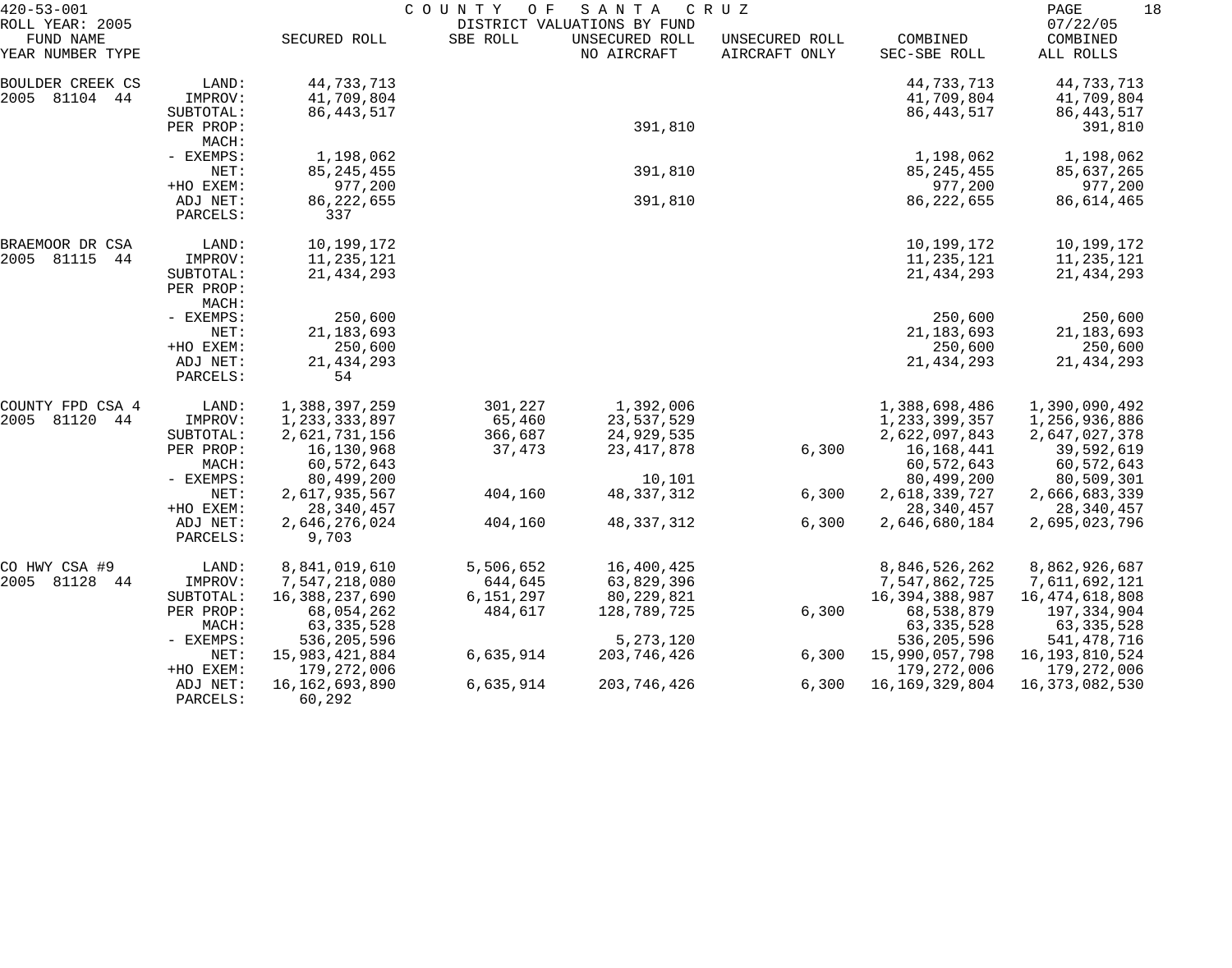420-53-001 COUNTY OF SANTA CRUZ

ROLL YEAR: 2005 DISTRICT VALUATIONS BY FUND 07/22/05

| FUND NAME YEAR NUMBER TYPE | | SECURED ROLL | SBE ROLL | UNSECURED ROLL NO AIRCRAFT | UNSECURED ROLL AIRCRAFT ONLY | COMBINED SEC-SBE ROLL | COMBINED ALL ROLLS |
|---|---|---|---|---|---|---|---|
| BOULDER CREEK CS | LAND: | 44,733,713 | | | | 44,733,713 | 44,733,713 |
| 2005 81104 44 | IMPROV: | 41,709,804 | | | | 41,709,804 | 41,709,804 |
| | SUBTOTAL: | 86,443,517 | | | | 86,443,517 | 86,443,517 |
| | PER PROP: | | | 391,810 | | | 391,810 |
| | MACH: | | | | | | |
| | - EXEMPS: | 1,198,062 | | | | 1,198,062 | 1,198,062 |
| | NET: | 85,245,455 | | 391,810 | | 85,245,455 | 85,637,265 |
| | +HO EXEM: | 977,200 | | | | 977,200 | 977,200 |
| | ADJ NET: | 86,222,655 | | 391,810 | | 86,222,655 | 86,614,465 |
| | PARCELS: | 337 | | | | | |
| BRAEMOOR DR CSA | LAND: | 10,199,172 | | | | 10,199,172 | 10,199,172 |
| 2005 81115 44 | IMPROV: | 11,235,121 | | | | 11,235,121 | 11,235,121 |
| | SUBTOTAL: | 21,434,293 | | | | 21,434,293 | 21,434,293 |
| | PER PROP: | | | | | | |
| | MACH: | | | | | | |
| | - EXEMPS: | 250,600 | | | | 250,600 | 250,600 |
| | NET: | 21,183,693 | | | | 21,183,693 | 21,183,693 |
| | +HO EXEM: | 250,600 | | | | 250,600 | 250,600 |
| | ADJ NET: | 21,434,293 | | | | 21,434,293 | 21,434,293 |
| | PARCELS: | 54 | | | | | |
| COUNTY FPD CSA 4 | LAND: | 1,388,397,259 | 301,227 | 1,392,006 | | 1,388,698,486 | 1,390,090,492 |
| 2005 81120 44 | IMPROV: | 1,233,333,897 | 65,460 | 23,537,529 | | 1,233,399,357 | 1,256,936,886 |
| | SUBTOTAL: | 2,621,731,156 | 366,687 | 24,929,535 | | 2,622,097,843 | 2,647,027,378 |
| | PER PROP: | 16,130,968 | 37,473 | 23,417,878 | 6,300 | 16,168,441 | 39,592,619 |
| | MACH: | 60,572,643 | | | | 60,572,643 | 60,572,643 |
| | - EXEMPS: | 80,499,200 | | 10,101 | | 80,499,200 | 80,509,301 |
| | NET: | 2,617,935,567 | 404,160 | 48,337,312 | 6,300 | 2,618,339,727 | 2,666,683,339 |
| | +HO EXEM: | 28,340,457 | | | | 28,340,457 | 28,340,457 |
| | ADJ NET: | 2,646,276,024 | 404,160 | 48,337,312 | 6,300 | 2,646,680,184 | 2,695,023,796 |
| | PARCELS: | 9,703 | | | | | |
| CO HWY CSA #9 | LAND: | 8,841,019,610 | 5,506,652 | 16,400,425 | | 8,846,526,262 | 8,862,926,687 |
| 2005 81128 44 | IMPROV: | 7,547,218,080 | 644,645 | 63,829,396 | | 7,547,862,725 | 7,611,692,121 |
| | SUBTOTAL: | 16,388,237,690 | 6,151,297 | 80,229,821 | | 16,394,388,987 | 16,474,618,808 |
| | PER PROP: | 68,054,262 | 484,617 | 128,789,725 | 6,300 | 68,538,879 | 197,334,904 |
| | MACH: | 63,335,528 | | | | 63,335,528 | 63,335,528 |
| | - EXEMPS: | 536,205,596 | | 5,273,120 | | 536,205,596 | 541,478,716 |
| | NET: | 15,983,421,884 | 6,635,914 | 203,746,426 | 6,300 | 15,990,057,798 | 16,193,810,524 |
| | +HO EXEM: | 179,272,006 | | | | 179,272,006 | 179,272,006 |
| | ADJ NET: | 16,162,693,890 | 6,635,914 | 203,746,426 | 6,300 | 16,169,329,804 | 16,373,082,530 |
| | PARCELS: | 60,292 | | | | | |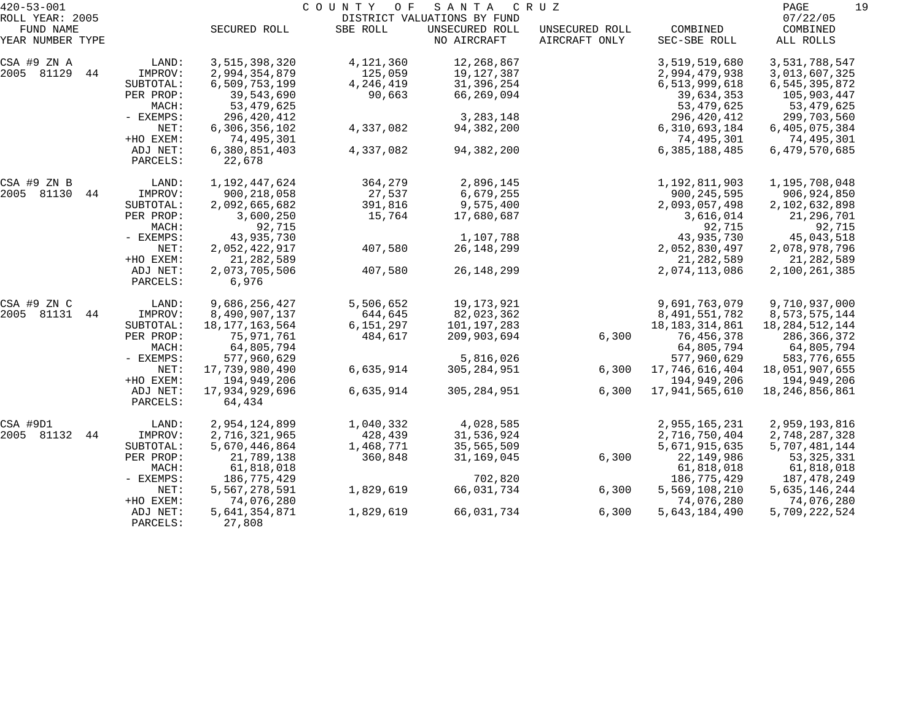COUNTY OF SANTA CRUZ
DISTRICT VALUATIONS BY FUND

ROLL YEAR: 2005 — 07/22/05

| FUND NAME YEAR NUMBER TYPE | | SECURED ROLL | SBE ROLL | UNSECURED ROLL NO AIRCRAFT | UNSECURED ROLL AIRCRAFT ONLY | COMBINED SEC-SBE ROLL | COMBINED ALL ROLLS |
|---|---|---|---|---|---|---|---|
| CSA #9 ZN A | LAND: | 3,515,398,320 | 4,121,360 | 12,268,867 | | 3,519,519,680 | 3,531,788,547 |
| 2005 81129 44 | IMPROV: | 2,994,354,879 | 125,059 | 19,127,387 | | 2,994,479,938 | 3,013,607,325 |
| | SUBTOTAL: | 6,509,753,199 | 4,246,419 | 31,396,254 | | 6,513,999,618 | 6,545,395,872 |
| | PER PROP: | 39,543,690 | 90,663 | 66,269,094 | | 39,634,353 | 105,903,447 |
| | MACH: | 53,479,625 | | | | 53,479,625 | 53,479,625 |
| | - EXEMPS: | 296,420,412 | | 3,283,148 | | 296,420,412 | 299,703,560 |
| | NET: | 6,306,356,102 | 4,337,082 | 94,382,200 | | 6,310,693,184 | 6,405,075,384 |
| | +HO EXEM: | 74,495,301 | | | | 74,495,301 | 74,495,301 |
| | ADJ NET: | 6,380,851,403 | 4,337,082 | 94,382,200 | | 6,385,188,485 | 6,479,570,685 |
| | PARCELS: | 22,678 | | | | | |
| CSA #9 ZN B | LAND: | 1,192,447,624 | 364,279 | 2,896,145 | | 1,192,811,903 | 1,195,708,048 |
| 2005 81130 44 | IMPROV: | 900,218,058 | 27,537 | 6,679,255 | | 900,245,595 | 906,924,850 |
| | SUBTOTAL: | 2,092,665,682 | 391,816 | 9,575,400 | | 2,093,057,498 | 2,102,632,898 |
| | PER PROP: | 3,600,250 | 15,764 | 17,680,687 | | 3,616,014 | 21,296,701 |
| | MACH: | 92,715 | | | | 92,715 | 92,715 |
| | - EXEMPS: | 43,935,730 | | 1,107,788 | | 43,935,730 | 45,043,518 |
| | NET: | 2,052,422,917 | 407,580 | 26,148,299 | | 2,052,830,497 | 2,078,978,796 |
| | +HO EXEM: | 21,282,589 | | | | 21,282,589 | 21,282,589 |
| | ADJ NET: | 2,073,705,506 | 407,580 | 26,148,299 | | 2,074,113,086 | 2,100,261,385 |
| | PARCELS: | 6,976 | | | | | |
| CSA #9 ZN C | LAND: | 9,686,256,427 | 5,506,652 | 19,173,921 | | 9,691,763,079 | 9,710,937,000 |
| 2005 81131 44 | IMPROV: | 8,490,907,137 | 644,645 | 82,023,362 | | 8,491,551,782 | 8,573,575,144 |
| | SUBTOTAL: | 18,177,163,564 | 6,151,297 | 101,197,283 | | 18,183,314,861 | 18,284,512,144 |
| | PER PROP: | 75,971,761 | 484,617 | 209,903,694 | 6,300 | 76,456,378 | 286,366,372 |
| | MACH: | 64,805,794 | | | | 64,805,794 | 64,805,794 |
| | - EXEMPS: | 577,960,629 | | 5,816,026 | | 577,960,629 | 583,776,655 |
| | NET: | 17,739,980,490 | 6,635,914 | 305,284,951 | 6,300 | 17,746,616,404 | 18,051,907,655 |
| | +HO EXEM: | 194,949,206 | | | | 194,949,206 | 194,949,206 |
| | ADJ NET: | 17,934,929,696 | 6,635,914 | 305,284,951 | 6,300 | 17,941,565,610 | 18,246,856,861 |
| | PARCELS: | 64,434 | | | | | |
| CSA #9D1 | LAND: | 2,954,124,899 | 1,040,332 | 4,028,585 | | 2,955,165,231 | 2,959,193,816 |
| 2005 81132 44 | IMPROV: | 2,716,321,965 | 428,439 | 31,536,924 | | 2,716,750,404 | 2,748,287,328 |
| | SUBTOTAL: | 5,670,446,864 | 1,468,771 | 35,565,509 | | 5,671,915,635 | 5,707,481,144 |
| | PER PROP: | 21,789,138 | 360,848 | 31,169,045 | 6,300 | 22,149,986 | 53,325,331 |
| | MACH: | 61,818,018 | | | | 61,818,018 | 61,818,018 |
| | - EXEMPS: | 186,775,429 | | 702,820 | | 186,775,429 | 187,478,249 |
| | NET: | 5,567,278,591 | 1,829,619 | 66,031,734 | 6,300 | 5,569,108,210 | 5,635,146,244 |
| | +HO EXEM: | 74,076,280 | | | | 74,076,280 | 74,076,280 |
| | ADJ NET: | 5,641,354,871 | 1,829,619 | 66,031,734 | 6,300 | 5,643,184,490 | 5,709,222,524 |
| | PARCELS: | 27,808 | | | | | |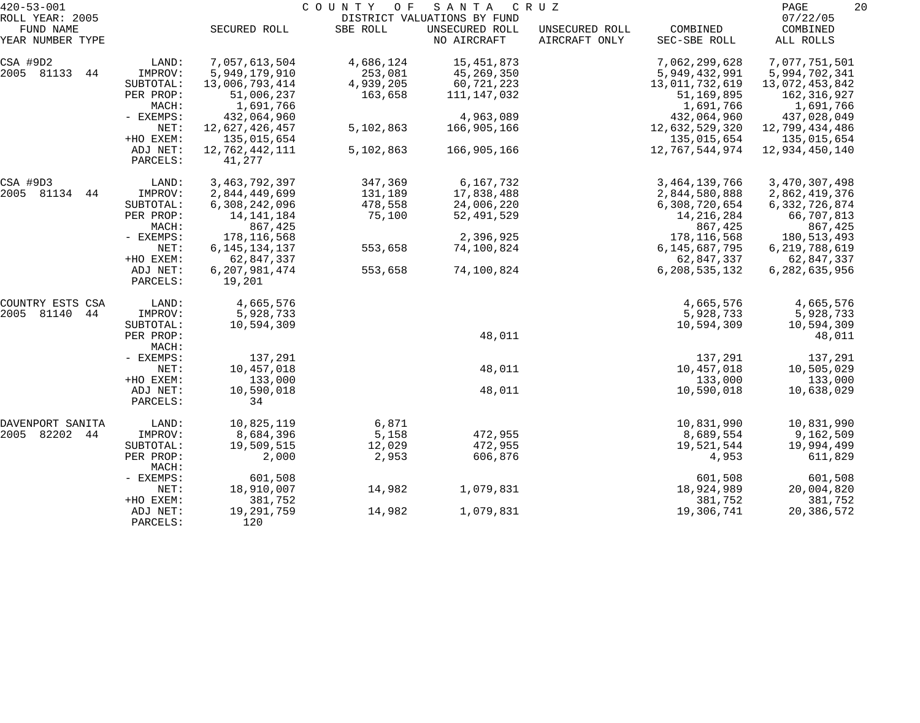420-53-001 COUNTY OF SANTA CRUZ

ROLL YEAR: 2005 DISTRICT VALUATIONS BY FUND 07/22/05

| FUND NAME YEAR NUMBER TYPE | | SECURED ROLL | SBE ROLL | UNSECURED ROLL NO AIRCRAFT | UNSECURED ROLL AIRCRAFT ONLY | COMBINED SEC-SBE ROLL | COMBINED ALL ROLLS |
|---|---|---|---|---|---|---|---|
| CSA #9D2 | LAND: | 7,057,613,504 | 4,686,124 | 15,451,873 | | 7,062,299,628 | 7,077,751,501 |
| 2005 81133 44 | IMPROV: | 5,949,179,910 | 253,081 | 45,269,350 | | 5,949,432,991 | 5,994,702,341 |
| | SUBTOTAL: | 13,006,793,414 | 4,939,205 | 60,721,223 | | 13,011,732,619 | 13,072,453,842 |
| | PER PROP: | 51,006,237 | 163,658 | 111,147,032 | | 51,169,895 | 162,316,927 |
| | MACH: | 1,691,766 | | | | 1,691,766 | 1,691,766 |
| | - EXEMPS: | 432,064,960 | | 4,963,089 | | 432,064,960 | 437,028,049 |
| | NET: | 12,627,426,457 | 5,102,863 | 166,905,166 | | 12,632,529,320 | 12,799,434,486 |
| | +HO EXEM: | 135,015,654 | | | | 135,015,654 | 135,015,654 |
| | ADJ NET: | 12,762,442,111 | 5,102,863 | 166,905,166 | | 12,767,544,974 | 12,934,450,140 |
| | PARCELS: | 41,277 | | | | | |
| CSA #9D3 | LAND: | 3,463,792,397 | 347,369 | 6,167,732 | | 3,464,139,766 | 3,470,307,498 |
| 2005 81134 44 | IMPROV: | 2,844,449,699 | 131,189 | 17,838,488 | | 2,844,580,888 | 2,862,419,376 |
| | SUBTOTAL: | 6,308,242,096 | 478,558 | 24,006,220 | | 6,308,720,654 | 6,332,726,874 |
| | PER PROP: | 14,141,184 | 75,100 | 52,491,529 | | 14,216,284 | 66,707,813 |
| | MACH: | 867,425 | | | | 867,425 | 867,425 |
| | - EXEMPS: | 178,116,568 | | 2,396,925 | | 178,116,568 | 180,513,493 |
| | NET: | 6,145,134,137 | 553,658 | 74,100,824 | | 6,145,687,795 | 6,219,788,619 |
| | +HO EXEM: | 62,847,337 | | | | 62,847,337 | 62,847,337 |
| | ADJ NET: | 6,207,981,474 | 553,658 | 74,100,824 | | 6,208,535,132 | 6,282,635,956 |
| | PARCELS: | 19,201 | | | | | |
| COUNTRY ESTS CSA | LAND: | 4,665,576 | | | | 4,665,576 | 4,665,576 |
| 2005 81140 44 | IMPROV: | 5,928,733 | | | | 5,928,733 | 5,928,733 |
| | SUBTOTAL: | 10,594,309 | | | | 10,594,309 | 10,594,309 |
| | PER PROP: | | | 48,011 | | | 48,011 |
| | MACH: | | | | | | |
| | - EXEMPS: | 137,291 | | | | 137,291 | 137,291 |
| | NET: | 10,457,018 | | 48,011 | | 10,457,018 | 10,505,029 |
| | +HO EXEM: | 133,000 | | | | 133,000 | 133,000 |
| | ADJ NET: | 10,590,018 | | 48,011 | | 10,590,018 | 10,638,029 |
| | PARCELS: | 34 | | | | | |
| DAVENPORT SANITA | LAND: | 10,825,119 | 6,871 | | | 10,831,990 | 10,831,990 |
| 2005 82202 44 | IMPROV: | 8,684,396 | 5,158 | 472,955 | | 8,689,554 | 9,162,509 |
| | SUBTOTAL: | 19,509,515 | 12,029 | 472,955 | | 19,521,544 | 19,994,499 |
| | PER PROP: | 2,000 | 2,953 | 606,876 | | 4,953 | 611,829 |
| | MACH: | | | | | | |
| | - EXEMPS: | 601,508 | | | | 601,508 | 601,508 |
| | NET: | 18,910,007 | 14,982 | 1,079,831 | | 18,924,989 | 20,004,820 |
| | +HO EXEM: | 381,752 | | | | 381,752 | 381,752 |
| | ADJ NET: | 19,291,759 | 14,982 | 1,079,831 | | 19,306,741 | 20,386,572 |
| | PARCELS: | 120 | | | | | |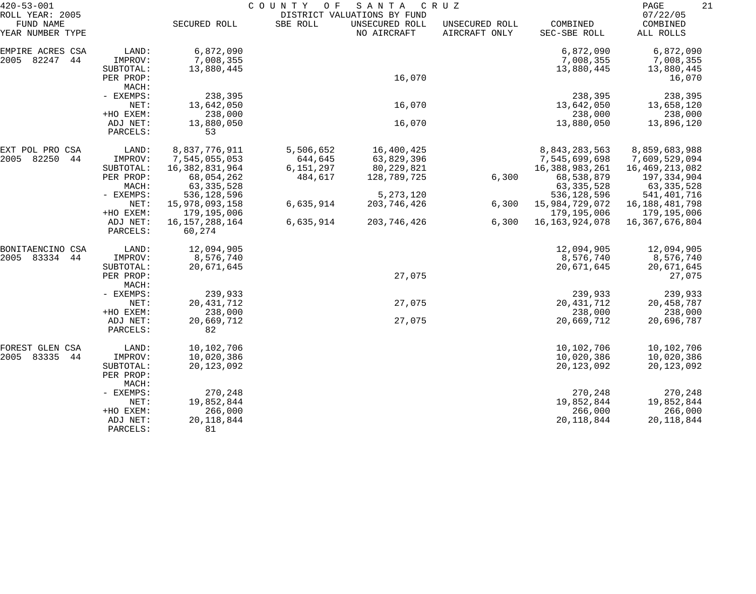420-53-001 COUNTY OF SANTA CRUZ
ROLL YEAR: 2005 DISTRICT VALUATIONS BY FUND 07/22/05

| FUND NAME YEAR NUMBER TYPE | | SECURED ROLL | SBE ROLL | UNSECURED ROLL NO AIRCRAFT | UNSECURED ROLL AIRCRAFT ONLY | COMBINED SEC-SBE ROLL | COMBINED ALL ROLLS |
|---|---|---|---|---|---|---|---|
| EMPIRE ACRES CSA | LAND: | 6,872,090 | | | | 6,872,090 | 6,872,090 |
| 2005 82247 44 | IMPROV: | 7,008,355 | | | | 7,008,355 | 7,008,355 |
| | SUBTOTAL: | 13,880,445 | | | | 13,880,445 | 13,880,445 |
| | PER PROP: | | | 16,070 | | | 16,070 |
| | MACH: | | | | | | |
| | - EXEMPS: | 238,395 | | | | 238,395 | 238,395 |
| | NET: | 13,642,050 | | 16,070 | | 13,642,050 | 13,658,120 |
| | +HO EXEM: | 238,000 | | | | 238,000 | 238,000 |
| | ADJ NET: | 13,880,050 | | 16,070 | | 13,880,050 | 13,896,120 |
| | PARCELS: | 53 | | | | | |
| EXT POL PRO CSA | LAND: | 8,837,776,911 | 5,506,652 | 16,400,425 | | 8,843,283,563 | 8,859,683,988 |
| 2005 82250 44 | IMPROV: | 7,545,055,053 | 644,645 | 63,829,396 | | 7,545,699,698 | 7,609,529,094 |
| | SUBTOTAL: | 16,382,831,964 | 6,151,297 | 80,229,821 | | 16,388,983,261 | 16,469,213,082 |
| | PER PROP: | 68,054,262 | 484,617 | 128,789,725 | 6,300 | 68,538,879 | 197,334,904 |
| | MACH: | 63,335,528 | | | | 63,335,528 | 63,335,528 |
| | - EXEMPS: | 536,128,596 | | 5,273,120 | | 536,128,596 | 541,401,716 |
| | NET: | 15,978,093,158 | 6,635,914 | 203,746,426 | 6,300 | 15,984,729,072 | 16,188,481,798 |
| | +HO EXEM: | 179,195,006 | | | | 179,195,006 | 179,195,006 |
| | ADJ NET: | 16,157,288,164 | 6,635,914 | 203,746,426 | 6,300 | 16,163,924,078 | 16,367,676,804 |
| | PARCELS: | 60,274 | | | | | |
| BONITAENCINO CSA | LAND: | 12,094,905 | | | | 12,094,905 | 12,094,905 |
| 2005 83334 44 | IMPROV: | 8,576,740 | | | | 8,576,740 | 8,576,740 |
| | SUBTOTAL: | 20,671,645 | | | | 20,671,645 | 20,671,645 |
| | PER PROP: | | | 27,075 | | | 27,075 |
| | MACH: | | | | | | |
| | - EXEMPS: | 239,933 | | | | 239,933 | 239,933 |
| | NET: | 20,431,712 | | 27,075 | | 20,431,712 | 20,458,787 |
| | +HO EXEM: | 238,000 | | | | 238,000 | 238,000 |
| | ADJ NET: | 20,669,712 | | 27,075 | | 20,669,712 | 20,696,787 |
| | PARCELS: | 82 | | | | | |
| FOREST GLEN CSA | LAND: | 10,102,706 | | | | 10,102,706 | 10,102,706 |
| 2005 83335 44 | IMPROV: | 10,020,386 | | | | 10,020,386 | 10,020,386 |
| | SUBTOTAL: | 20,123,092 | | | | 20,123,092 | 20,123,092 |
| | PER PROP: | | | | | | |
| | MACH: | | | | | | |
| | - EXEMPS: | 270,248 | | | | 270,248 | 270,248 |
| | NET: | 19,852,844 | | | | 19,852,844 | 19,852,844 |
| | +HO EXEM: | 266,000 | | | | 266,000 | 266,000 |
| | ADJ NET: | 20,118,844 | | | | 20,118,844 | 20,118,844 |
| | PARCELS: | 81 | | | | | |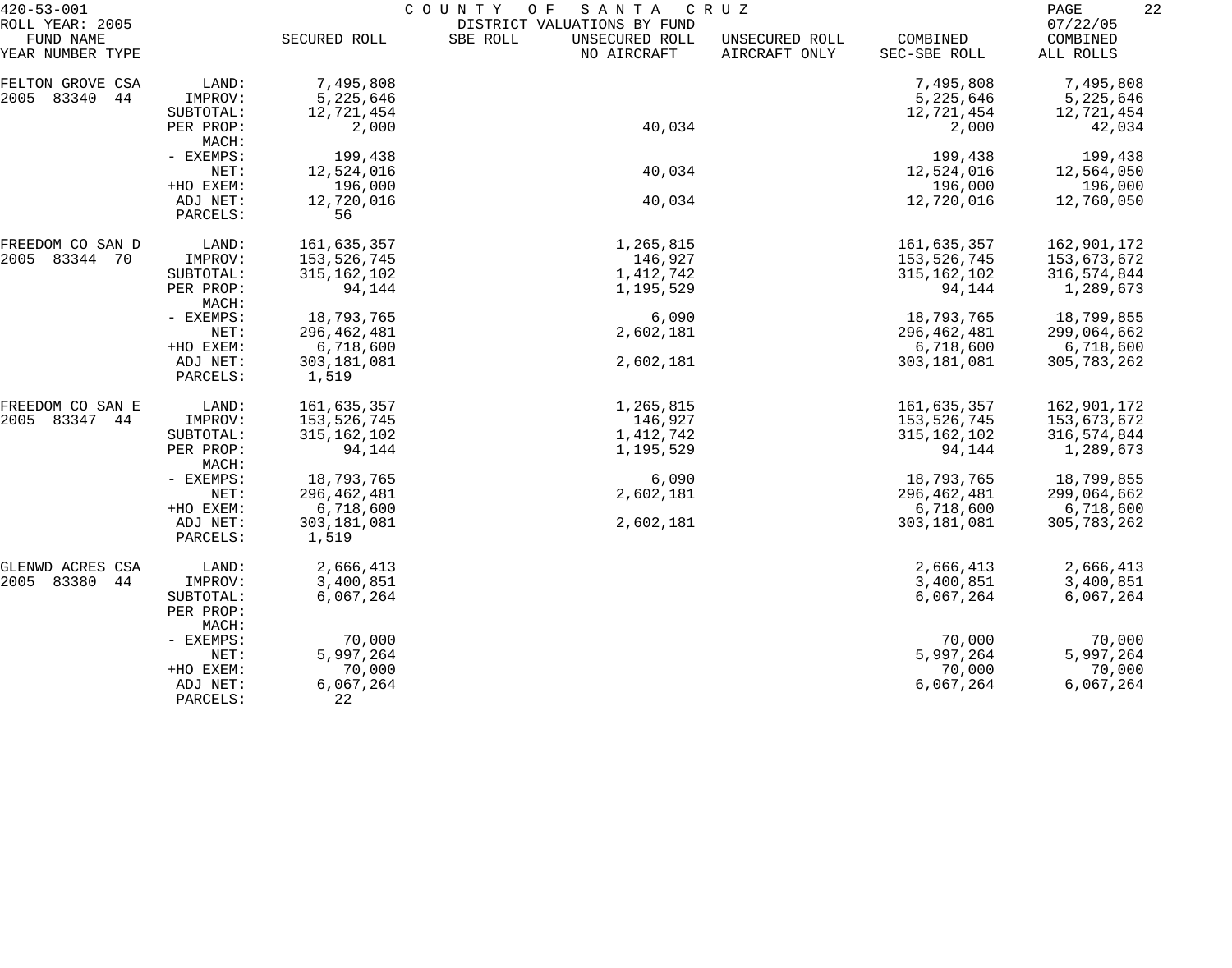420-53-001 COUNTY OF SANTA CRUZ
ROLL YEAR: 2005 DISTRICT VALUATIONS BY FUND 07/22/05

| FUND NAME YEAR NUMBER TYPE | | SECURED ROLL | SBE ROLL | UNSECURED ROLL NO AIRCRAFT | UNSECURED ROLL AIRCRAFT ONLY | COMBINED SEC-SBE ROLL | COMBINED ALL ROLLS |
|---|---|---|---|---|---|---|---|
| FELTON GROVE CSA | LAND: | 7,495,808 | | | | 7,495,808 | 7,495,808 |
| 2005 83340 44 | IMPROV: | 5,225,646 | | | | 5,225,646 | 5,225,646 |
| | SUBTOTAL: | 12,721,454 | | | | 12,721,454 | 12,721,454 |
| | PER PROP: | 2,000 | | 40,034 | | 2,000 | 42,034 |
| | MACH: | | | | | | |
| | - EXEMPS: | 199,438 | | | | 199,438 | 199,438 |
| | NET: | 12,524,016 | | 40,034 | | 12,524,016 | 12,564,050 |
| | +HO EXEM: | 196,000 | | | | 196,000 | 196,000 |
| | ADJ NET: | 12,720,016 | | 40,034 | | 12,720,016 | 12,760,050 |
| | PARCELS: | 56 | | | | | |
| FREEDOM CO SAN D | LAND: | 161,635,357 | | 1,265,815 | | 161,635,357 | 162,901,172 |
| 2005 83344 70 | IMPROV: | 153,526,745 | | 146,927 | | 153,526,745 | 153,673,672 |
| | SUBTOTAL: | 315,162,102 | | 1,412,742 | | 315,162,102 | 316,574,844 |
| | PER PROP: | 94,144 | | 1,195,529 | | 94,144 | 1,289,673 |
| | MACH: | | | | | | |
| | - EXEMPS: | 18,793,765 | | 6,090 | | 18,793,765 | 18,799,855 |
| | NET: | 296,462,481 | | 2,602,181 | | 296,462,481 | 299,064,662 |
| | +HO EXEM: | 6,718,600 | | | | 6,718,600 | 6,718,600 |
| | ADJ NET: | 303,181,081 | | 2,602,181 | | 303,181,081 | 305,783,262 |
| | PARCELS: | 1,519 | | | | | |
| FREEDOM CO SAN E | LAND: | 161,635,357 | | 1,265,815 | | 161,635,357 | 162,901,172 |
| 2005 83347 44 | IMPROV: | 153,526,745 | | 146,927 | | 153,526,745 | 153,673,672 |
| | SUBTOTAL: | 315,162,102 | | 1,412,742 | | 315,162,102 | 316,574,844 |
| | PER PROP: | 94,144 | | 1,195,529 | | 94,144 | 1,289,673 |
| | MACH: | | | | | | |
| | - EXEMPS: | 18,793,765 | | 6,090 | | 18,793,765 | 18,799,855 |
| | NET: | 296,462,481 | | 2,602,181 | | 296,462,481 | 299,064,662 |
| | +HO EXEM: | 6,718,600 | | | | 6,718,600 | 6,718,600 |
| | ADJ NET: | 303,181,081 | | 2,602,181 | | 303,181,081 | 305,783,262 |
| | PARCELS: | 1,519 | | | | | |
| GLENWD ACRES CSA | LAND: | 2,666,413 | | | | 2,666,413 | 2,666,413 |
| 2005 83380 44 | IMPROV: | 3,400,851 | | | | 3,400,851 | 3,400,851 |
| | SUBTOTAL: | 6,067,264 | | | | 6,067,264 | 6,067,264 |
| | PER PROP: | | | | | | |
| | MACH: | | | | | | |
| | - EXEMPS: | 70,000 | | | | 70,000 | 70,000 |
| | NET: | 5,997,264 | | | | 5,997,264 | 5,997,264 |
| | +HO EXEM: | 70,000 | | | | 70,000 | 70,000 |
| | ADJ NET: | 6,067,264 | | | | 6,067,264 | 6,067,264 |
| | PARCELS: | 22 | | | | | |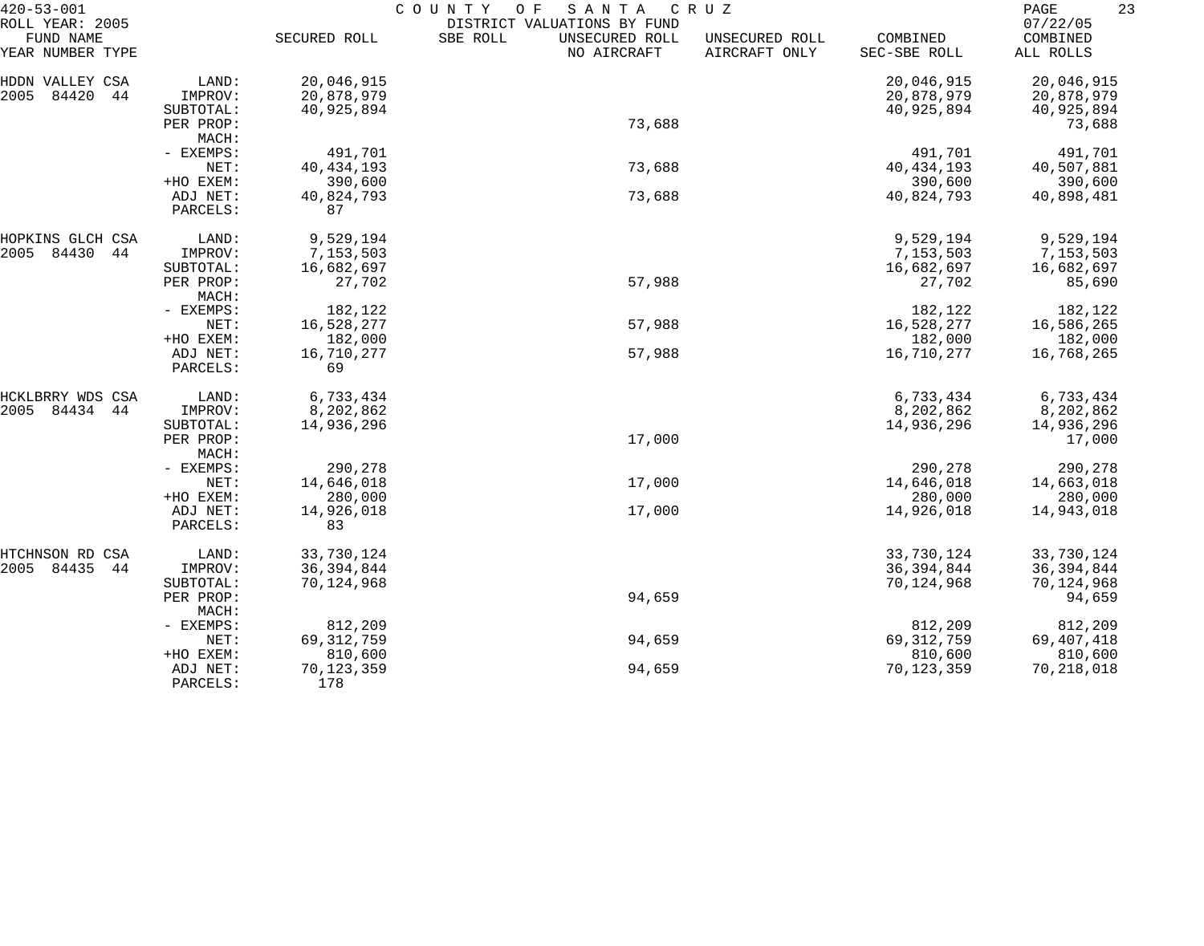420-53-001 COUNTY OF SANTA CRUZ
ROLL YEAR: 2005 DISTRICT VALUATIONS BY FUND 07/22/05

| FUND NAME YEAR NUMBER TYPE | | SECURED ROLL | SBE ROLL | UNSECURED ROLL NO AIRCRAFT | UNSECURED ROLL AIRCRAFT ONLY | COMBINED SEC-SBE ROLL | COMBINED ALL ROLLS |
|---|---|---|---|---|---|---|---|
| HDDN VALLEY CSA | LAND: | 20,046,915 | | | | 20,046,915 | 20,046,915 |
| 2005 84420 44 | IMPROV: | 20,878,979 | | | | 20,878,979 | 20,878,979 |
| | SUBTOTAL: | 40,925,894 | | | | 40,925,894 | 40,925,894 |
| | PER PROP: | | | 73,688 | | | 73,688 |
| | MACH: | | | | | | |
| | - EXEMPS: | 491,701 | | | | 491,701 | 491,701 |
| | NET: | 40,434,193 | | 73,688 | | 40,434,193 | 40,507,881 |
| | +HO EXEM: | 390,600 | | | | 390,600 | 390,600 |
| | ADJ NET: | 40,824,793 | | 73,688 | | 40,824,793 | 40,898,481 |
| | PARCELS: | 87 | | | | | |
| HOPKINS GLCH CSA | LAND: | 9,529,194 | | | | 9,529,194 | 9,529,194 |
| 2005 84430 44 | IMPROV: | 7,153,503 | | | | 7,153,503 | 7,153,503 |
| | SUBTOTAL: | 16,682,697 | | | | 16,682,697 | 16,682,697 |
| | PER PROP: | 27,702 | | 57,988 | | 27,702 | 85,690 |
| | MACH: | | | | | | |
| | - EXEMPS: | 182,122 | | | | 182,122 | 182,122 |
| | NET: | 16,528,277 | | 57,988 | | 16,528,277 | 16,586,265 |
| | +HO EXEM: | 182,000 | | | | 182,000 | 182,000 |
| | ADJ NET: | 16,710,277 | | 57,988 | | 16,710,277 | 16,768,265 |
| | PARCELS: | 69 | | | | | |
| HCKLBRRY WDS CSA | LAND: | 6,733,434 | | | | 6,733,434 | 6,733,434 |
| 2005 84434 44 | IMPROV: | 8,202,862 | | | | 8,202,862 | 8,202,862 |
| | SUBTOTAL: | 14,936,296 | | | | 14,936,296 | 14,936,296 |
| | PER PROP: | | | 17,000 | | | 17,000 |
| | MACH: | | | | | | |
| | - EXEMPS: | 290,278 | | | | 290,278 | 290,278 |
| | NET: | 14,646,018 | | 17,000 | | 14,646,018 | 14,663,018 |
| | +HO EXEM: | 280,000 | | | | 280,000 | 280,000 |
| | ADJ NET: | 14,926,018 | | 17,000 | | 14,926,018 | 14,943,018 |
| | PARCELS: | 83 | | | | | |
| HTCHNSON RD CSA | LAND: | 33,730,124 | | | | 33,730,124 | 33,730,124 |
| 2005 84435 44 | IMPROV: | 36,394,844 | | | | 36,394,844 | 36,394,844 |
| | SUBTOTAL: | 70,124,968 | | | | 70,124,968 | 70,124,968 |
| | PER PROP: | | | 94,659 | | | 94,659 |
| | MACH: | | | | | | |
| | - EXEMPS: | 812,209 | | | | 812,209 | 812,209 |
| | NET: | 69,312,759 | | 94,659 | | 69,312,759 | 69,407,418 |
| | +HO EXEM: | 810,600 | | | | 810,600 | 810,600 |
| | ADJ NET: | 70,123,359 | | 94,659 | | 70,123,359 | 70,218,018 |
| | PARCELS: | 178 | | | | | |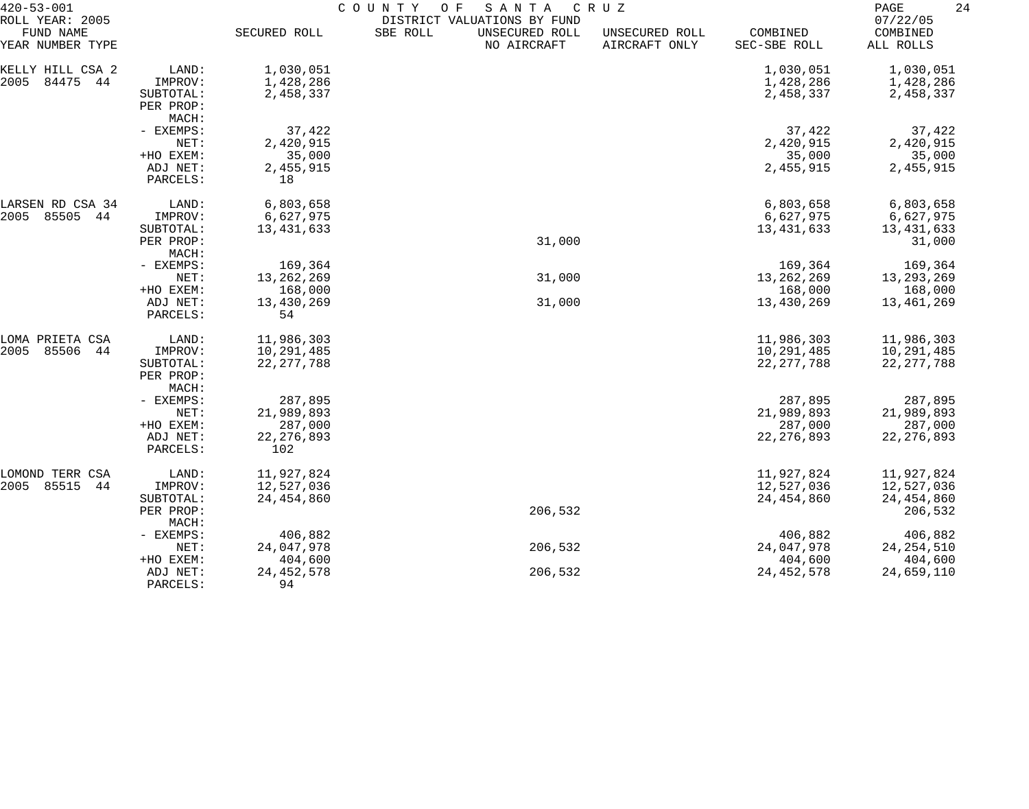420-53-001 COUNTY OF SANTA CRUZ
ROLL YEAR: 2005 DISTRICT VALUATIONS BY FUND 07/22/05

| FUND NAME YEAR NUMBER TYPE | | SECURED ROLL | SBE ROLL | UNSECURED ROLL NO AIRCRAFT | UNSECURED ROLL AIRCRAFT ONLY | COMBINED SEC-SBE ROLL | COMBINED ALL ROLLS |
|---|---|---|---|---|---|---|---|
| KELLY HILL CSA 2 | LAND: | 1,030,051 | | | | 1,030,051 | 1,030,051 |
| 2005 84475 44 | IMPROV: | 1,428,286 | | | | 1,428,286 | 1,428,286 |
| | SUBTOTAL: | 2,458,337 | | | | 2,458,337 | 2,458,337 |
| | PER PROP: | | | | | | |
| | MACH: | | | | | | |
| | - EXEMPS: | 37,422 | | | | 37,422 | 37,422 |
| | NET: | 2,420,915 | | | | 2,420,915 | 2,420,915 |
| | +HO EXEM: | 35,000 | | | | 35,000 | 35,000 |
| | ADJ NET: | 2,455,915 | | | | 2,455,915 | 2,455,915 |
| | PARCELS: | 18 | | | | | |
| LARSEN RD CSA 34 | LAND: | 6,803,658 | | | | 6,803,658 | 6,803,658 |
| 2005 85505 44 | IMPROV: | 6,627,975 | | | | 6,627,975 | 6,627,975 |
| | SUBTOTAL: | 13,431,633 | | | | 13,431,633 | 13,431,633 |
| | PER PROP: | | | 31,000 | | | 31,000 |
| | MACH: | | | | | | |
| | - EXEMPS: | 169,364 | | | | 169,364 | 169,364 |
| | NET: | 13,262,269 | | 31,000 | | 13,262,269 | 13,293,269 |
| | +HO EXEM: | 168,000 | | | | 168,000 | 168,000 |
| | ADJ NET: | 13,430,269 | | 31,000 | | 13,430,269 | 13,461,269 |
| | PARCELS: | 54 | | | | | |
| LOMA PRIETA CSA | LAND: | 11,986,303 | | | | 11,986,303 | 11,986,303 |
| 2005 85506 44 | IMPROV: | 10,291,485 | | | | 10,291,485 | 10,291,485 |
| | SUBTOTAL: | 22,277,788 | | | | 22,277,788 | 22,277,788 |
| | PER PROP: | | | | | | |
| | MACH: | | | | | | |
| | - EXEMPS: | 287,895 | | | | 287,895 | 287,895 |
| | NET: | 21,989,893 | | | | 21,989,893 | 21,989,893 |
| | +HO EXEM: | 287,000 | | | | 287,000 | 287,000 |
| | ADJ NET: | 22,276,893 | | | | 22,276,893 | 22,276,893 |
| | PARCELS: | 102 | | | | | |
| LOMOND TERR CSA | LAND: | 11,927,824 | | | | 11,927,824 | 11,927,824 |
| 2005 85515 44 | IMPROV: | 12,527,036 | | | | 12,527,036 | 12,527,036 |
| | SUBTOTAL: | 24,454,860 | | | | 24,454,860 | 24,454,860 |
| | PER PROP: | | | 206,532 | | | 206,532 |
| | MACH: | | | | | | |
| | - EXEMPS: | 406,882 | | | | 406,882 | 406,882 |
| | NET: | 24,047,978 | | 206,532 | | 24,047,978 | 24,254,510 |
| | +HO EXEM: | 404,600 | | | | 404,600 | 404,600 |
| | ADJ NET: | 24,452,578 | | 206,532 | | 24,452,578 | 24,659,110 |
| | PARCELS: | 94 | | | | | |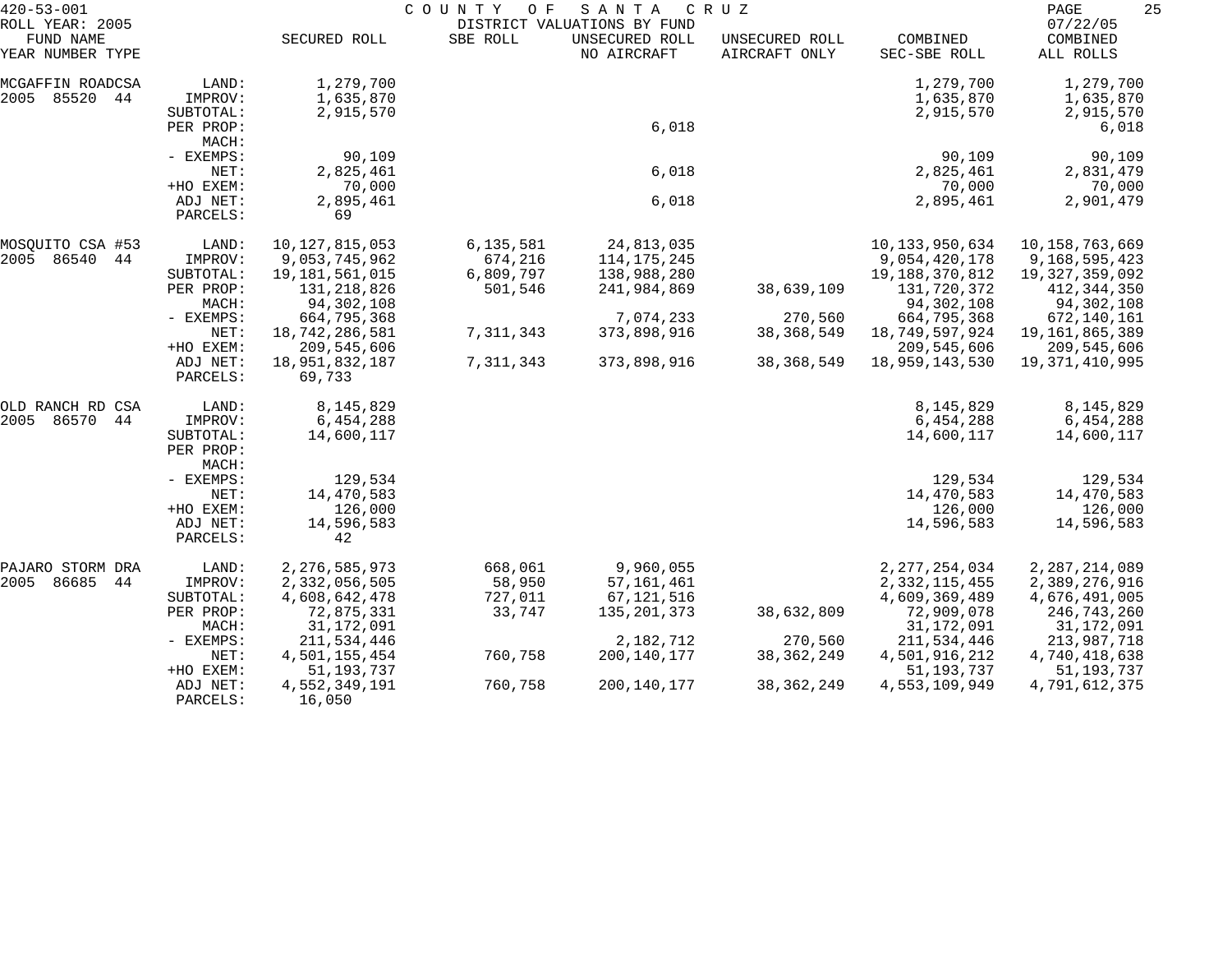420-53-001 — COUNTY OF SANTA CRUZ — DISTRICT VALUATIONS BY FUND

ROLL YEAR: 2005 — 07/22/05

| FUND NAME / YEAR NUMBER TYPE | | SECURED ROLL | SBE ROLL | UNSECURED ROLL NO AIRCRAFT | UNSECURED ROLL AIRCRAFT ONLY | COMBINED SEC-SBE ROLL | COMBINED ALL ROLLS |
|---|---|---|---|---|---|---|---|
| MCGAFFIN ROADCSA | LAND: | 1,279,700 | | | | 1,279,700 | 1,279,700 |
| 2005 85520 44 | IMPROV: | 1,635,870 | | | | 1,635,870 | 1,635,870 |
| | SUBTOTAL: | 2,915,570 | | | | 2,915,570 | 2,915,570 |
| | PER PROP: | | | 6,018 | | | 6,018 |
| | MACH: | | | | | | |
| | - EXEMPS: | 90,109 | | | | 90,109 | 90,109 |
| | NET: | 2,825,461 | | 6,018 | | 2,825,461 | 2,831,479 |
| | +HO EXEM: | 70,000 | | | | 70,000 | 70,000 |
| | ADJ NET: | 2,895,461 | | 6,018 | | 2,895,461 | 2,901,479 |
| | PARCELS: | 69 | | | | | |
| MOSQUITO CSA #53 | LAND: | 10,127,815,053 | 6,135,581 | 24,813,035 | | 10,133,950,634 | 10,158,763,669 |
| 2005 86540 44 | IMPROV: | 9,053,745,962 | 674,216 | 114,175,245 | | 9,054,420,178 | 9,168,595,423 |
| | SUBTOTAL: | 19,181,561,015 | 6,809,797 | 138,988,280 | | 19,188,370,812 | 19,327,359,092 |
| | PER PROP: | 131,218,826 | 501,546 | 241,984,869 | 38,639,109 | 131,720,372 | 412,344,350 |
| | MACH: | 94,302,108 | | | | 94,302,108 | 94,302,108 |
| | - EXEMPS: | 664,795,368 | | 7,074,233 | 270,560 | 664,795,368 | 672,140,161 |
| | NET: | 18,742,286,581 | 7,311,343 | 373,898,916 | 38,368,549 | 18,749,597,924 | 19,161,865,389 |
| | +HO EXEM: | 209,545,606 | | | | 209,545,606 | 209,545,606 |
| | ADJ NET: | 18,951,832,187 | 7,311,343 | 373,898,916 | 38,368,549 | 18,959,143,530 | 19,371,410,995 |
| | PARCELS: | 69,733 | | | | | |
| OLD RANCH RD CSA | LAND: | 8,145,829 | | | | 8,145,829 | 8,145,829 |
| 2005 86570 44 | IMPROV: | 6,454,288 | | | | 6,454,288 | 6,454,288 |
| | SUBTOTAL: | 14,600,117 | | | | 14,600,117 | 14,600,117 |
| | PER PROP: | | | | | | |
| | MACH: | | | | | | |
| | - EXEMPS: | 129,534 | | | | 129,534 | 129,534 |
| | NET: | 14,470,583 | | | | 14,470,583 | 14,470,583 |
| | +HO EXEM: | 126,000 | | | | 126,000 | 126,000 |
| | ADJ NET: | 14,596,583 | | | | 14,596,583 | 14,596,583 |
| | PARCELS: | 42 | | | | | |
| PAJARO STORM DRA | LAND: | 2,276,585,973 | 668,061 | 9,960,055 | | 2,277,254,034 | 2,287,214,089 |
| 2005 86685 44 | IMPROV: | 2,332,056,505 | 58,950 | 57,161,461 | | 2,332,115,455 | 2,389,276,916 |
| | SUBTOTAL: | 4,608,642,478 | 727,011 | 67,121,516 | | 4,609,369,489 | 4,676,491,005 |
| | PER PROP: | 72,875,331 | 33,747 | 135,201,373 | 38,632,809 | 72,909,078 | 246,743,260 |
| | MACH: | 31,172,091 | | | | 31,172,091 | 31,172,091 |
| | - EXEMPS: | 211,534,446 | | 2,182,712 | 270,560 | 211,534,446 | 213,987,718 |
| | NET: | 4,501,155,454 | 760,758 | 200,140,177 | 38,362,249 | 4,501,916,212 | 4,740,418,638 |
| | +HO EXEM: | 51,193,737 | | | | 51,193,737 | 51,193,737 |
| | ADJ NET: | 4,552,349,191 | 760,758 | 200,140,177 | 38,362,249 | 4,553,109,949 | 4,791,612,375 |
| | PARCELS: | 16,050 | | | | | |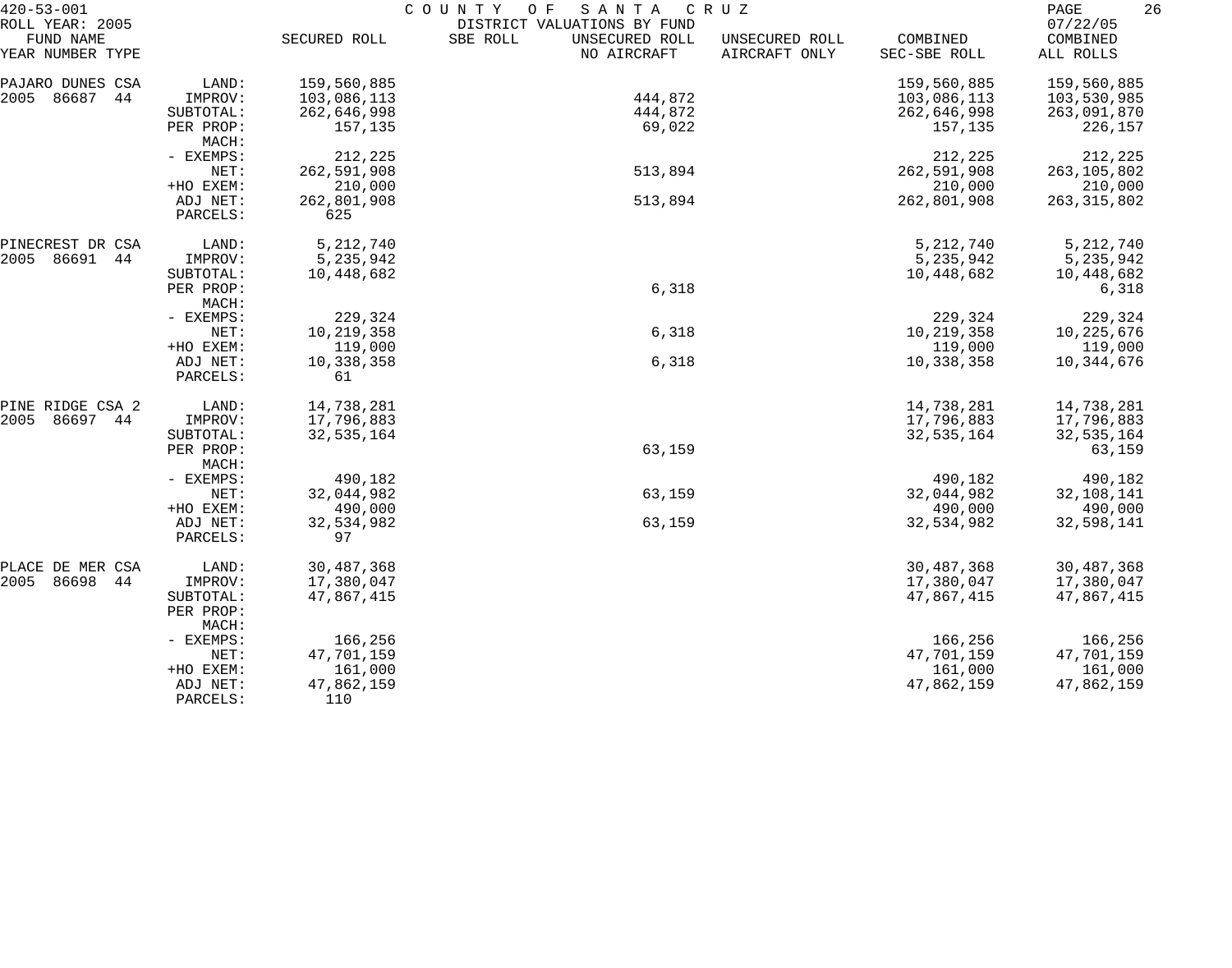420-53-001 COUNTY OF SANTA CRUZ
ROLL YEAR: 2005 DISTRICT VALUATIONS BY FUND 07/22/05

| FUND NAME<br>YEAR NUMBER TYPE | | SECURED ROLL | SBE ROLL | UNSECURED ROLL<br>NO AIRCRAFT | UNSECURED ROLL<br>AIRCRAFT ONLY | COMBINED<br>SEC-SBE ROLL | COMBINED<br>ALL ROLLS |
|---|---|---|---|---|---|---|---|
| PAJARO DUNES CSA | LAND: | 159,560,885 | | | | 159,560,885 | 159,560,885 |
| 2005 86687 44 | IMPROV: | 103,086,113 | | 444,872 | | 103,086,113 | 103,530,985 |
| | SUBTOTAL: | 262,646,998 | | 444,872 | | 262,646,998 | 263,091,870 |
| | PER PROP: | 157,135 | | 69,022 | | 157,135 | 226,157 |
| | MACH: | | | | | | |
| | - EXEMPS: | 212,225 | | | | 212,225 | 212,225 |
| | NET: | 262,591,908 | | 513,894 | | 262,591,908 | 263,105,802 |
| | +HO EXEM: | 210,000 | | | | 210,000 | 210,000 |
| | ADJ NET: | 262,801,908 | | 513,894 | | 262,801,908 | 263,315,802 |
| | PARCELS: | 625 | | | | | |
| PINECREST DR CSA | LAND: | 5,212,740 | | | | 5,212,740 | 5,212,740 |
| 2005 86691 44 | IMPROV: | 5,235,942 | | | | 5,235,942 | 5,235,942 |
| | SUBTOTAL: | 10,448,682 | | | | 10,448,682 | 10,448,682 |
| | PER PROP: | | | 6,318 | | | 6,318 |
| | MACH: | | | | | | |
| | - EXEMPS: | 229,324 | | | | 229,324 | 229,324 |
| | NET: | 10,219,358 | | 6,318 | | 10,219,358 | 10,225,676 |
| | +HO EXEM: | 119,000 | | | | 119,000 | 119,000 |
| | ADJ NET: | 10,338,358 | | 6,318 | | 10,338,358 | 10,344,676 |
| | PARCELS: | 61 | | | | | |
| PINE RIDGE CSA 2 | LAND: | 14,738,281 | | | | 14,738,281 | 14,738,281 |
| 2005 86697 44 | IMPROV: | 17,796,883 | | | | 17,796,883 | 17,796,883 |
| | SUBTOTAL: | 32,535,164 | | | | 32,535,164 | 32,535,164 |
| | PER PROP: | | | 63,159 | | | 63,159 |
| | MACH: | | | | | | |
| | - EXEMPS: | 490,182 | | | | 490,182 | 490,182 |
| | NET: | 32,044,982 | | 63,159 | | 32,044,982 | 32,108,141 |
| | +HO EXEM: | 490,000 | | | | 490,000 | 490,000 |
| | ADJ NET: | 32,534,982 | | 63,159 | | 32,534,982 | 32,598,141 |
| | PARCELS: | 97 | | | | | |
| PLACE DE MER CSA | LAND: | 30,487,368 | | | | 30,487,368 | 30,487,368 |
| 2005 86698 44 | IMPROV: | 17,380,047 | | | | 17,380,047 | 17,380,047 |
| | SUBTOTAL: | 47,867,415 | | | | 47,867,415 | 47,867,415 |
| | PER PROP: | | | | | | |
| | MACH: | | | | | | |
| | - EXEMPS: | 166,256 | | | | 166,256 | 166,256 |
| | NET: | 47,701,159 | | | | 47,701,159 | 47,701,159 |
| | +HO EXEM: | 161,000 | | | | 161,000 | 161,000 |
| | ADJ NET: | 47,862,159 | | | | 47,862,159 | 47,862,159 |
| | PARCELS: | 110 | | | | | |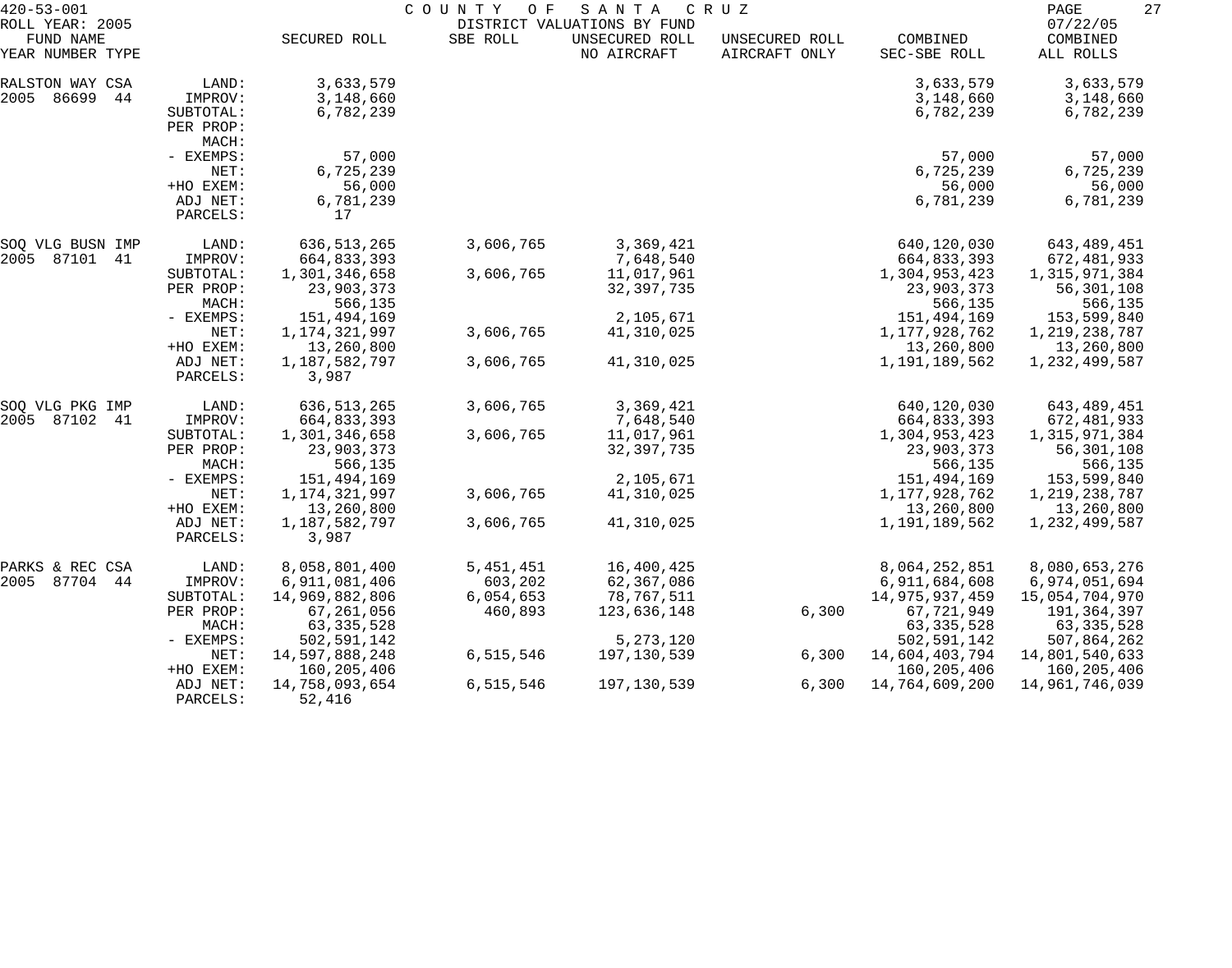420-53-001 — COUNTY OF SANTA CRUZ — DISTRICT VALUATIONS BY FUND — ROLL YEAR: 2005 — 07/22/05

| FUND NAME YEAR NUMBER TYPE | | SECURED ROLL | SBE ROLL | UNSECURED ROLL NO AIRCRAFT | UNSECURED ROLL AIRCRAFT ONLY | COMBINED SEC-SBE ROLL | COMBINED ALL ROLLS |
|---|---|---|---|---|---|---|---|
| RALSTON WAY CSA | LAND: | 3,633,579 | | | | 3,633,579 | 3,633,579 |
| 2005 86699 44 | IMPROV: | 3,148,660 | | | | 3,148,660 | 3,148,660 |
| | SUBTOTAL: | 6,782,239 | | | | 6,782,239 | 6,782,239 |
| | PER PROP: | | | | | | |
| | MACH: | | | | | | |
| | - EXEMPS: | 57,000 | | | | 57,000 | 57,000 |
| | NET: | 6,725,239 | | | | 6,725,239 | 6,725,239 |
| | +HO EXEM: | 56,000 | | | | 56,000 | 56,000 |
| | ADJ NET: | 6,781,239 | | | | 6,781,239 | 6,781,239 |
| | PARCELS: | 17 | | | | | |
| SOQ VLG BUSN IMP | LAND: | 636,513,265 | 3,606,765 | 3,369,421 | | 640,120,030 | 643,489,451 |
| 2005 87101 41 | IMPROV: | 664,833,393 | | 7,648,540 | | 664,833,393 | 672,481,933 |
| | SUBTOTAL: | 1,301,346,658 | 3,606,765 | 11,017,961 | | 1,304,953,423 | 1,315,971,384 |
| | PER PROP: | 23,903,373 | | 32,397,735 | | 23,903,373 | 56,301,108 |
| | MACH: | 566,135 | | | | 566,135 | 566,135 |
| | - EXEMPS: | 151,494,169 | | 2,105,671 | | 151,494,169 | 153,599,840 |
| | NET: | 1,174,321,997 | 3,606,765 | 41,310,025 | | 1,177,928,762 | 1,219,238,787 |
| | +HO EXEM: | 13,260,800 | | | | 13,260,800 | 13,260,800 |
| | ADJ NET: | 1,187,582,797 | 3,606,765 | 41,310,025 | | 1,191,189,562 | 1,232,499,587 |
| | PARCELS: | 3,987 | | | | | |
| SOQ VLG PKG IMP | LAND: | 636,513,265 | 3,606,765 | 3,369,421 | | 640,120,030 | 643,489,451 |
| 2005 87102 41 | IMPROV: | 664,833,393 | | 7,648,540 | | 664,833,393 | 672,481,933 |
| | SUBTOTAL: | 1,301,346,658 | 3,606,765 | 11,017,961 | | 1,304,953,423 | 1,315,971,384 |
| | PER PROP: | 23,903,373 | | 32,397,735 | | 23,903,373 | 56,301,108 |
| | MACH: | 566,135 | | | | 566,135 | 566,135 |
| | - EXEMPS: | 151,494,169 | | 2,105,671 | | 151,494,169 | 153,599,840 |
| | NET: | 1,174,321,997 | 3,606,765 | 41,310,025 | | 1,177,928,762 | 1,219,238,787 |
| | +HO EXEM: | 13,260,800 | | | | 13,260,800 | 13,260,800 |
| | ADJ NET: | 1,187,582,797 | 3,606,765 | 41,310,025 | | 1,191,189,562 | 1,232,499,587 |
| | PARCELS: | 3,987 | | | | | |
| PARKS & REC CSA | LAND: | 8,058,801,400 | 5,451,451 | 16,400,425 | | 8,064,252,851 | 8,080,653,276 |
| 2005 87704 44 | IMPROV: | 6,911,081,406 | 603,202 | 62,367,086 | | 6,911,684,608 | 6,974,051,694 |
| | SUBTOTAL: | 14,969,882,806 | 6,054,653 | 78,767,511 | | 14,975,937,459 | 15,054,704,970 |
| | PER PROP: | 67,261,056 | 460,893 | 123,636,148 | 6,300 | 67,721,949 | 191,364,397 |
| | MACH: | 63,335,528 | | | | 63,335,528 | 63,335,528 |
| | - EXEMPS: | 502,591,142 | | 5,273,120 | | 502,591,142 | 507,864,262 |
| | NET: | 14,597,888,248 | 6,515,546 | 197,130,539 | 6,300 | 14,604,403,794 | 14,801,540,633 |
| | +HO EXEM: | 160,205,406 | | | | 160,205,406 | 160,205,406 |
| | ADJ NET: | 14,758,093,654 | 6,515,546 | 197,130,539 | 6,300 | 14,764,609,200 | 14,961,746,039 |
| | PARCELS: | 52,416 | | | | | |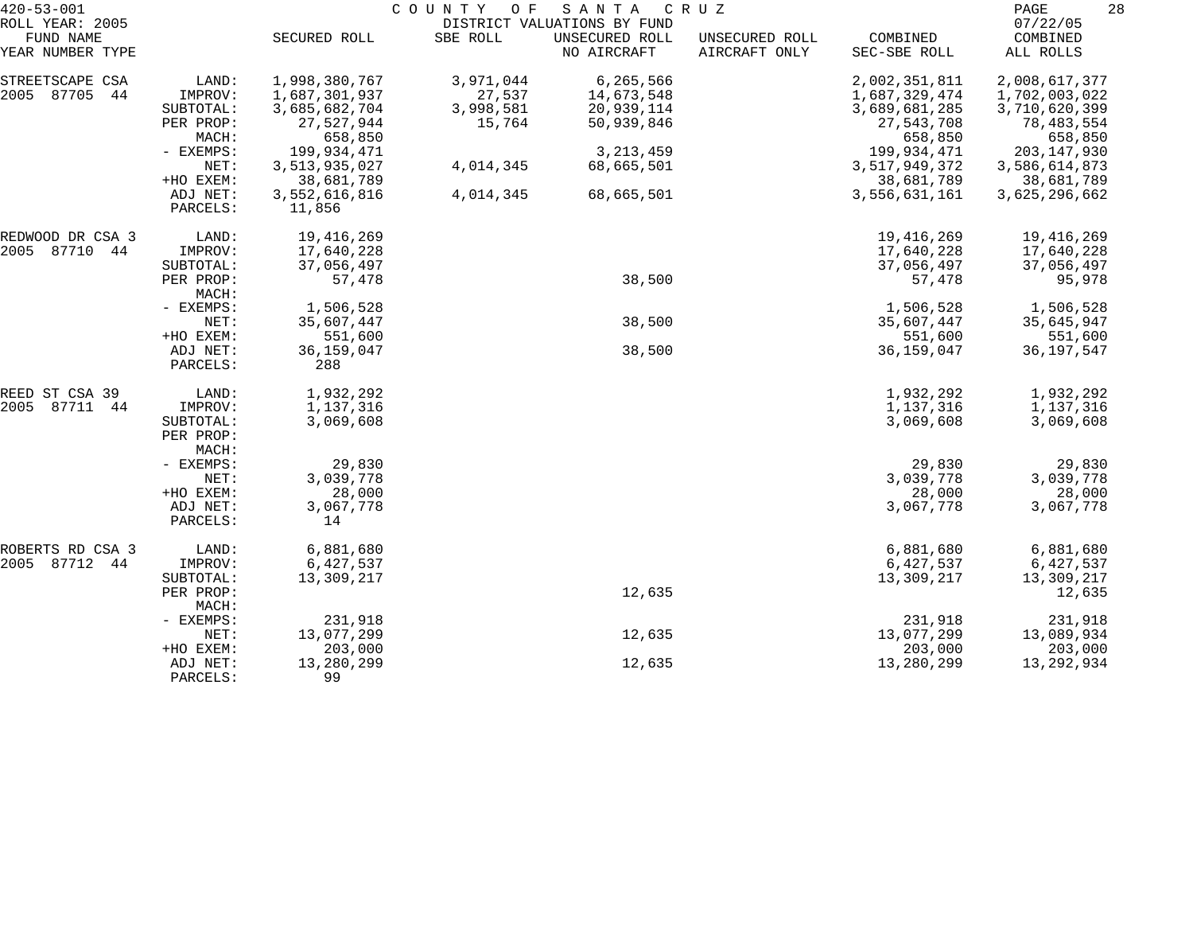420-53-001 COUNTY OF SANTA CRUZ
ROLL YEAR: 2005 DISTRICT VALUATIONS BY FUND 07/22/05

| FUND NAME<br>YEAR NUMBER TYPE | | SECURED ROLL | SBE ROLL | UNSECURED ROLL<br>NO AIRCRAFT | UNSECURED ROLL<br>AIRCRAFT ONLY | COMBINED<br>SEC-SBE ROLL | COMBINED<br>ALL ROLLS |
|---|---|---|---|---|---|---|---|
| STREETSCAPE CSA | LAND: | 1,998,380,767 | 3,971,044 | 6,265,566 | | 2,002,351,811 | 2,008,617,377 |
| 2005 87705 44 | IMPROV: | 1,687,301,937 | 27,537 | 14,673,548 | | 1,687,329,474 | 1,702,003,022 |
| | SUBTOTAL: | 3,685,682,704 | 3,998,581 | 20,939,114 | | 3,689,681,285 | 3,710,620,399 |
| | PER PROP: | 27,527,944 | 15,764 | 50,939,846 | | 27,543,708 | 78,483,554 |
| | MACH: | 658,850 | | | | 658,850 | 658,850 |
| | - EXEMPS: | 199,934,471 | | 3,213,459 | | 199,934,471 | 203,147,930 |
| | NET: | 3,513,935,027 | 4,014,345 | 68,665,501 | | 3,517,949,372 | 3,586,614,873 |
| | +HO EXEM: | 38,681,789 | | | | 38,681,789 | 38,681,789 |
| | ADJ NET: | 3,552,616,816 | 4,014,345 | 68,665,501 | | 3,556,631,161 | 3,625,296,662 |
| | PARCELS: | 11,856 | | | | | |
| REDWOOD DR CSA 3 | LAND: | 19,416,269 | | | | 19,416,269 | 19,416,269 |
| 2005 87710 44 | IMPROV: | 17,640,228 | | | | 17,640,228 | 17,640,228 |
| | SUBTOTAL: | 37,056,497 | | | | 37,056,497 | 37,056,497 |
| | PER PROP: | 57,478 | | 38,500 | | 57,478 | 95,978 |
| | MACH: | | | | | | |
| | - EXEMPS: | 1,506,528 | | | | 1,506,528 | 1,506,528 |
| | NET: | 35,607,447 | | 38,500 | | 35,607,447 | 35,645,947 |
| | +HO EXEM: | 551,600 | | | | 551,600 | 551,600 |
| | ADJ NET: | 36,159,047 | | 38,500 | | 36,159,047 | 36,197,547 |
| | PARCELS: | 288 | | | | | |
| REED ST CSA 39 | LAND: | 1,932,292 | | | | 1,932,292 | 1,932,292 |
| 2005 87711 44 | IMPROV: | 1,137,316 | | | | 1,137,316 | 1,137,316 |
| | SUBTOTAL: | 3,069,608 | | | | 3,069,608 | 3,069,608 |
| | PER PROP: | | | | | | |
| | MACH: | | | | | | |
| | - EXEMPS: | 29,830 | | | | 29,830 | 29,830 |
| | NET: | 3,039,778 | | | | 3,039,778 | 3,039,778 |
| | +HO EXEM: | 28,000 | | | | 28,000 | 28,000 |
| | ADJ NET: | 3,067,778 | | | | 3,067,778 | 3,067,778 |
| | PARCELS: | 14 | | | | | |
| ROBERTS RD CSA 3 | LAND: | 6,881,680 | | | | 6,881,680 | 6,881,680 |
| 2005 87712 44 | IMPROV: | 6,427,537 | | | | 6,427,537 | 6,427,537 |
| | SUBTOTAL: | 13,309,217 | | | | 13,309,217 | 13,309,217 |
| | PER PROP: | | | 12,635 | | | 12,635 |
| | MACH: | | | | | | |
| | - EXEMPS: | 231,918 | | | | 231,918 | 231,918 |
| | NET: | 13,077,299 | | 12,635 | | 13,077,299 | 13,089,934 |
| | +HO EXEM: | 203,000 | | | | 203,000 | 203,000 |
| | ADJ NET: | 13,280,299 | | 12,635 | | 13,280,299 | 13,292,934 |
| | PARCELS: | 99 | | | | | |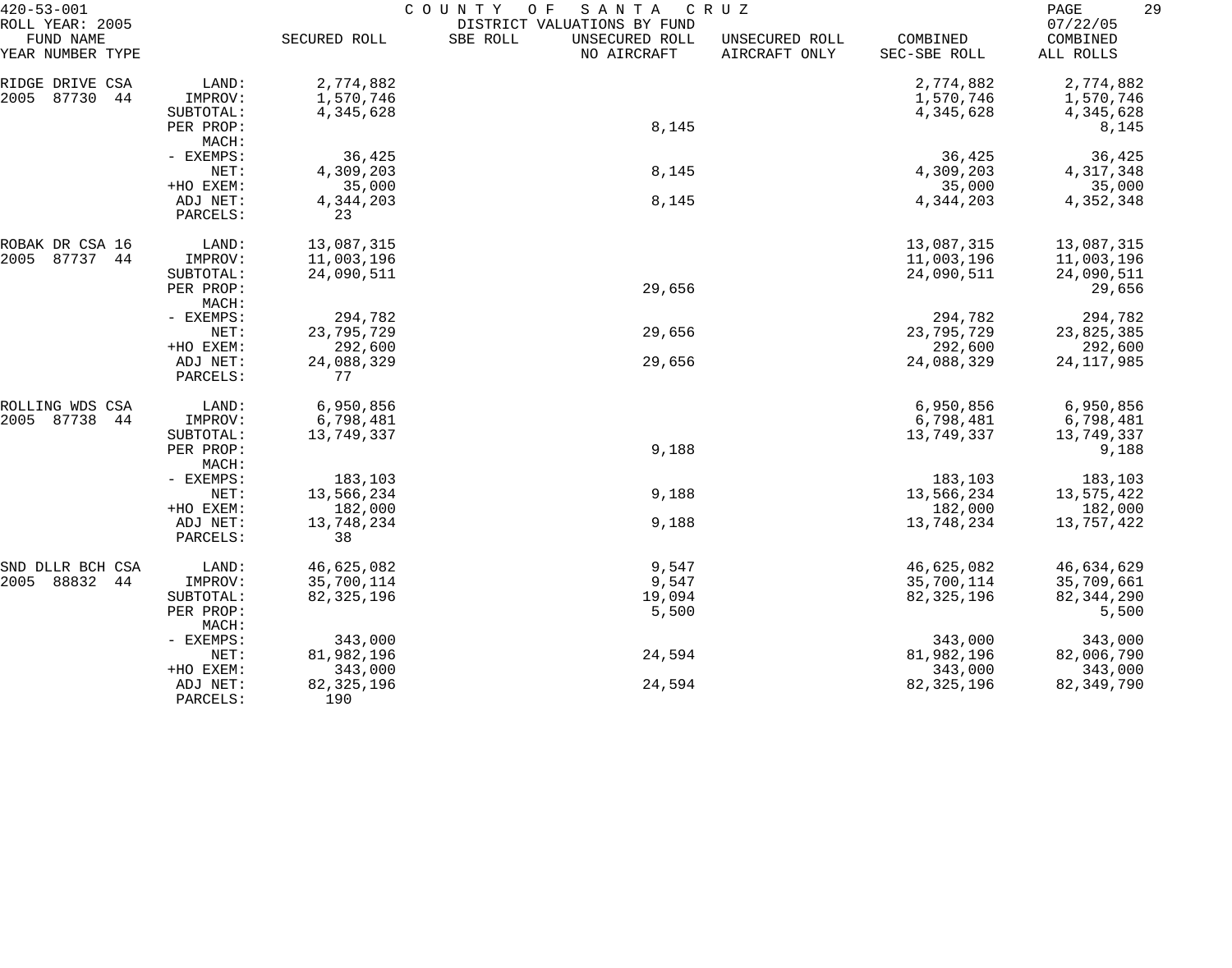420-53-001 COUNTY OF SANTA CRUZ
ROLL YEAR: 2005 DISTRICT VALUATIONS BY FUND 07/22/05

| FUND NAME YEAR NUMBER TYPE | | SECURED ROLL | SBE ROLL | UNSECURED ROLL NO AIRCRAFT | UNSECURED ROLL AIRCRAFT ONLY | COMBINED SEC-SBE ROLL | COMBINED ALL ROLLS |
|---|---|---|---|---|---|---|---|
| RIDGE DRIVE CSA | LAND: | 2,774,882 | | | | 2,774,882 | 2,774,882 |
| 2005 87730 44 | IMPROV: | 1,570,746 | | | | 1,570,746 | 1,570,746 |
| | SUBTOTAL: | 4,345,628 | | | | 4,345,628 | 4,345,628 |
| | PER PROP: | | | 8,145 | | | 8,145 |
| | MACH: | | | | | | |
| | - EXEMPS: | 36,425 | | | | 36,425 | 36,425 |
| | NET: | 4,309,203 | | 8,145 | | 4,309,203 | 4,317,348 |
| | +HO EXEM: | 35,000 | | | | 35,000 | 35,000 |
| | ADJ NET: | 4,344,203 | | 8,145 | | 4,344,203 | 4,352,348 |
| | PARCELS: | 23 | | | | | |
| ROBAK DR CSA 16 | LAND: | 13,087,315 | | | | 13,087,315 | 13,087,315 |
| 2005 87737 44 | IMPROV: | 11,003,196 | | | | 11,003,196 | 11,003,196 |
| | SUBTOTAL: | 24,090,511 | | | | 24,090,511 | 24,090,511 |
| | PER PROP: | | | 29,656 | | | 29,656 |
| | MACH: | | | | | | |
| | - EXEMPS: | 294,782 | | | | 294,782 | 294,782 |
| | NET: | 23,795,729 | | 29,656 | | 23,795,729 | 23,825,385 |
| | +HO EXEM: | 292,600 | | | | 292,600 | 292,600 |
| | ADJ NET: | 24,088,329 | | 29,656 | | 24,088,329 | 24,117,985 |
| | PARCELS: | 77 | | | | | |
| ROLLING WDS CSA | LAND: | 6,950,856 | | | | 6,950,856 | 6,950,856 |
| 2005 87738 44 | IMPROV: | 6,798,481 | | | | 6,798,481 | 6,798,481 |
| | SUBTOTAL: | 13,749,337 | | | | 13,749,337 | 13,749,337 |
| | PER PROP: | | | 9,188 | | | 9,188 |
| | MACH: | | | | | | |
| | - EXEMPS: | 183,103 | | | | 183,103 | 183,103 |
| | NET: | 13,566,234 | | 9,188 | | 13,566,234 | 13,575,422 |
| | +HO EXEM: | 182,000 | | | | 182,000 | 182,000 |
| | ADJ NET: | 13,748,234 | | 9,188 | | 13,748,234 | 13,757,422 |
| | PARCELS: | 38 | | | | | |
| SND DLLR BCH CSA | LAND: | 46,625,082 | | 9,547 | | 46,625,082 | 46,634,629 |
| 2005 88832 44 | IMPROV: | 35,700,114 | | 9,547 | | 35,700,114 | 35,709,661 |
| | SUBTOTAL: | 82,325,196 | | 19,094 | | 82,325,196 | 82,344,290 |
| | PER PROP: | | | 5,500 | | | 5,500 |
| | MACH: | | | | | | |
| | - EXEMPS: | 343,000 | | | | 343,000 | 343,000 |
| | NET: | 81,982,196 | | 24,594 | | 81,982,196 | 82,006,790 |
| | +HO EXEM: | 343,000 | | | | 343,000 | 343,000 |
| | ADJ NET: | 82,325,196 | | 24,594 | | 82,325,196 | 82,349,790 |
| | PARCELS: | 190 | | | | | |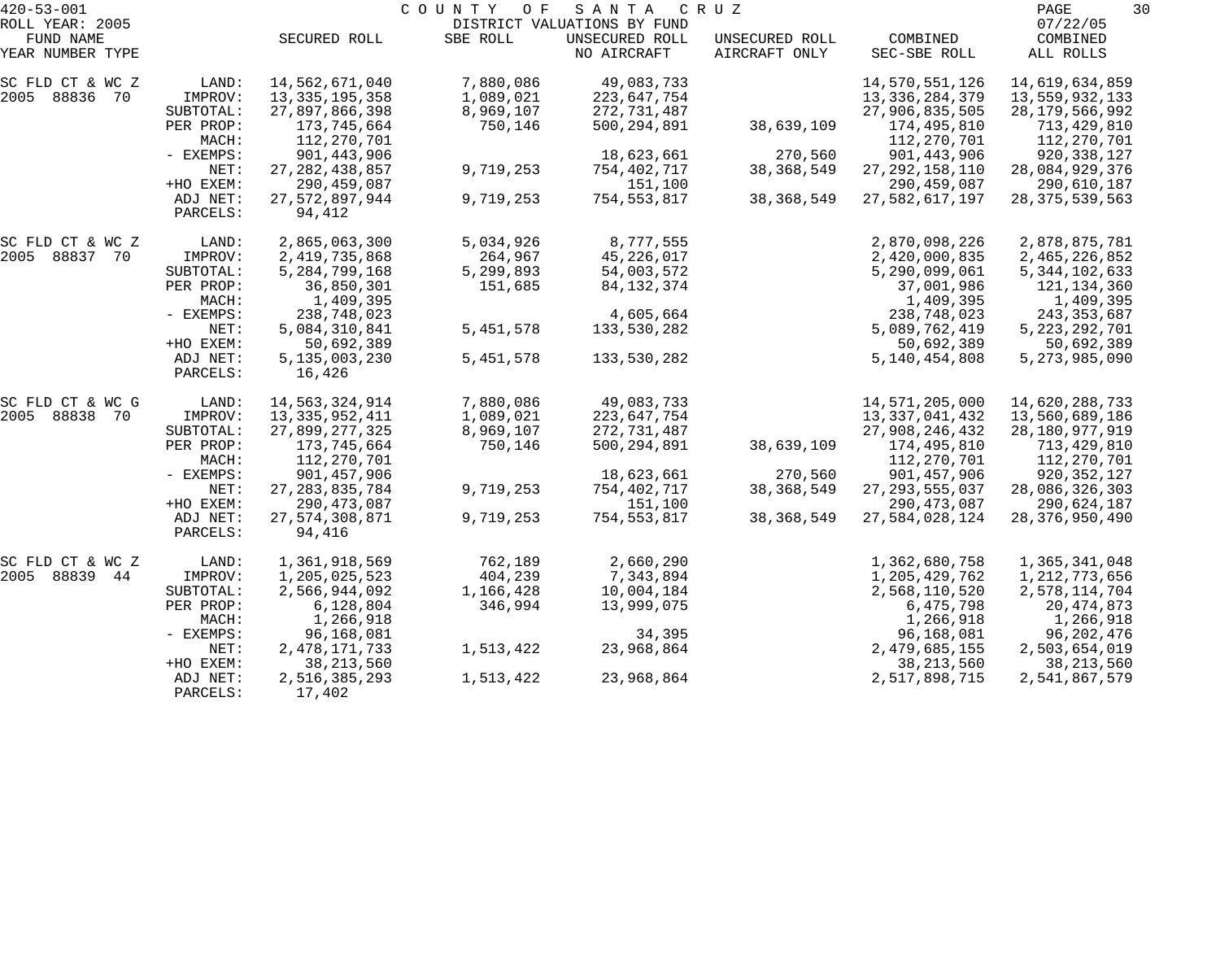420-53-001 — COUNTY OF SANTA CRUZ — DISTRICT VALUATIONS BY FUND

ROLL YEAR: 2005 — 07/22/05

| FUND NAME YEAR NUMBER TYPE | | SECURED ROLL | SBE ROLL | UNSECURED ROLL NO AIRCRAFT | UNSECURED ROLL AIRCRAFT ONLY | COMBINED SEC-SBE ROLL | COMBINED ALL ROLLS |
|---|---|---|---|---|---|---|---|
| SC FLD CT & WC Z | LAND: | 14,562,671,040 | 7,880,086 | 49,083,733 | | 14,570,551,126 | 14,619,634,859 |
| 2005 88836 70 | IMPROV: | 13,335,195,358 | 1,089,021 | 223,647,754 | | 13,336,284,379 | 13,559,932,133 |
| | SUBTOTAL: | 27,897,866,398 | 8,969,107 | 272,731,487 | | 27,906,835,505 | 28,179,566,992 |
| | PER PROP: | 173,745,664 | 750,146 | 500,294,891 | 38,639,109 | 174,495,810 | 713,429,810 |
| | MACH: | 112,270,701 | | | | 112,270,701 | 112,270,701 |
| | - EXEMPS: | 901,443,906 | | 18,623,661 | 270,560 | 901,443,906 | 920,338,127 |
| | NET: | 27,282,438,857 | 9,719,253 | 754,402,717 | 38,368,549 | 27,292,158,110 | 28,084,929,376 |
| | +HO EXEM: | 290,459,087 | | 151,100 | | 290,459,087 | 290,610,187 |
| | ADJ NET: | 27,572,897,944 | 9,719,253 | 754,553,817 | 38,368,549 | 27,582,617,197 | 28,375,539,563 |
| | PARCELS: | 94,412 | | | | | |
| SC FLD CT & WC Z | LAND: | 2,865,063,300 | 5,034,926 | 8,777,555 | | 2,870,098,226 | 2,878,875,781 |
| 2005 88837 70 | IMPROV: | 2,419,735,868 | 264,967 | 45,226,017 | | 2,420,000,835 | 2,465,226,852 |
| | SUBTOTAL: | 5,284,799,168 | 5,299,893 | 54,003,572 | | 5,290,099,061 | 5,344,102,633 |
| | PER PROP: | 36,850,301 | 151,685 | 84,132,374 | | 37,001,986 | 121,134,360 |
| | MACH: | 1,409,395 | | | | 1,409,395 | 1,409,395 |
| | - EXEMPS: | 238,748,023 | | 4,605,664 | | 238,748,023 | 243,353,687 |
| | NET: | 5,084,310,841 | 5,451,578 | 133,530,282 | | 5,089,762,419 | 5,223,292,701 |
| | +HO EXEM: | 50,692,389 | | | | 50,692,389 | 50,692,389 |
| | ADJ NET: | 5,135,003,230 | 5,451,578 | 133,530,282 | | 5,140,454,808 | 5,273,985,090 |
| | PARCELS: | 16,426 | | | | | |
| SC FLD CT & WC G | LAND: | 14,563,324,914 | 7,880,086 | 49,083,733 | | 14,571,205,000 | 14,620,288,733 |
| 2005 88838 70 | IMPROV: | 13,335,952,411 | 1,089,021 | 223,647,754 | | 13,337,041,432 | 13,560,689,186 |
| | SUBTOTAL: | 27,899,277,325 | 8,969,107 | 272,731,487 | | 27,908,246,432 | 28,180,977,919 |
| | PER PROP: | 173,745,664 | 750,146 | 500,294,891 | 38,639,109 | 174,495,810 | 713,429,810 |
| | MACH: | 112,270,701 | | | | 112,270,701 | 112,270,701 |
| | - EXEMPS: | 901,457,906 | | 18,623,661 | 270,560 | 901,457,906 | 920,352,127 |
| | NET: | 27,283,835,784 | 9,719,253 | 754,402,717 | 38,368,549 | 27,293,555,037 | 28,086,326,303 |
| | +HO EXEM: | 290,473,087 | | 151,100 | | 290,473,087 | 290,624,187 |
| | ADJ NET: | 27,574,308,871 | 9,719,253 | 754,553,817 | 38,368,549 | 27,584,028,124 | 28,376,950,490 |
| | PARCELS: | 94,416 | | | | | |
| SC FLD CT & WC Z | LAND: | 1,361,918,569 | 762,189 | 2,660,290 | | 1,362,680,758 | 1,365,341,048 |
| 2005 88839 44 | IMPROV: | 1,205,025,523 | 404,239 | 7,343,894 | | 1,205,429,762 | 1,212,773,656 |
| | SUBTOTAL: | 2,566,944,092 | 1,166,428 | 10,004,184 | | 2,568,110,520 | 2,578,114,704 |
| | PER PROP: | 6,128,804 | 346,994 | 13,999,075 | | 6,475,798 | 20,474,873 |
| | MACH: | 1,266,918 | | | | 1,266,918 | 1,266,918 |
| | - EXEMPS: | 96,168,081 | | 34,395 | | 96,168,081 | 96,202,476 |
| | NET: | 2,478,171,733 | 1,513,422 | 23,968,864 | | 2,479,685,155 | 2,503,654,019 |
| | +HO EXEM: | 38,213,560 | | | | 38,213,560 | 38,213,560 |
| | ADJ NET: | 2,516,385,293 | 1,513,422 | 23,968,864 | | 2,517,898,715 | 2,541,867,579 |
| | PARCELS: | 17,402 | | | | | |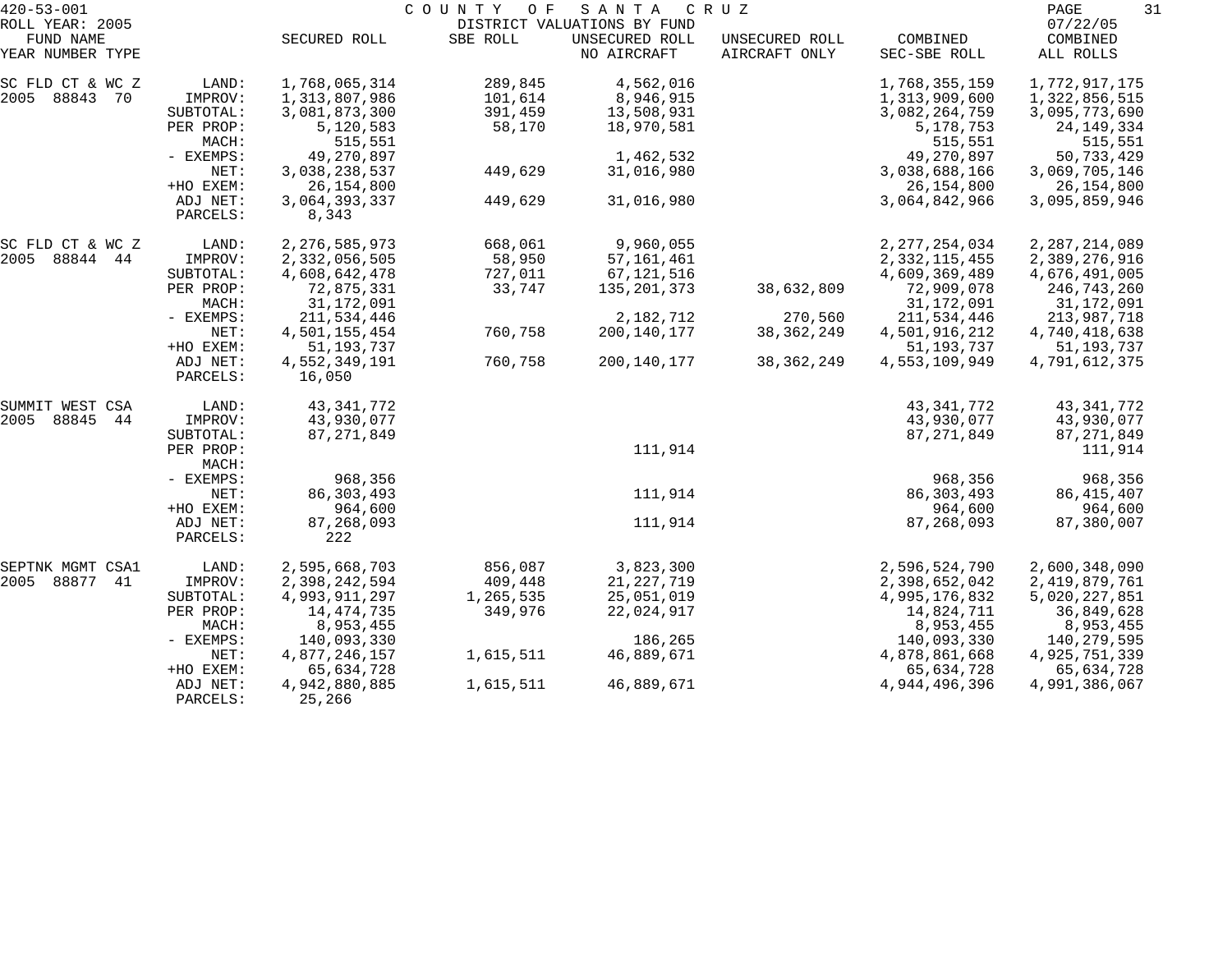420-53-001 COUNTY OF SANTA CRUZ
ROLL YEAR: 2005 DISTRICT VALUATIONS BY FUND 07/22/05

| FUND NAME YEAR NUMBER TYPE | | SECURED ROLL | SBE ROLL | UNSECURED ROLL NO AIRCRAFT | UNSECURED ROLL AIRCRAFT ONLY | COMBINED SEC-SBE ROLL | COMBINED ALL ROLLS |
|---|---|---|---|---|---|---|---|
| SC FLD CT & WC Z | LAND: | 1,768,065,314 | 289,845 | 4,562,016 | | 1,768,355,159 | 1,772,917,175 |
| 2005 88843 70 | IMPROV: | 1,313,807,986 | 101,614 | 8,946,915 | | 1,313,909,600 | 1,322,856,515 |
| | SUBTOTAL: | 3,081,873,300 | 391,459 | 13,508,931 | | 3,082,264,759 | 3,095,773,690 |
| | PER PROP: | 5,120,583 | 58,170 | 18,970,581 | | 5,178,753 | 24,149,334 |
| | MACH: | 515,551 | | | | 515,551 | 515,551 |
| | - EXEMPS: | 49,270,897 | | 1,462,532 | | 49,270,897 | 50,733,429 |
| | NET: | 3,038,238,537 | 449,629 | 31,016,980 | | 3,038,688,166 | 3,069,705,146 |
| | +HO EXEM: | 26,154,800 | | | | 26,154,800 | 26,154,800 |
| | ADJ NET: | 3,064,393,337 | 449,629 | 31,016,980 | | 3,064,842,966 | 3,095,859,946 |
| | PARCELS: | 8,343 | | | | | |
| SC FLD CT & WC Z | LAND: | 2,276,585,973 | 668,061 | 9,960,055 | | 2,277,254,034 | 2,287,214,089 |
| 2005 88844 44 | IMPROV: | 2,332,056,505 | 58,950 | 57,161,461 | | 2,332,115,455 | 2,389,276,916 |
| | SUBTOTAL: | 4,608,642,478 | 727,011 | 67,121,516 | | 4,609,369,489 | 4,676,491,005 |
| | PER PROP: | 72,875,331 | 33,747 | 135,201,373 | 38,632,809 | 72,909,078 | 246,743,260 |
| | MACH: | 31,172,091 | | | | 31,172,091 | 31,172,091 |
| | - EXEMPS: | 211,534,446 | | 2,182,712 | 270,560 | 211,534,446 | 213,987,718 |
| | NET: | 4,501,155,454 | 760,758 | 200,140,177 | 38,362,249 | 4,501,916,212 | 4,740,418,638 |
| | +HO EXEM: | 51,193,737 | | | | 51,193,737 | 51,193,737 |
| | ADJ NET: | 4,552,349,191 | 760,758 | 200,140,177 | 38,362,249 | 4,553,109,949 | 4,791,612,375 |
| | PARCELS: | 16,050 | | | | | |
| SUMMIT WEST CSA | LAND: | 43,341,772 | | | | 43,341,772 | 43,341,772 |
| 2005 88845 44 | IMPROV: | 43,930,077 | | | | 43,930,077 | 43,930,077 |
| | SUBTOTAL: | 87,271,849 | | | | 87,271,849 | 87,271,849 |
| | PER PROP: | | | 111,914 | | | 111,914 |
| | MACH: | | | | | | |
| | - EXEMPS: | 968,356 | | | | 968,356 | 968,356 |
| | NET: | 86,303,493 | | 111,914 | | 86,303,493 | 86,415,407 |
| | +HO EXEM: | 964,600 | | | | 964,600 | 964,600 |
| | ADJ NET: | 87,268,093 | | 111,914 | | 87,268,093 | 87,380,007 |
| | PARCELS: | 222 | | | | | |
| SEPTNK MGMT CSA1 | LAND: | 2,595,668,703 | 856,087 | 3,823,300 | | 2,596,524,790 | 2,600,348,090 |
| 2005 88877 41 | IMPROV: | 2,398,242,594 | 409,448 | 21,227,719 | | 2,398,652,042 | 2,419,879,761 |
| | SUBTOTAL: | 4,993,911,297 | 1,265,535 | 25,051,019 | | 4,995,176,832 | 5,020,227,851 |
| | PER PROP: | 14,474,735 | 349,976 | 22,024,917 | | 14,824,711 | 36,849,628 |
| | MACH: | 8,953,455 | | | | 8,953,455 | 8,953,455 |
| | - EXEMPS: | 140,093,330 | | 186,265 | | 140,093,330 | 140,279,595 |
| | NET: | 4,877,246,157 | 1,615,511 | 46,889,671 | | 4,878,861,668 | 4,925,751,339 |
| | +HO EXEM: | 65,634,728 | | | | 65,634,728 | 65,634,728 |
| | ADJ NET: | 4,942,880,885 | 1,615,511 | 46,889,671 | | 4,944,496,396 | 4,991,386,067 |
| | PARCELS: | 25,266 | | | | | |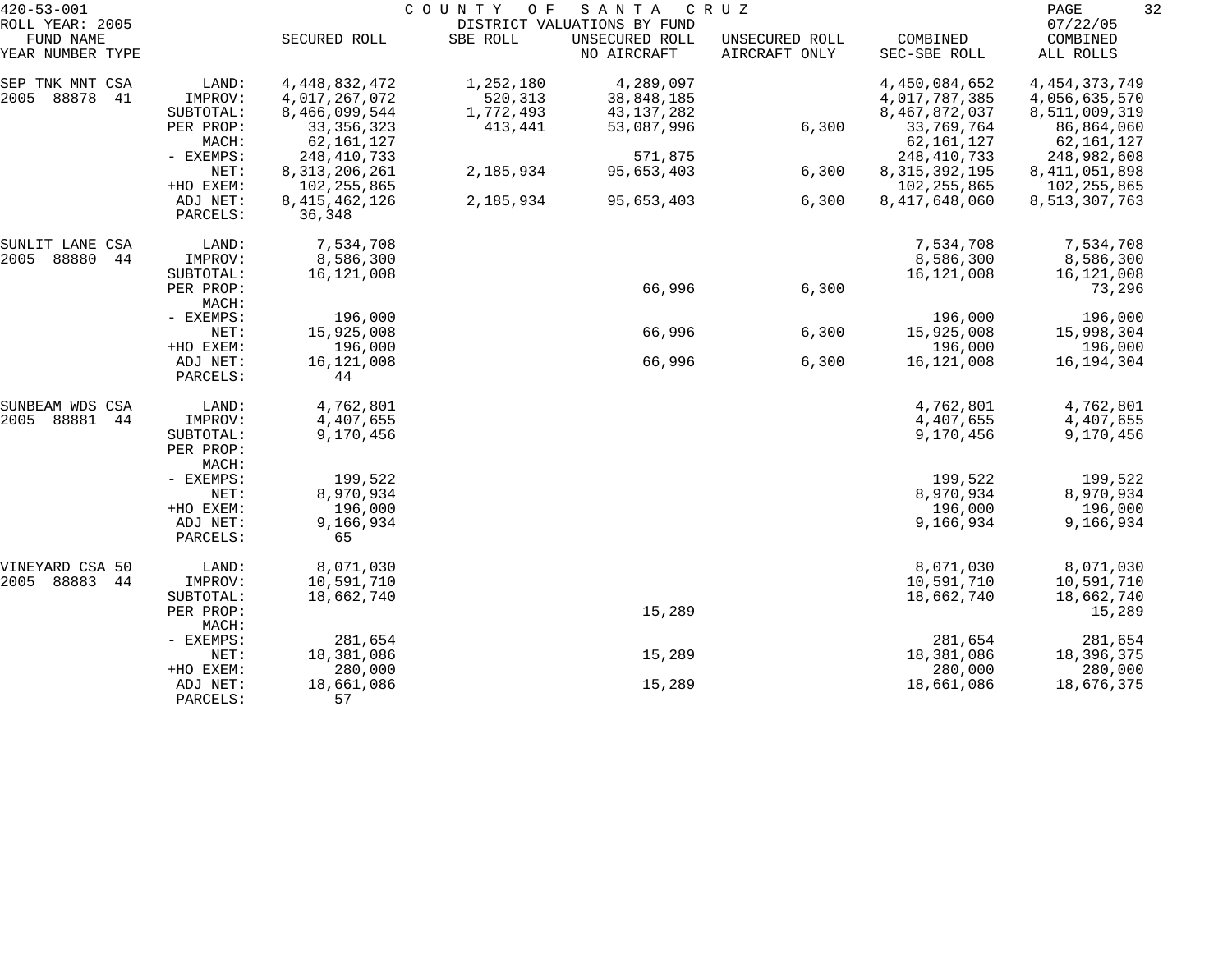420-53-001 — COUNTY OF SANTA CRUZ — DISTRICT VALUATIONS BY FUND — ROLL YEAR: 2005 — 07/22/05

| FUND NAME YEAR NUMBER TYPE | | SECURED ROLL | SBE ROLL | UNSECURED ROLL NO AIRCRAFT | UNSECURED ROLL AIRCRAFT ONLY | COMBINED SEC-SBE ROLL | COMBINED ALL ROLLS |
|---|---|---|---|---|---|---|---|
| SEP TNK MNT CSA | LAND: | 4,448,832,472 | 1,252,180 | 4,289,097 | | 4,450,084,652 | 4,454,373,749 |
| 2005 88878 41 | IMPROV: | 4,017,267,072 | 520,313 | 38,848,185 | | 4,017,787,385 | 4,056,635,570 |
| | SUBTOTAL: | 8,466,099,544 | 1,772,493 | 43,137,282 | | 8,467,872,037 | 8,511,009,319 |
| | PER PROP: | 33,356,323 | 413,441 | 53,087,996 | 6,300 | 33,769,764 | 86,864,060 |
| | MACH: | 62,161,127 | | | | 62,161,127 | 62,161,127 |
| | - EXEMPS: | 248,410,733 | | 571,875 | | 248,410,733 | 248,982,608 |
| | NET: | 8,313,206,261 | 2,185,934 | 95,653,403 | 6,300 | 8,315,392,195 | 8,411,051,898 |
| | +HO EXEM: | 102,255,865 | | | | 102,255,865 | 102,255,865 |
| | ADJ NET: | 8,415,462,126 | 2,185,934 | 95,653,403 | 6,300 | 8,417,648,060 | 8,513,307,763 |
| | PARCELS: | 36,348 | | | | | |
| SUNLIT LANE CSA | LAND: | 7,534,708 | | | | 7,534,708 | 7,534,708 |
| 2005 88880 44 | IMPROV: | 8,586,300 | | | | 8,586,300 | 8,586,300 |
| | SUBTOTAL: | 16,121,008 | | | | 16,121,008 | 16,121,008 |
| | PER PROP: | | | 66,996 | 6,300 | | 73,296 |
| | MACH: | | | | | | |
| | - EXEMPS: | 196,000 | | | | 196,000 | 196,000 |
| | NET: | 15,925,008 | | 66,996 | 6,300 | 15,925,008 | 15,998,304 |
| | +HO EXEM: | 196,000 | | | | 196,000 | 196,000 |
| | ADJ NET: | 16,121,008 | | 66,996 | 6,300 | 16,121,008 | 16,194,304 |
| | PARCELS: | 44 | | | | | |
| SUNBEAM WDS CSA | LAND: | 4,762,801 | | | | 4,762,801 | 4,762,801 |
| 2005 88881 44 | IMPROV: | 4,407,655 | | | | 4,407,655 | 4,407,655 |
| | SUBTOTAL: | 9,170,456 | | | | 9,170,456 | 9,170,456 |
| | PER PROP: | | | | | | |
| | MACH: | | | | | | |
| | - EXEMPS: | 199,522 | | | | 199,522 | 199,522 |
| | NET: | 8,970,934 | | | | 8,970,934 | 8,970,934 |
| | +HO EXEM: | 196,000 | | | | 196,000 | 196,000 |
| | ADJ NET: | 9,166,934 | | | | 9,166,934 | 9,166,934 |
| | PARCELS: | 65 | | | | | |
| VINEYARD CSA 50 | LAND: | 8,071,030 | | | | 8,071,030 | 8,071,030 |
| 2005 88883 44 | IMPROV: | 10,591,710 | | | | 10,591,710 | 10,591,710 |
| | SUBTOTAL: | 18,662,740 | | | | 18,662,740 | 18,662,740 |
| | PER PROP: | | | 15,289 | | | 15,289 |
| | MACH: | | | | | | |
| | - EXEMPS: | 281,654 | | | | 281,654 | 281,654 |
| | NET: | 18,381,086 | | 15,289 | | 18,381,086 | 18,396,375 |
| | +HO EXEM: | 280,000 | | | | 280,000 | 280,000 |
| | ADJ NET: | 18,661,086 | | 15,289 | | 18,661,086 | 18,676,375 |
| | PARCELS: | 57 | | | | | |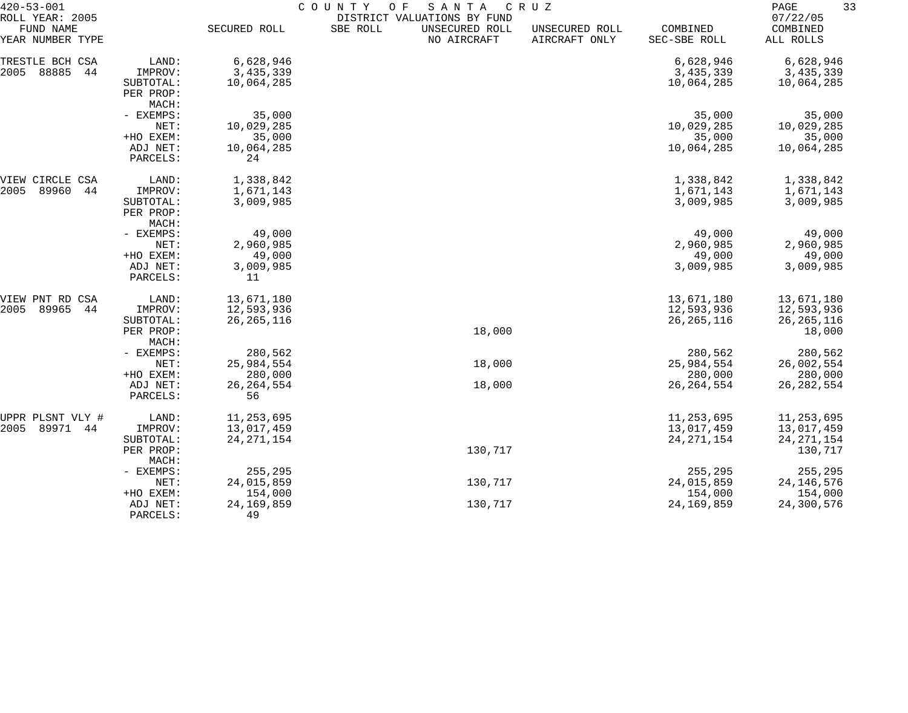420-53-001 COUNTY OF SANTA CRUZ

ROLL YEAR: 2005 DISTRICT VALUATIONS BY FUND 07/22/05

| FUND NAME YEAR NUMBER TYPE | | SECURED ROLL | SBE ROLL | UNSECURED ROLL NO AIRCRAFT | UNSECURED ROLL AIRCRAFT ONLY | COMBINED SEC-SBE ROLL | COMBINED ALL ROLLS |
|---|---|---|---|---|---|---|---|
| TRESTLE BCH CSA | LAND: | 6,628,946 | | | | 6,628,946 | 6,628,946 |
| 2005 88885 44 | IMPROV: | 3,435,339 | | | | 3,435,339 | 3,435,339 |
| | SUBTOTAL: | 10,064,285 | | | | 10,064,285 | 10,064,285 |
| | PER PROP: | | | | | | |
| | MACH: | | | | | | |
| | - EXEMPS: | 35,000 | | | | 35,000 | 35,000 |
| | NET: | 10,029,285 | | | | 10,029,285 | 10,029,285 |
| | +HO EXEM: | 35,000 | | | | 35,000 | 35,000 |
| | ADJ NET: | 10,064,285 | | | | 10,064,285 | 10,064,285 |
| | PARCELS: | 24 | | | | | |
| VIEW CIRCLE CSA | LAND: | 1,338,842 | | | | 1,338,842 | 1,338,842 |
| 2005 89960 44 | IMPROV: | 1,671,143 | | | | 1,671,143 | 1,671,143 |
| | SUBTOTAL: | 3,009,985 | | | | 3,009,985 | 3,009,985 |
| | PER PROP: | | | | | | |
| | MACH: | | | | | | |
| | - EXEMPS: | 49,000 | | | | 49,000 | 49,000 |
| | NET: | 2,960,985 | | | | 2,960,985 | 2,960,985 |
| | +HO EXEM: | 49,000 | | | | 49,000 | 49,000 |
| | ADJ NET: | 3,009,985 | | | | 3,009,985 | 3,009,985 |
| | PARCELS: | 11 | | | | | |
| VIEW PNT RD CSA | LAND: | 13,671,180 | | | | 13,671,180 | 13,671,180 |
| 2005 89965 44 | IMPROV: | 12,593,936 | | | | 12,593,936 | 12,593,936 |
| | SUBTOTAL: | 26,265,116 | | | | 26,265,116 | 26,265,116 |
| | PER PROP: | | | 18,000 | | | 18,000 |
| | MACH: | | | | | | |
| | - EXEMPS: | 280,562 | | | | 280,562 | 280,562 |
| | NET: | 25,984,554 | | 18,000 | | 25,984,554 | 26,002,554 |
| | +HO EXEM: | 280,000 | | | | 280,000 | 280,000 |
| | ADJ NET: | 26,264,554 | | 18,000 | | 26,264,554 | 26,282,554 |
| | PARCELS: | 56 | | | | | |
| UPPR PLSNT VLY # | LAND: | 11,253,695 | | | | 11,253,695 | 11,253,695 |
| 2005 89971 44 | IMPROV: | 13,017,459 | | | | 13,017,459 | 13,017,459 |
| | SUBTOTAL: | 24,271,154 | | | | 24,271,154 | 24,271,154 |
| | PER PROP: | | | 130,717 | | | 130,717 |
| | MACH: | | | | | | |
| | - EXEMPS: | 255,295 | | | | 255,295 | 255,295 |
| | NET: | 24,015,859 | | 130,717 | | 24,015,859 | 24,146,576 |
| | +HO EXEM: | 154,000 | | | | 154,000 | 154,000 |
| | ADJ NET: | 24,169,859 | | 130,717 | | 24,169,859 | 24,300,576 |
| | PARCELS: | 49 | | | | | |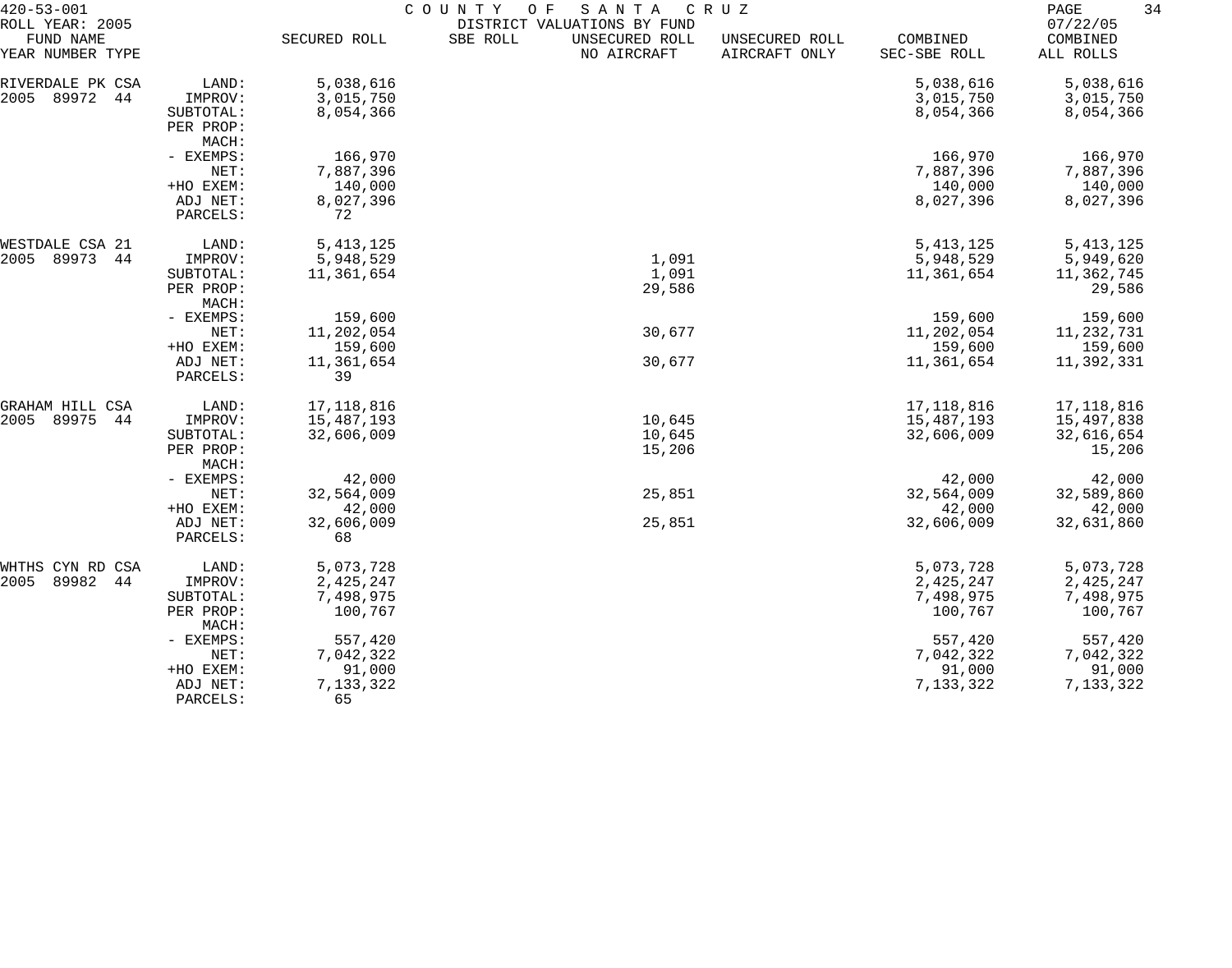420-53-001 COUNTY OF SANTA CRUZ
ROLL YEAR: 2005 DISTRICT VALUATIONS BY FUND 07/22/05

| FUND NAME YEAR NUMBER TYPE | | SECURED ROLL | SBE ROLL | UNSECURED ROLL NO AIRCRAFT | UNSECURED ROLL AIRCRAFT ONLY | COMBINED SEC-SBE ROLL | COMBINED ALL ROLLS |
|---|---|---|---|---|---|---|---|
| RIVERDALE PK CSA | LAND: | 5,038,616 | | | | 5,038,616 | 5,038,616 |
| 2005 89972 44 | IMPROV: | 3,015,750 | | | | 3,015,750 | 3,015,750 |
| | SUBTOTAL: | 8,054,366 | | | | 8,054,366 | 8,054,366 |
| | PER PROP: | | | | | | |
| | MACH: | | | | | | |
| | - EXEMPS: | 166,970 | | | | 166,970 | 166,970 |
| | NET: | 7,887,396 | | | | 7,887,396 | 7,887,396 |
| | +HO EXEM: | 140,000 | | | | 140,000 | 140,000 |
| | ADJ NET: | 8,027,396 | | | | 8,027,396 | 8,027,396 |
| | PARCELS: | 72 | | | | | |
| WESTDALE CSA 21 | LAND: | 5,413,125 | | | | 5,413,125 | 5,413,125 |
| 2005 89973 44 | IMPROV: | 5,948,529 | | 1,091 | | 5,948,529 | 5,949,620 |
| | SUBTOTAL: | 11,361,654 | | 1,091 | | 11,361,654 | 11,362,745 |
| | PER PROP: | | | 29,586 | | | 29,586 |
| | MACH: | | | | | | |
| | - EXEMPS: | 159,600 | | | | 159,600 | 159,600 |
| | NET: | 11,202,054 | | 30,677 | | 11,202,054 | 11,232,731 |
| | +HO EXEM: | 159,600 | | | | 159,600 | 159,600 |
| | ADJ NET: | 11,361,654 | | 30,677 | | 11,361,654 | 11,392,331 |
| | PARCELS: | 39 | | | | | |
| GRAHAM HILL CSA | LAND: | 17,118,816 | | | | 17,118,816 | 17,118,816 |
| 2005 89975 44 | IMPROV: | 15,487,193 | | 10,645 | | 15,487,193 | 15,497,838 |
| | SUBTOTAL: | 32,606,009 | | 10,645 | | 32,606,009 | 32,616,654 |
| | PER PROP: | | | 15,206 | | | 15,206 |
| | MACH: | | | | | | |
| | - EXEMPS: | 42,000 | | | | 42,000 | 42,000 |
| | NET: | 32,564,009 | | 25,851 | | 32,564,009 | 32,589,860 |
| | +HO EXEM: | 42,000 | | | | 42,000 | 42,000 |
| | ADJ NET: | 32,606,009 | | 25,851 | | 32,606,009 | 32,631,860 |
| | PARCELS: | 68 | | | | | |
| WHTHS CYN RD CSA | LAND: | 5,073,728 | | | | 5,073,728 | 5,073,728 |
| 2005 89982 44 | IMPROV: | 2,425,247 | | | | 2,425,247 | 2,425,247 |
| | SUBTOTAL: | 7,498,975 | | | | 7,498,975 | 7,498,975 |
| | PER PROP: | 100,767 | | | | 100,767 | 100,767 |
| | MACH: | | | | | | |
| | - EXEMPS: | 557,420 | | | | 557,420 | 557,420 |
| | NET: | 7,042,322 | | | | 7,042,322 | 7,042,322 |
| | +HO EXEM: | 91,000 | | | | 91,000 | 91,000 |
| | ADJ NET: | 7,133,322 | | | | 7,133,322 | 7,133,322 |
| | PARCELS: | 65 | | | | | |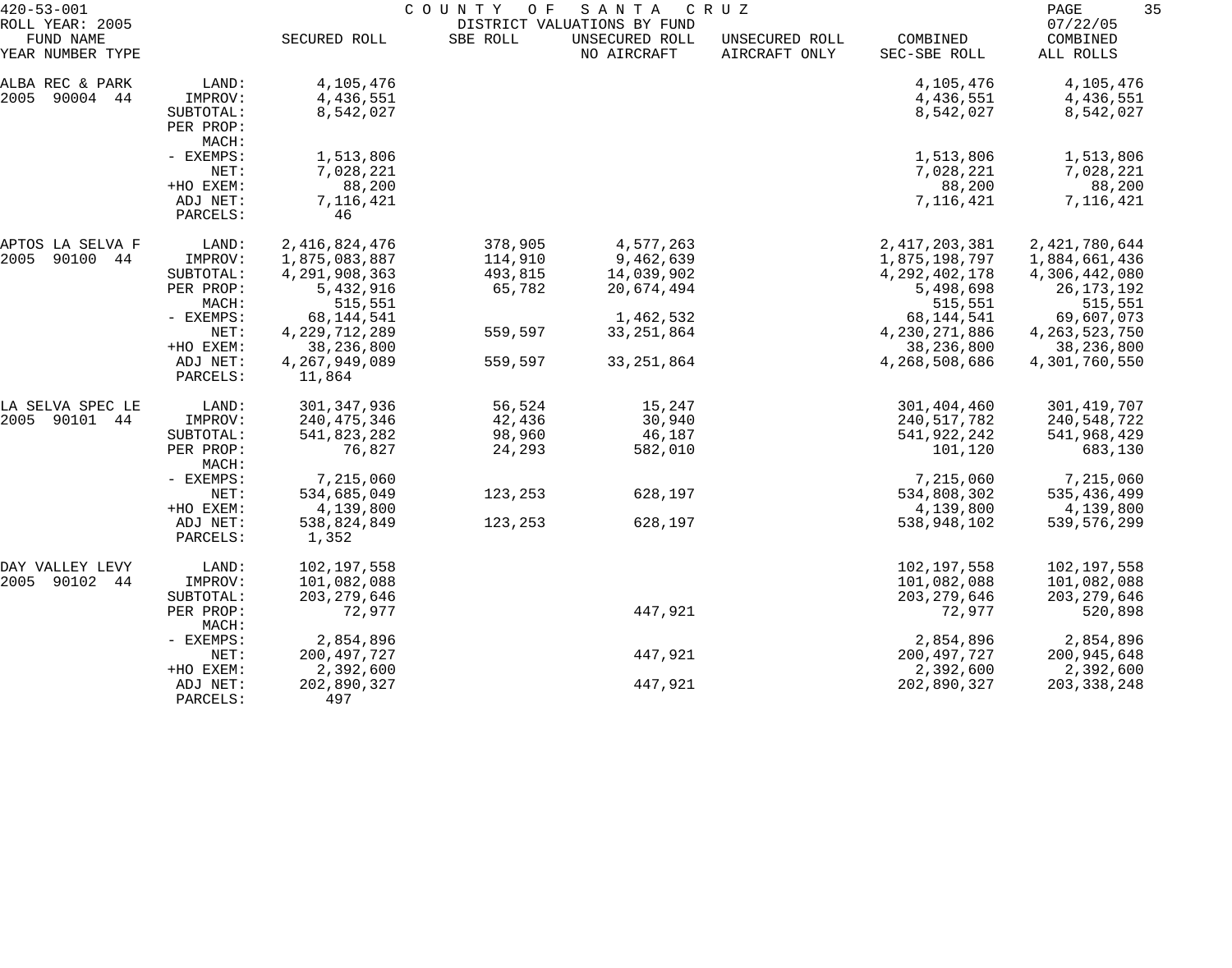420-53-001 COUNTY OF SANTA CRUZ
ROLL YEAR: 2005 DISTRICT VALUATIONS BY FUND 07/22/05

| FUND NAME YEAR NUMBER TYPE | | SECURED ROLL | SBE ROLL | UNSECURED ROLL NO AIRCRAFT | UNSECURED ROLL AIRCRAFT ONLY | COMBINED SEC-SBE ROLL | COMBINED ALL ROLLS |
|---|---|---|---|---|---|---|---|
| ALBA REC & PARK | LAND: | 4,105,476 | | | | 4,105,476 | 4,105,476 |
| 2005 90004 44 | IMPROV: | 4,436,551 | | | | 4,436,551 | 4,436,551 |
| | SUBTOTAL: | 8,542,027 | | | | 8,542,027 | 8,542,027 |
| | PER PROP: | | | | | | |
| | MACH: | | | | | | |
| | - EXEMPS: | 1,513,806 | | | | 1,513,806 | 1,513,806 |
| | NET: | 7,028,221 | | | | 7,028,221 | 7,028,221 |
| | +HO EXEM: | 88,200 | | | | 88,200 | 88,200 |
| | ADJ NET: | 7,116,421 | | | | 7,116,421 | 7,116,421 |
| | PARCELS: | 46 | | | | | |
| APTOS LA SELVA F | LAND: | 2,416,824,476 | 378,905 | 4,577,263 | | 2,417,203,381 | 2,421,780,644 |
| 2005 90100 44 | IMPROV: | 1,875,083,887 | 114,910 | 9,462,639 | | 1,875,198,797 | 1,884,661,436 |
| | SUBTOTAL: | 4,291,908,363 | 493,815 | 14,039,902 | | 4,292,402,178 | 4,306,442,080 |
| | PER PROP: | 5,432,916 | 65,782 | 20,674,494 | | 5,498,698 | 26,173,192 |
| | MACH: | 515,551 | | | | 515,551 | 515,551 |
| | - EXEMPS: | 68,144,541 | | 1,462,532 | | 68,144,541 | 69,607,073 |
| | NET: | 4,229,712,289 | 559,597 | 33,251,864 | | 4,230,271,886 | 4,263,523,750 |
| | +HO EXEM: | 38,236,800 | | | | 38,236,800 | 38,236,800 |
| | ADJ NET: | 4,267,949,089 | 559,597 | 33,251,864 | | 4,268,508,686 | 4,301,760,550 |
| | PARCELS: | 11,864 | | | | | |
| LA SELVA SPEC LE | LAND: | 301,347,936 | 56,524 | 15,247 | | 301,404,460 | 301,419,707 |
| 2005 90101 44 | IMPROV: | 240,475,346 | 42,436 | 30,940 | | 240,517,782 | 240,548,722 |
| | SUBTOTAL: | 541,823,282 | 98,960 | 46,187 | | 541,922,242 | 541,968,429 |
| | PER PROP: | 76,827 | 24,293 | 582,010 | | 101,120 | 683,130 |
| | MACH: | | | | | | |
| | - EXEMPS: | 7,215,060 | | | | 7,215,060 | 7,215,060 |
| | NET: | 534,685,049 | 123,253 | 628,197 | | 534,808,302 | 535,436,499 |
| | +HO EXEM: | 4,139,800 | | | | 4,139,800 | 4,139,800 |
| | ADJ NET: | 538,824,849 | 123,253 | 628,197 | | 538,948,102 | 539,576,299 |
| | PARCELS: | 1,352 | | | | | |
| DAY VALLEY LEVY | LAND: | 102,197,558 | | | | 102,197,558 | 102,197,558 |
| 2005 90102 44 | IMPROV: | 101,082,088 | | | | 101,082,088 | 101,082,088 |
| | SUBTOTAL: | 203,279,646 | | | | 203,279,646 | 203,279,646 |
| | PER PROP: | 72,977 | | 447,921 | | 72,977 | 520,898 |
| | MACH: | | | | | | |
| | - EXEMPS: | 2,854,896 | | | | 2,854,896 | 2,854,896 |
| | NET: | 200,497,727 | | 447,921 | | 200,497,727 | 200,945,648 |
| | +HO EXEM: | 2,392,600 | | | | 2,392,600 | 2,392,600 |
| | ADJ NET: | 202,890,327 | | 447,921 | | 202,890,327 | 203,338,248 |
| | PARCELS: | 497 | | | | | |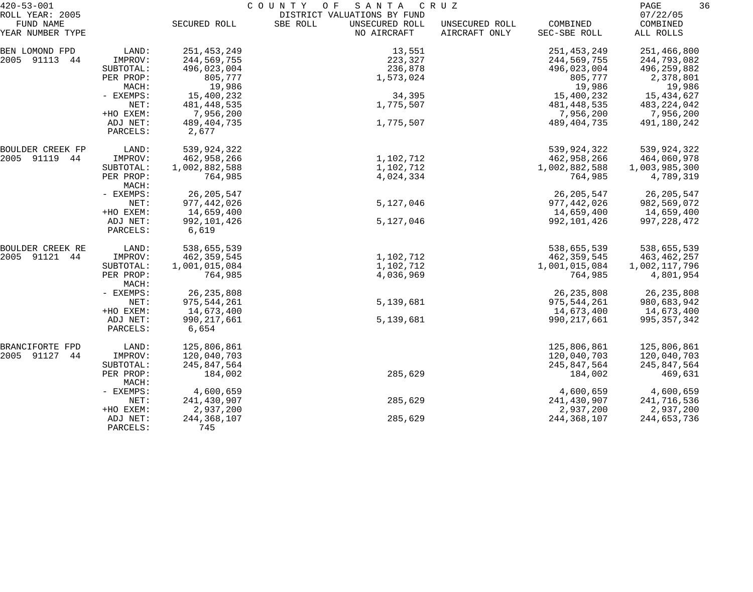420-53-001 COUNTY OF SANTA CRUZ

ROLL YEAR: 2005 DISTRICT VALUATIONS BY FUND 07/22/05

| FUND NAME YEAR NUMBER TYPE | | SECURED ROLL | SBE ROLL | UNSECURED ROLL NO AIRCRAFT | UNSECURED ROLL AIRCRAFT ONLY | COMBINED SEC-SBE ROLL | COMBINED ALL ROLLS |
|---|---|---|---|---|---|---|---|
| BEN LOMOND FPD | LAND: | 251,453,249 | | 13,551 | | 251,453,249 | 251,466,800 |
| 2005 91113 44 | IMPROV: | 244,569,755 | | 223,327 | | 244,569,755 | 244,793,082 |
| | SUBTOTAL: | 496,023,004 | | 236,878 | | 496,023,004 | 496,259,882 |
| | PER PROP: | 805,777 | | 1,573,024 | | 805,777 | 2,378,801 |
| | MACH: | 19,986 | | | | 19,986 | 19,986 |
| | - EXEMPS: | 15,400,232 | | 34,395 | | 15,400,232 | 15,434,627 |
| | NET: | 481,448,535 | | 1,775,507 | | 481,448,535 | 483,224,042 |
| | +HO EXEM: | 7,956,200 | | | | 7,956,200 | 7,956,200 |
| | ADJ NET: | 489,404,735 | | 1,775,507 | | 489,404,735 | 491,180,242 |
| | PARCELS: | 2,677 | | | | | |
| BOULDER CREEK FP | LAND: | 539,924,322 | | | | 539,924,322 | 539,924,322 |
| 2005 91119 44 | IMPROV: | 462,958,266 | | 1,102,712 | | 462,958,266 | 464,060,978 |
| | SUBTOTAL: | 1,002,882,588 | | 1,102,712 | | 1,002,882,588 | 1,003,985,300 |
| | PER PROP: | 764,985 | | 4,024,334 | | 764,985 | 4,789,319 |
| | MACH: | | | | | | |
| | - EXEMPS: | 26,205,547 | | | | 26,205,547 | 26,205,547 |
| | NET: | 977,442,026 | | 5,127,046 | | 977,442,026 | 982,569,072 |
| | +HO EXEM: | 14,659,400 | | | | 14,659,400 | 14,659,400 |
| | ADJ NET: | 992,101,426 | | 5,127,046 | | 992,101,426 | 997,228,472 |
| | PARCELS: | 6,619 | | | | | |
| BOULDER CREEK RE | LAND: | 538,655,539 | | | | 538,655,539 | 538,655,539 |
| 2005 91121 44 | IMPROV: | 462,359,545 | | 1,102,712 | | 462,359,545 | 463,462,257 |
| | SUBTOTAL: | 1,001,015,084 | | 1,102,712 | | 1,001,015,084 | 1,002,117,796 |
| | PER PROP: | 764,985 | | 4,036,969 | | 764,985 | 4,801,954 |
| | MACH: | | | | | | |
| | - EXEMPS: | 26,235,808 | | | | 26,235,808 | 26,235,808 |
| | NET: | 975,544,261 | | 5,139,681 | | 975,544,261 | 980,683,942 |
| | +HO EXEM: | 14,673,400 | | | | 14,673,400 | 14,673,400 |
| | ADJ NET: | 990,217,661 | | 5,139,681 | | 990,217,661 | 995,357,342 |
| | PARCELS: | 6,654 | | | | | |
| BRANCIFORTE FPD | LAND: | 125,806,861 | | | | 125,806,861 | 125,806,861 |
| 2005 91127 44 | IMPROV: | 120,040,703 | | | | 120,040,703 | 120,040,703 |
| | SUBTOTAL: | 245,847,564 | | | | 245,847,564 | 245,847,564 |
| | PER PROP: | 184,002 | | 285,629 | | 184,002 | 469,631 |
| | MACH: | | | | | | |
| | - EXEMPS: | 4,600,659 | | | | 4,600,659 | 4,600,659 |
| | NET: | 241,430,907 | | 285,629 | | 241,430,907 | 241,716,536 |
| | +HO EXEM: | 2,937,200 | | | | 2,937,200 | 2,937,200 |
| | ADJ NET: | 244,368,107 | | 285,629 | | 244,368,107 | 244,653,736 |
| | PARCELS: | 745 | | | | | |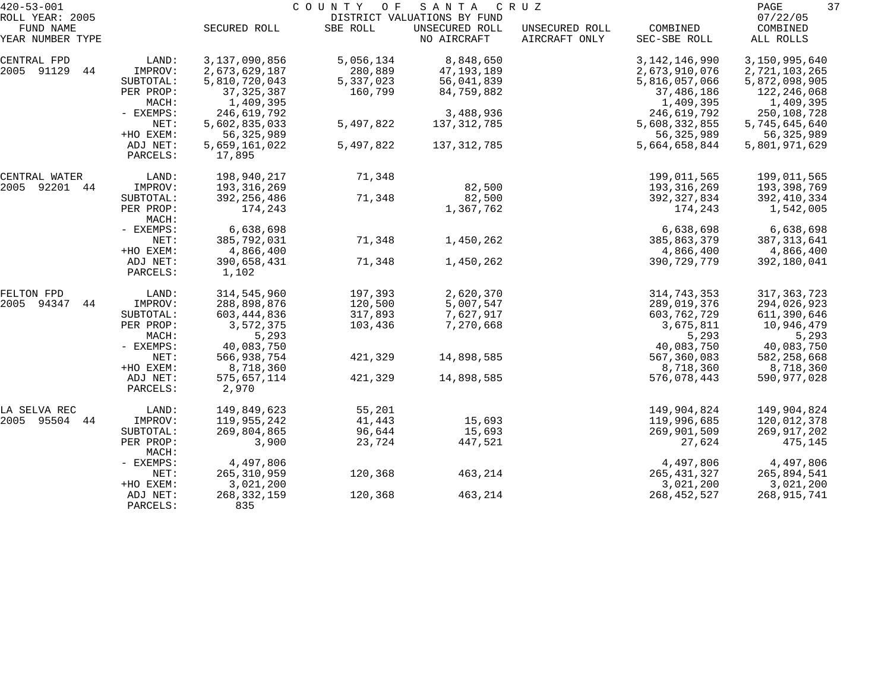420-53-001 COUNTY OF SANTA CRUZ
ROLL YEAR: 2005 DISTRICT VALUATIONS BY FUND 07/22/05

| FUND NAME YEAR NUMBER TYPE | | SECURED ROLL | SBE ROLL | UNSECURED ROLL NO AIRCRAFT | UNSECURED ROLL AIRCRAFT ONLY | COMBINED SEC-SBE ROLL | COMBINED ALL ROLLS |
|---|---|---|---|---|---|---|---|
| CENTRAL FPD | LAND: | 3,137,090,856 | 5,056,134 | 8,848,650 | | 3,142,146,990 | 3,150,995,640 |
| 2005 91129 44 | IMPROV: | 2,673,629,187 | 280,889 | 47,193,189 | | 2,673,910,076 | 2,721,103,265 |
| | SUBTOTAL: | 5,810,720,043 | 5,337,023 | 56,041,839 | | 5,816,057,066 | 5,872,098,905 |
| | PER PROP: | 37,325,387 | 160,799 | 84,759,882 | | 37,486,186 | 122,246,068 |
| | MACH: | 1,409,395 | | | | 1,409,395 | 1,409,395 |
| | - EXEMPS: | 246,619,792 | | 3,488,936 | | 246,619,792 | 250,108,728 |
| | NET: | 5,602,835,033 | 5,497,822 | 137,312,785 | | 5,608,332,855 | 5,745,645,640 |
| | +HO EXEM: | 56,325,989 | | | | 56,325,989 | 56,325,989 |
| | ADJ NET: | 5,659,161,022 | 5,497,822 | 137,312,785 | | 5,664,658,844 | 5,801,971,629 |
| | PARCELS: | 17,895 | | | | | |
| CENTRAL WATER | LAND: | 198,940,217 | 71,348 | | | 199,011,565 | 199,011,565 |
| 2005 92201 44 | IMPROV: | 193,316,269 | | 82,500 | | 193,316,269 | 193,398,769 |
| | SUBTOTAL: | 392,256,486 | 71,348 | 82,500 | | 392,327,834 | 392,410,334 |
| | PER PROP: | 174,243 | | 1,367,762 | | 174,243 | 1,542,005 |
| | MACH: | | | | | | |
| | - EXEMPS: | 6,638,698 | | | | 6,638,698 | 6,638,698 |
| | NET: | 385,792,031 | 71,348 | 1,450,262 | | 385,863,379 | 387,313,641 |
| | +HO EXEM: | 4,866,400 | | | | 4,866,400 | 4,866,400 |
| | ADJ NET: | 390,658,431 | 71,348 | 1,450,262 | | 390,729,779 | 392,180,041 |
| | PARCELS: | 1,102 | | | | | |
| FELTON FPD | LAND: | 314,545,960 | 197,393 | 2,620,370 | | 314,743,353 | 317,363,723 |
| 2005 94347 44 | IMPROV: | 288,898,876 | 120,500 | 5,007,547 | | 289,019,376 | 294,026,923 |
| | SUBTOTAL: | 603,444,836 | 317,893 | 7,627,917 | | 603,762,729 | 611,390,646 |
| | PER PROP: | 3,572,375 | 103,436 | 7,270,668 | | 3,675,811 | 10,946,479 |
| | MACH: | 5,293 | | | | 5,293 | 5,293 |
| | - EXEMPS: | 40,083,750 | | | | 40,083,750 | 40,083,750 |
| | NET: | 566,938,754 | 421,329 | 14,898,585 | | 567,360,083 | 582,258,668 |
| | +HO EXEM: | 8,718,360 | | | | 8,718,360 | 8,718,360 |
| | ADJ NET: | 575,657,114 | 421,329 | 14,898,585 | | 576,078,443 | 590,977,028 |
| | PARCELS: | 2,970 | | | | | |
| LA SELVA REC | LAND: | 149,849,623 | 55,201 | | | 149,904,824 | 149,904,824 |
| 2005 95504 44 | IMPROV: | 119,955,242 | 41,443 | 15,693 | | 119,996,685 | 120,012,378 |
| | SUBTOTAL: | 269,804,865 | 96,644 | 15,693 | | 269,901,509 | 269,917,202 |
| | PER PROP: | 3,900 | 23,724 | 447,521 | | 27,624 | 475,145 |
| | MACH: | | | | | | |
| | - EXEMPS: | 4,497,806 | | | | 4,497,806 | 4,497,806 |
| | NET: | 265,310,959 | 120,368 | 463,214 | | 265,431,327 | 265,894,541 |
| | +HO EXEM: | 3,021,200 | | | | 3,021,200 | 3,021,200 |
| | ADJ NET: | 268,332,159 | 120,368 | 463,214 | | 268,452,527 | 268,915,741 |
| | PARCELS: | 835 | | | | | |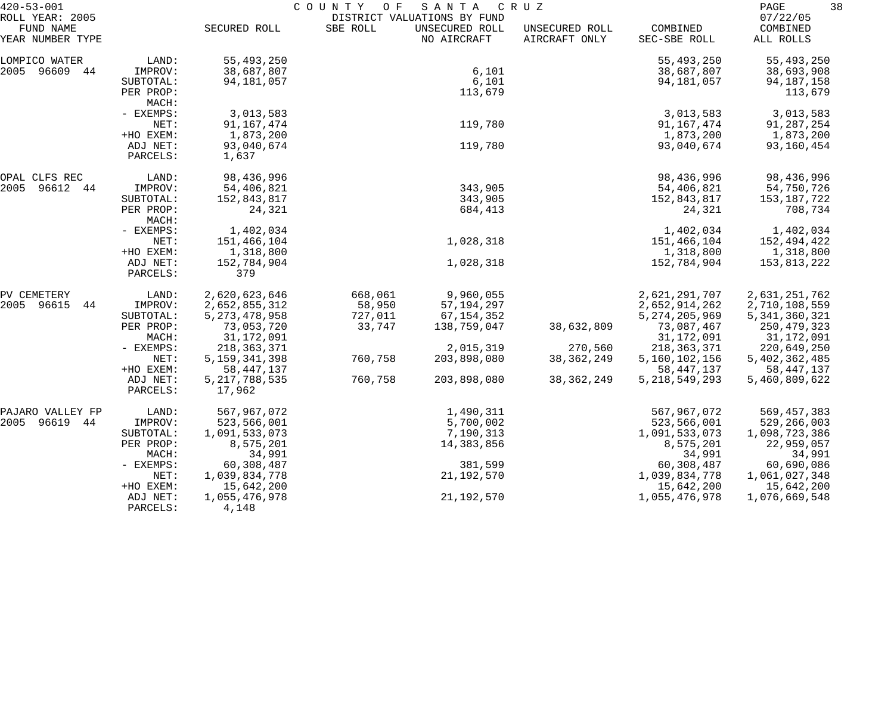420-53-001 COUNTY OF SANTA CRUZ

ROLL YEAR: 2005 DISTRICT VALUATIONS BY FUND 07/22/05

| FUND NAME<br>YEAR NUMBER TYPE | | SECURED ROLL | SBE ROLL | UNSECURED ROLL<br>NO AIRCRAFT | UNSECURED ROLL<br>AIRCRAFT ONLY | COMBINED<br>SEC-SBE ROLL | COMBINED<br>ALL ROLLS |
|---|---|---|---|---|---|---|---|
| LOMPICO WATER | LAND: | 55,493,250 | | | | 55,493,250 | 55,493,250 |
| 2005 96609 44 | IMPROV: | 38,687,807 | | 6,101 | | 38,687,807 | 38,693,908 |
| | SUBTOTAL: | 94,181,057 | | 6,101 | | 94,181,057 | 94,187,158 |
| | PER PROP: | | | 113,679 | | | 113,679 |
| | MACH: | | | | | | |
| | - EXEMPS: | 3,013,583 | | | | 3,013,583 | 3,013,583 |
| | NET: | 91,167,474 | | 119,780 | | 91,167,474 | 91,287,254 |
| | +HO EXEM: | 1,873,200 | | | | 1,873,200 | 1,873,200 |
| | ADJ NET: | 93,040,674 | | 119,780 | | 93,040,674 | 93,160,454 |
| | PARCELS: | 1,637 | | | | | |
| OPAL CLFS REC | LAND: | 98,436,996 | | | | 98,436,996 | 98,436,996 |
| 2005 96612 44 | IMPROV: | 54,406,821 | | 343,905 | | 54,406,821 | 54,750,726 |
| | SUBTOTAL: | 152,843,817 | | 343,905 | | 152,843,817 | 153,187,722 |
| | PER PROP: | 24,321 | | 684,413 | | 24,321 | 708,734 |
| | MACH: | | | | | | |
| | - EXEMPS: | 1,402,034 | | | | 1,402,034 | 1,402,034 |
| | NET: | 151,466,104 | | 1,028,318 | | 151,466,104 | 152,494,422 |
| | +HO EXEM: | 1,318,800 | | | | 1,318,800 | 1,318,800 |
| | ADJ NET: | 152,784,904 | | 1,028,318 | | 152,784,904 | 153,813,222 |
| | PARCELS: | 379 | | | | | |
| PV CEMETERY | LAND: | 2,620,623,646 | 668,061 | 9,960,055 | | 2,621,291,707 | 2,631,251,762 |
| 2005 96615 44 | IMPROV: | 2,652,855,312 | 58,950 | 57,194,297 | | 2,652,914,262 | 2,710,108,559 |
| | SUBTOTAL: | 5,273,478,958 | 727,011 | 67,154,352 | | 5,274,205,969 | 5,341,360,321 |
| | PER PROP: | 73,053,720 | 33,747 | 138,759,047 | 38,632,809 | 73,087,467 | 250,479,323 |
| | MACH: | 31,172,091 | | | | 31,172,091 | 31,172,091 |
| | - EXEMPS: | 218,363,371 | | 2,015,319 | 270,560 | 218,363,371 | 220,649,250 |
| | NET: | 5,159,341,398 | 760,758 | 203,898,080 | 38,362,249 | 5,160,102,156 | 5,402,362,485 |
| | +HO EXEM: | 58,447,137 | | | | 58,447,137 | 58,447,137 |
| | ADJ NET: | 5,217,788,535 | 760,758 | 203,898,080 | 38,362,249 | 5,218,549,293 | 5,460,809,622 |
| | PARCELS: | 17,962 | | | | | |
| PAJARO VALLEY FP | LAND: | 567,967,072 | | 1,490,311 | | 567,967,072 | 569,457,383 |
| 2005 96619 44 | IMPROV: | 523,566,001 | | 5,700,002 | | 523,566,001 | 529,266,003 |
| | SUBTOTAL: | 1,091,533,073 | | 7,190,313 | | 1,091,533,073 | 1,098,723,386 |
| | PER PROP: | 8,575,201 | | 14,383,856 | | 8,575,201 | 22,959,057 |
| | MACH: | 34,991 | | | | 34,991 | 34,991 |
| | - EXEMPS: | 60,308,487 | | 381,599 | | 60,308,487 | 60,690,086 |
| | NET: | 1,039,834,778 | | 21,192,570 | | 1,039,834,778 | 1,061,027,348 |
| | +HO EXEM: | 15,642,200 | | | | 15,642,200 | 15,642,200 |
| | ADJ NET: | 1,055,476,978 | | 21,192,570 | | 1,055,476,978 | 1,076,669,548 |
| | PARCELS: | 4,148 | | | | | |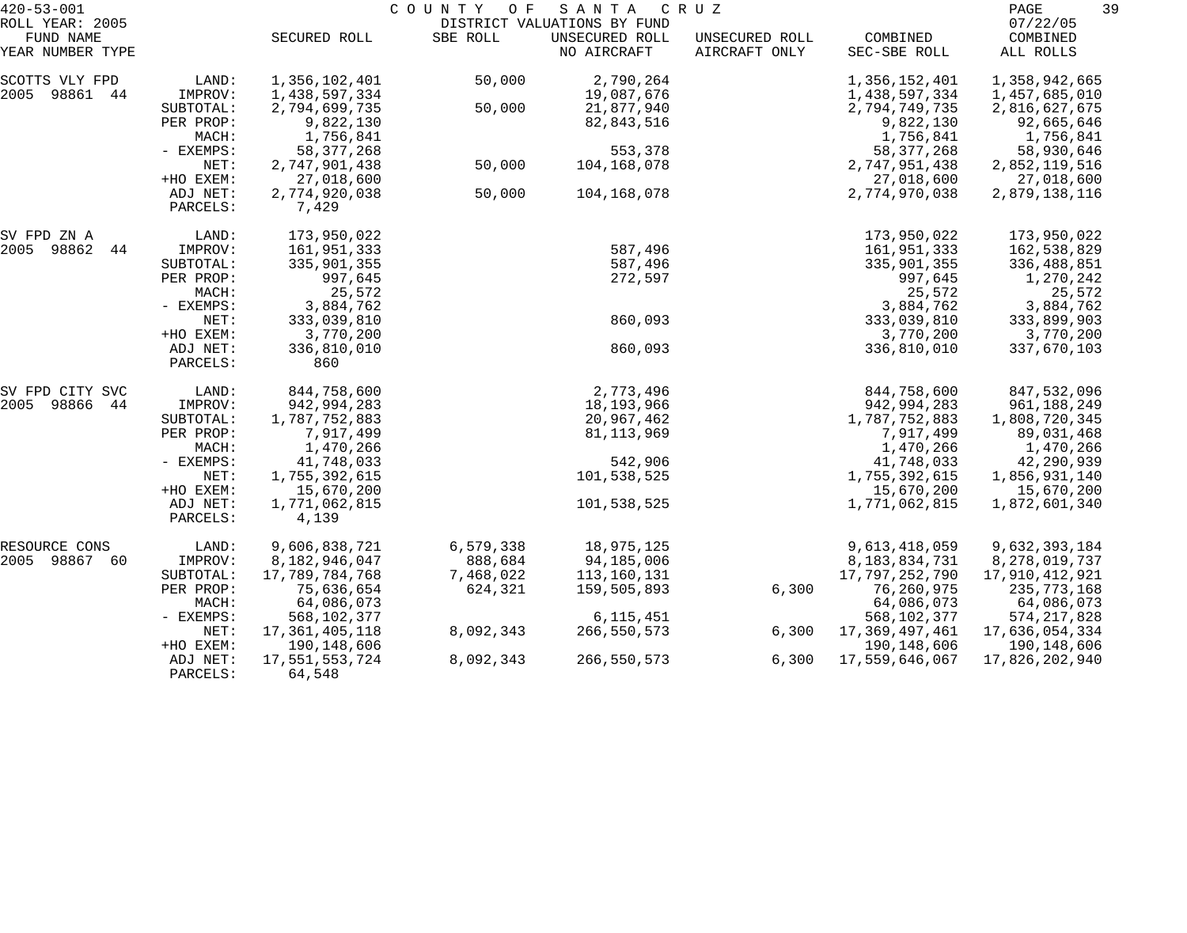COUNTY OF SANTA CRUZ
DISTRICT VALUATIONS BY FUND

420-53-001
ROLL YEAR: 2005
07/22/05

| FUND NAME YEAR NUMBER TYPE | | SECURED ROLL | SBE ROLL | UNSECURED ROLL NO AIRCRAFT | UNSECURED ROLL AIRCRAFT ONLY | COMBINED SEC-SBE ROLL | COMBINED ALL ROLLS |
|---|---|---|---|---|---|---|---|
| SCOTTS VLY FPD | LAND: | 1,356,102,401 | 50,000 | 2,790,264 | | 1,356,152,401 | 1,358,942,665 |
| 2005 98861 44 | IMPROV: | 1,438,597,334 | | 19,087,676 | | 1,438,597,334 | 1,457,685,010 |
| | SUBTOTAL: | 2,794,699,735 | 50,000 | 21,877,940 | | 2,794,749,735 | 2,816,627,675 |
| | PER PROP: | 9,822,130 | | 82,843,516 | | 9,822,130 | 92,665,646 |
| | MACH: | 1,756,841 | | | | 1,756,841 | 1,756,841 |
| | - EXEMPS: | 58,377,268 | | 553,378 | | 58,377,268 | 58,930,646 |
| | NET: | 2,747,901,438 | 50,000 | 104,168,078 | | 2,747,951,438 | 2,852,119,516 |
| | +HO EXEM: | 27,018,600 | | | | 27,018,600 | 27,018,600 |
| | ADJ NET: | 2,774,920,038 | 50,000 | 104,168,078 | | 2,774,970,038 | 2,879,138,116 |
| | PARCELS: | 7,429 | | | | | |
| SV FPD ZN A | LAND: | 173,950,022 | | | | 173,950,022 | 173,950,022 |
| 2005 98862 44 | IMPROV: | 161,951,333 | | 587,496 | | 161,951,333 | 162,538,829 |
| | SUBTOTAL: | 335,901,355 | | 587,496 | | 335,901,355 | 336,488,851 |
| | PER PROP: | 997,645 | | 272,597 | | 997,645 | 1,270,242 |
| | MACH: | 25,572 | | | | 25,572 | 25,572 |
| | - EXEMPS: | 3,884,762 | | | | 3,884,762 | 3,884,762 |
| | NET: | 333,039,810 | | 860,093 | | 333,039,810 | 333,899,903 |
| | +HO EXEM: | 3,770,200 | | | | 3,770,200 | 3,770,200 |
| | ADJ NET: | 336,810,010 | | 860,093 | | 336,810,010 | 337,670,103 |
| | PARCELS: | 860 | | | | | |
| SV FPD CITY SVC | LAND: | 844,758,600 | | 2,773,496 | | 844,758,600 | 847,532,096 |
| 2005 98866 44 | IMPROV: | 942,994,283 | | 18,193,966 | | 942,994,283 | 961,188,249 |
| | SUBTOTAL: | 1,787,752,883 | | 20,967,462 | | 1,787,752,883 | 1,808,720,345 |
| | PER PROP: | 7,917,499 | | 81,113,969 | | 7,917,499 | 89,031,468 |
| | MACH: | 1,470,266 | | | | 1,470,266 | 1,470,266 |
| | - EXEMPS: | 41,748,033 | | 542,906 | | 41,748,033 | 42,290,939 |
| | NET: | 1,755,392,615 | | 101,538,525 | | 1,755,392,615 | 1,856,931,140 |
| | +HO EXEM: | 15,670,200 | | | | 15,670,200 | 15,670,200 |
| | ADJ NET: | 1,771,062,815 | | 101,538,525 | | 1,771,062,815 | 1,872,601,340 |
| | PARCELS: | 4,139 | | | | | |
| RESOURCE CONS | LAND: | 9,606,838,721 | 6,579,338 | 18,975,125 | | 9,613,418,059 | 9,632,393,184 |
| 2005 98867 60 | IMPROV: | 8,182,946,047 | 888,684 | 94,185,006 | | 8,183,834,731 | 8,278,019,737 |
| | SUBTOTAL: | 17,789,784,768 | 7,468,022 | 113,160,131 | | 17,797,252,790 | 17,910,412,921 |
| | PER PROP: | 75,636,654 | 624,321 | 159,505,893 | 6,300 | 76,260,975 | 235,773,168 |
| | MACH: | 64,086,073 | | | | 64,086,073 | 64,086,073 |
| | - EXEMPS: | 568,102,377 | | 6,115,451 | | 568,102,377 | 574,217,828 |
| | NET: | 17,361,405,118 | 8,092,343 | 266,550,573 | 6,300 | 17,369,497,461 | 17,636,054,334 |
| | +HO EXEM: | 190,148,606 | | | | 190,148,606 | 190,148,606 |
| | ADJ NET: | 17,551,553,724 | 8,092,343 | 266,550,573 | 6,300 | 17,559,646,067 | 17,826,202,940 |
| | PARCELS: | 64,548 | | | | | |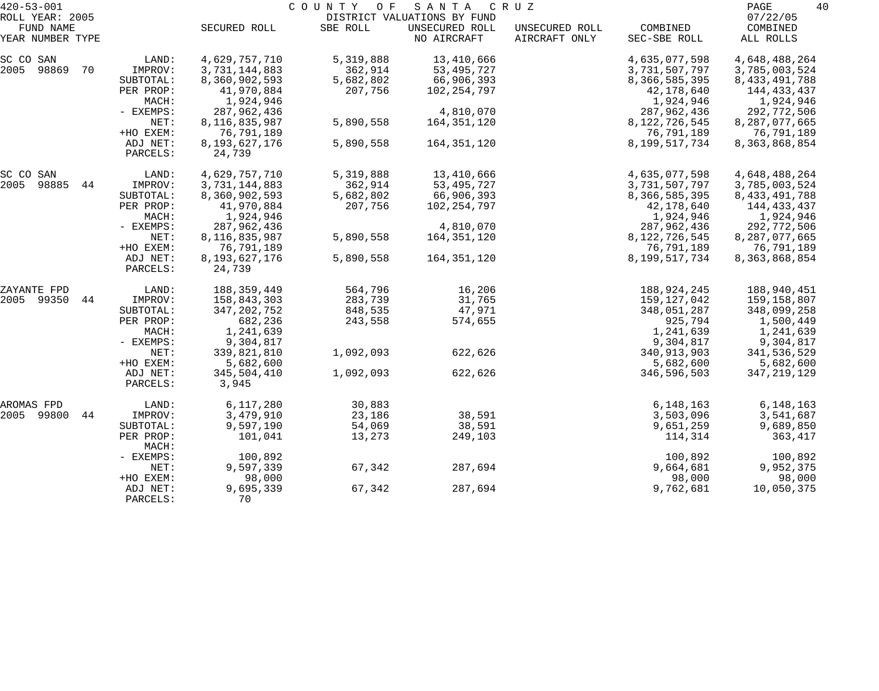420-53-001 COUNTY OF SANTA CRUZ

ROLL YEAR: 2005 DISTRICT VALUATIONS BY FUND 07/22/05

| FUND NAME YEAR NUMBER TYPE | | SECURED ROLL | SBE ROLL | UNSECURED ROLL NO AIRCRAFT | UNSECURED ROLL AIRCRAFT ONLY | COMBINED SEC-SBE ROLL | COMBINED ALL ROLLS |
|---|---|---|---|---|---|---|---|
| SC CO SAN | LAND: | 4,629,757,710 | 5,319,888 | 13,410,666 | | 4,635,077,598 | 4,648,488,264 |
| 2005 98869 70 | IMPROV: | 3,731,144,883 | 362,914 | 53,495,727 | | 3,731,507,797 | 3,785,003,524 |
| | SUBTOTAL: | 8,360,902,593 | 5,682,802 | 66,906,393 | | 8,366,585,395 | 8,433,491,788 |
| | PER PROP: | 41,970,884 | 207,756 | 102,254,797 | | 42,178,640 | 144,433,437 |
| | MACH: | 1,924,946 | | | | 1,924,946 | 1,924,946 |
| | - EXEMPS: | 287,962,436 | | 4,810,070 | | 287,962,436 | 292,772,506 |
| | NET: | 8,116,835,987 | 5,890,558 | 164,351,120 | | 8,122,726,545 | 8,287,077,665 |
| | +HO EXEM: | 76,791,189 | | | | 76,791,189 | 76,791,189 |
| | ADJ NET: | 8,193,627,176 | 5,890,558 | 164,351,120 | | 8,199,517,734 | 8,363,868,854 |
| | PARCELS: | 24,739 | | | | | |
| SC CO SAN | LAND: | 4,629,757,710 | 5,319,888 | 13,410,666 | | 4,635,077,598 | 4,648,488,264 |
| 2005 98885 44 | IMPROV: | 3,731,144,883 | 362,914 | 53,495,727 | | 3,731,507,797 | 3,785,003,524 |
| | SUBTOTAL: | 8,360,902,593 | 5,682,802 | 66,906,393 | | 8,366,585,395 | 8,433,491,788 |
| | PER PROP: | 41,970,884 | 207,756 | 102,254,797 | | 42,178,640 | 144,433,437 |
| | MACH: | 1,924,946 | | | | 1,924,946 | 1,924,946 |
| | - EXEMPS: | 287,962,436 | | 4,810,070 | | 287,962,436 | 292,772,506 |
| | NET: | 8,116,835,987 | 5,890,558 | 164,351,120 | | 8,122,726,545 | 8,287,077,665 |
| | +HO EXEM: | 76,791,189 | | | | 76,791,189 | 76,791,189 |
| | ADJ NET: | 8,193,627,176 | 5,890,558 | 164,351,120 | | 8,199,517,734 | 8,363,868,854 |
| | PARCELS: | 24,739 | | | | | |
| ZAYANTE FPD | LAND: | 188,359,449 | 564,796 | 16,206 | | 188,924,245 | 188,940,451 |
| 2005 99350 44 | IMPROV: | 158,843,303 | 283,739 | 31,765 | | 159,127,042 | 159,158,807 |
| | SUBTOTAL: | 347,202,752 | 848,535 | 47,971 | | 348,051,287 | 348,099,258 |
| | PER PROP: | 682,236 | 243,558 | 574,655 | | 925,794 | 1,500,449 |
| | MACH: | 1,241,639 | | | | 1,241,639 | 1,241,639 |
| | - EXEMPS: | 9,304,817 | | | | 9,304,817 | 9,304,817 |
| | NET: | 339,821,810 | 1,092,093 | 622,626 | | 340,913,903 | 341,536,529 |
| | +HO EXEM: | 5,682,600 | | | | 5,682,600 | 5,682,600 |
| | ADJ NET: | 345,504,410 | 1,092,093 | 622,626 | | 346,596,503 | 347,219,129 |
| | PARCELS: | 3,945 | | | | | |
| AROMAS FPD | LAND: | 6,117,280 | 30,883 | | | 6,148,163 | 6,148,163 |
| 2005 99800 44 | IMPROV: | 3,479,910 | 23,186 | 38,591 | | 3,503,096 | 3,541,687 |
| | SUBTOTAL: | 9,597,190 | 54,069 | 38,591 | | 9,651,259 | 9,689,850 |
| | PER PROP: | 101,041 | 13,273 | 249,103 | | 114,314 | 363,417 |
| | MACH: | | | | | | |
| | - EXEMPS: | 100,892 | | | | 100,892 | 100,892 |
| | NET: | 9,597,339 | 67,342 | 287,694 | | 9,664,681 | 9,952,375 |
| | +HO EXEM: | 98,000 | | | | 98,000 | 98,000 |
| | ADJ NET: | 9,695,339 | 67,342 | 287,694 | | 9,762,681 | 10,050,375 |
| | PARCELS: | 70 | | | | | |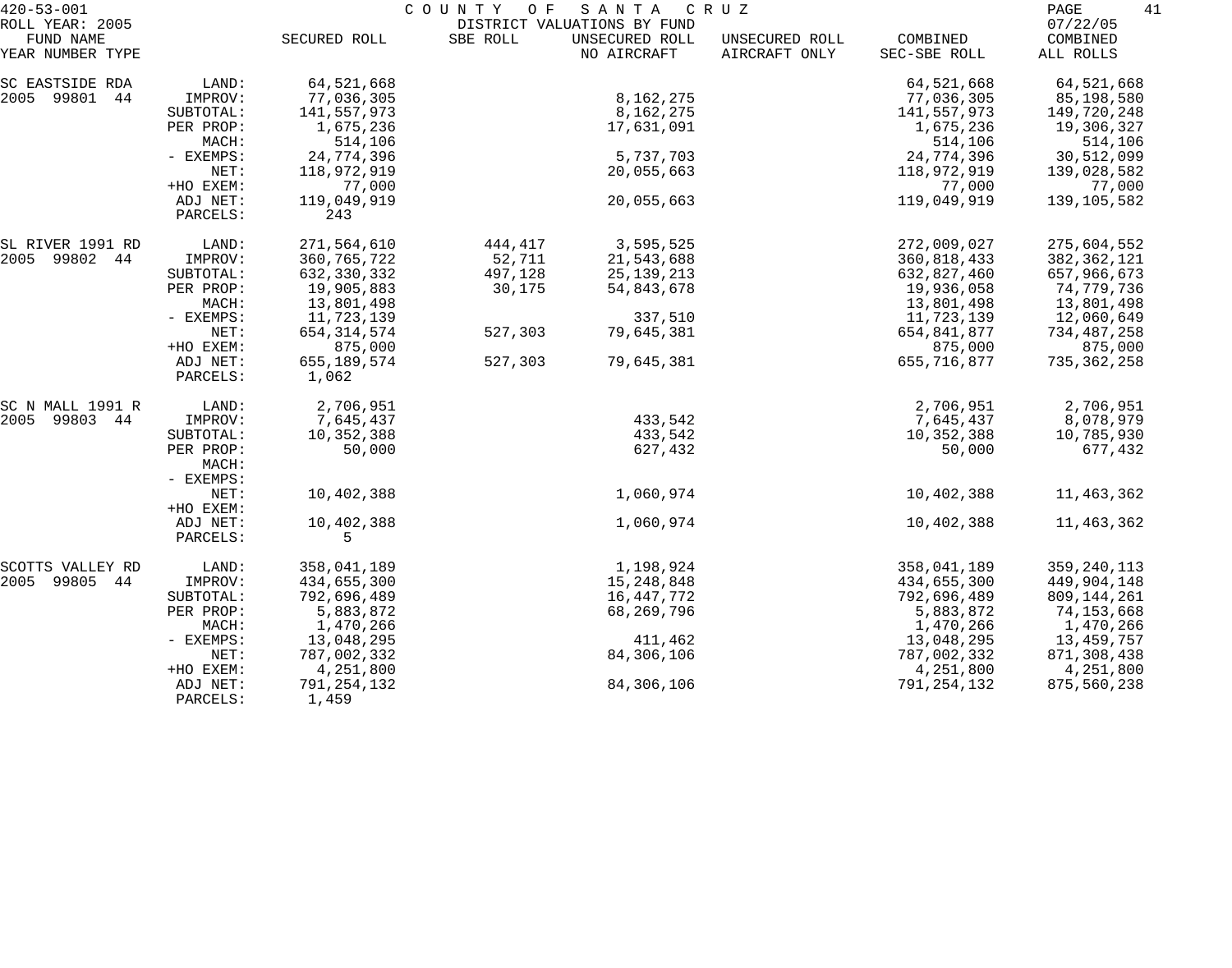420-53-001 — COUNTY OF SANTA CRUZ — DISTRICT VALUATIONS BY FUND — ROLL YEAR: 2005 — 07/22/05

| FUND NAME / YEAR NUMBER TYPE | | SECURED ROLL | SBE ROLL | UNSECURED ROLL NO AIRCRAFT | UNSECURED ROLL AIRCRAFT ONLY | COMBINED SEC-SBE ROLL | COMBINED ALL ROLLS |
|---|---|---|---|---|---|---|---|
| SC EASTSIDE RDA | LAND: | 64,521,668 | | | | 64,521,668 | 64,521,668 |
| 2005 99801 44 | IMPROV: | 77,036,305 | | 8,162,275 | | 77,036,305 | 85,198,580 |
| | SUBTOTAL: | 141,557,973 | | 8,162,275 | | 141,557,973 | 149,720,248 |
| | PER PROP: | 1,675,236 | | 17,631,091 | | 1,675,236 | 19,306,327 |
| | MACH: | 514,106 | | | | 514,106 | 514,106 |
| | - EXEMPS: | 24,774,396 | | 5,737,703 | | 24,774,396 | 30,512,099 |
| | NET: | 118,972,919 | | 20,055,663 | | 118,972,919 | 139,028,582 |
| | +HO EXEM: | 77,000 | | | | 77,000 | 77,000 |
| | ADJ NET: | 119,049,919 | | 20,055,663 | | 119,049,919 | 139,105,582 |
| | PARCELS: | 243 | | | | | |
| SL RIVER 1991 RD | LAND: | 271,564,610 | 444,417 | 3,595,525 | | 272,009,027 | 275,604,552 |
| 2005 99802 44 | IMPROV: | 360,765,722 | 52,711 | 21,543,688 | | 360,818,433 | 382,362,121 |
| | SUBTOTAL: | 632,330,332 | 497,128 | 25,139,213 | | 632,827,460 | 657,966,673 |
| | PER PROP: | 19,905,883 | 30,175 | 54,843,678 | | 19,936,058 | 74,779,736 |
| | MACH: | 13,801,498 | | | | 13,801,498 | 13,801,498 |
| | - EXEMPS: | 11,723,139 | | 337,510 | | 11,723,139 | 12,060,649 |
| | NET: | 654,314,574 | 527,303 | 79,645,381 | | 654,841,877 | 734,487,258 |
| | +HO EXEM: | 875,000 | | | | 875,000 | 875,000 |
| | ADJ NET: | 655,189,574 | 527,303 | 79,645,381 | | 655,716,877 | 735,362,258 |
| | PARCELS: | 1,062 | | | | | |
| SC N MALL 1991 R | LAND: | 2,706,951 | | | | 2,706,951 | 2,706,951 |
| 2005 99803 44 | IMPROV: | 7,645,437 | | 433,542 | | 7,645,437 | 8,078,979 |
| | SUBTOTAL: | 10,352,388 | | 433,542 | | 10,352,388 | 10,785,930 |
| | PER PROP: | 50,000 | | 627,432 | | 50,000 | 677,432 |
| | MACH: | | | | | | |
| | - EXEMPS: | | | | | | |
| | NET: | 10,402,388 | | 1,060,974 | | 10,402,388 | 11,463,362 |
| | +HO EXEM: | | | | | | |
| | ADJ NET: | 10,402,388 | | 1,060,974 | | 10,402,388 | 11,463,362 |
| | PARCELS: | 5 | | | | | |
| SCOTTS VALLEY RD | LAND: | 358,041,189 | | 1,198,924 | | 358,041,189 | 359,240,113 |
| 2005 99805 44 | IMPROV: | 434,655,300 | | 15,248,848 | | 434,655,300 | 449,904,148 |
| | SUBTOTAL: | 792,696,489 | | 16,447,772 | | 792,696,489 | 809,144,261 |
| | PER PROP: | 5,883,872 | | 68,269,796 | | 5,883,872 | 74,153,668 |
| | MACH: | 1,470,266 | | | | 1,470,266 | 1,470,266 |
| | - EXEMPS: | 13,048,295 | | 411,462 | | 13,048,295 | 13,459,757 |
| | NET: | 787,002,332 | | 84,306,106 | | 787,002,332 | 871,308,438 |
| | +HO EXEM: | 4,251,800 | | | | 4,251,800 | 4,251,800 |
| | ADJ NET: | 791,254,132 | | 84,306,106 | | 791,254,132 | 875,560,238 |
| | PARCELS: | 1,459 | | | | | |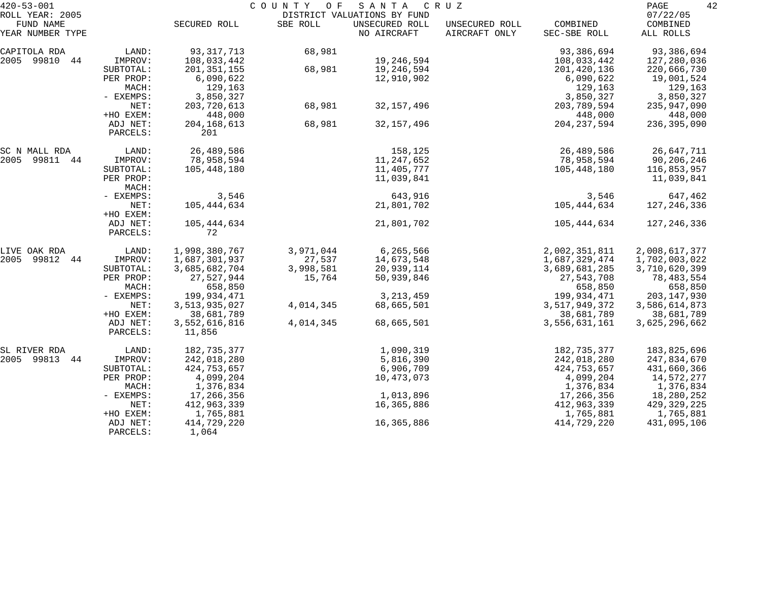420-53-001 COUNTY OF SANTA CRUZ
ROLL YEAR: 2005 DISTRICT VALUATIONS BY FUND 07/22/05

| FUND NAME YEAR NUMBER TYPE | | SECURED ROLL | SBE ROLL | UNSECURED ROLL NO AIRCRAFT | UNSECURED ROLL AIRCRAFT ONLY | COMBINED SEC-SBE ROLL | COMBINED ALL ROLLS |
|---|---|---|---|---|---|---|---|
| CAPITOLA RDA | LAND: | 93,317,713 | 68,981 | | | 93,386,694 | 93,386,694 |
| 2005 99810 44 | IMPROV: | 108,033,442 | | 19,246,594 | | 108,033,442 | 127,280,036 |
| | SUBTOTAL: | 201,351,155 | 68,981 | 19,246,594 | | 201,420,136 | 220,666,730 |
| | PER PROP: | 6,090,622 | | 12,910,902 | | 6,090,622 | 19,001,524 |
| | MACH: | 129,163 | | | | 129,163 | 129,163 |
| | - EXEMPS: | 3,850,327 | | | | 3,850,327 | 3,850,327 |
| | NET: | 203,720,613 | 68,981 | 32,157,496 | | 203,789,594 | 235,947,090 |
| | +HO EXEM: | 448,000 | | | | 448,000 | 448,000 |
| | ADJ NET: | 204,168,613 | 68,981 | 32,157,496 | | 204,237,594 | 236,395,090 |
| | PARCELS: | 201 | | | | | |
| SC N MALL RDA | LAND: | 26,489,586 | | 158,125 | | 26,489,586 | 26,647,711 |
| 2005 99811 44 | IMPROV: | 78,958,594 | | 11,247,652 | | 78,958,594 | 90,206,246 |
| | SUBTOTAL: | 105,448,180 | | 11,405,777 | | 105,448,180 | 116,853,957 |
| | PER PROP: | | | 11,039,841 | | | 11,039,841 |
| | MACH: | | | | | | |
| | - EXEMPS: | 3,546 | | 643,916 | | 3,546 | 647,462 |
| | NET: | 105,444,634 | | 21,801,702 | | 105,444,634 | 127,246,336 |
| | +HO EXEM: | | | | | | |
| | ADJ NET: | 105,444,634 | | 21,801,702 | | 105,444,634 | 127,246,336 |
| | PARCELS: | 72 | | | | | |
| LIVE OAK RDA | LAND: | 1,998,380,767 | 3,971,044 | 6,265,566 | | 2,002,351,811 | 2,008,617,377 |
| 2005 99812 44 | IMPROV: | 1,687,301,937 | 27,537 | 14,673,548 | | 1,687,329,474 | 1,702,003,022 |
| | SUBTOTAL: | 3,685,682,704 | 3,998,581 | 20,939,114 | | 3,689,681,285 | 3,710,620,399 |
| | PER PROP: | 27,527,944 | 15,764 | 50,939,846 | | 27,543,708 | 78,483,554 |
| | MACH: | 658,850 | | | | 658,850 | 658,850 |
| | - EXEMPS: | 199,934,471 | | 3,213,459 | | 199,934,471 | 203,147,930 |
| | NET: | 3,513,935,027 | 4,014,345 | 68,665,501 | | 3,517,949,372 | 3,586,614,873 |
| | +HO EXEM: | 38,681,789 | | | | 38,681,789 | 38,681,789 |
| | ADJ NET: | 3,552,616,816 | 4,014,345 | 68,665,501 | | 3,556,631,161 | 3,625,296,662 |
| | PARCELS: | 11,856 | | | | | |
| SL RIVER RDA | LAND: | 182,735,377 | | 1,090,319 | | 182,735,377 | 183,825,696 |
| 2005 99813 44 | IMPROV: | 242,018,280 | | 5,816,390 | | 242,018,280 | 247,834,670 |
| | SUBTOTAL: | 424,753,657 | | 6,906,709 | | 424,753,657 | 431,660,366 |
| | PER PROP: | 4,099,204 | | 10,473,073 | | 4,099,204 | 14,572,277 |
| | MACH: | 1,376,834 | | | | 1,376,834 | 1,376,834 |
| | - EXEMPS: | 17,266,356 | | 1,013,896 | | 17,266,356 | 18,280,252 |
| | NET: | 412,963,339 | | 16,365,886 | | 412,963,339 | 429,329,225 |
| | +HO EXEM: | 1,765,881 | | | | 1,765,881 | 1,765,881 |
| | ADJ NET: | 414,729,220 | | 16,365,886 | | 414,729,220 | 431,095,106 |
| | PARCELS: | 1,064 | | | | | |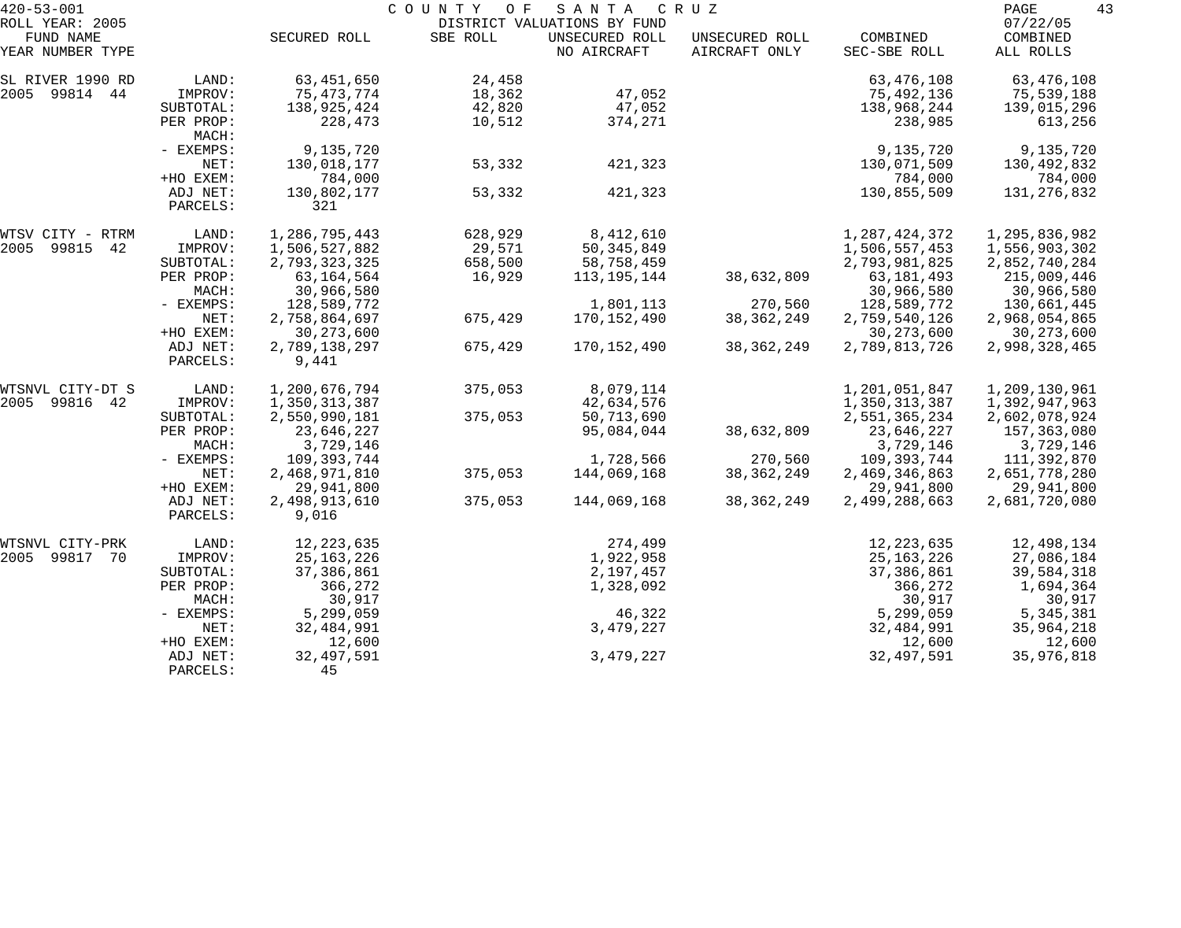420-53-001 COUNTY OF SANTA CRUZ
ROLL YEAR: 2005 DISTRICT VALUATIONS BY FUND 07/22/05

| FUND NAME YEAR NUMBER TYPE | | SECURED ROLL | SBE ROLL | UNSECURED ROLL NO AIRCRAFT | UNSECURED ROLL AIRCRAFT ONLY | COMBINED SEC-SBE ROLL | COMBINED ALL ROLLS |
|---|---|---|---|---|---|---|---|
| SL RIVER 1990 RD | LAND: | 63,451,650 | 24,458 | | | 63,476,108 | 63,476,108 |
| 2005 99814 44 | IMPROV: | 75,473,774 | 18,362 | 47,052 | | 75,492,136 | 75,539,188 |
| | SUBTOTAL: | 138,925,424 | 42,820 | 47,052 | | 138,968,244 | 139,015,296 |
| | PER PROP: | 228,473 | 10,512 | 374,271 | | 238,985 | 613,256 |
| | MACH: | | | | | | |
| | - EXEMPS: | 9,135,720 | | | | 9,135,720 | 9,135,720 |
| | NET: | 130,018,177 | 53,332 | 421,323 | | 130,071,509 | 130,492,832 |
| | +HO EXEM: | 784,000 | | | | 784,000 | 784,000 |
| | ADJ NET: | 130,802,177 | 53,332 | 421,323 | | 130,855,509 | 131,276,832 |
| | PARCELS: | 321 | | | | | |
| WTSV CITY - RTRM | LAND: | 1,286,795,443 | 628,929 | 8,412,610 | | 1,287,424,372 | 1,295,836,982 |
| 2005 99815 42 | IMPROV: | 1,506,527,882 | 29,571 | 50,345,849 | | 1,506,557,453 | 1,556,903,302 |
| | SUBTOTAL: | 2,793,323,325 | 658,500 | 58,758,459 | | 2,793,981,825 | 2,852,740,284 |
| | PER PROP: | 63,164,564 | 16,929 | 113,195,144 | 38,632,809 | 63,181,493 | 215,009,446 |
| | MACH: | 30,966,580 | | | | 30,966,580 | 30,966,580 |
| | - EXEMPS: | 128,589,772 | | 1,801,113 | 270,560 | 128,589,772 | 130,661,445 |
| | NET: | 2,758,864,697 | 675,429 | 170,152,490 | 38,362,249 | 2,759,540,126 | 2,968,054,865 |
| | +HO EXEM: | 30,273,600 | | | | 30,273,600 | 30,273,600 |
| | ADJ NET: | 2,789,138,297 | 675,429 | 170,152,490 | 38,362,249 | 2,789,813,726 | 2,998,328,465 |
| | PARCELS: | 9,441 | | | | | |
| WTSNVL CITY-DT S | LAND: | 1,200,676,794 | 375,053 | 8,079,114 | | 1,201,051,847 | 1,209,130,961 |
| 2005 99816 42 | IMPROV: | 1,350,313,387 | | 42,634,576 | | 1,350,313,387 | 1,392,947,963 |
| | SUBTOTAL: | 2,550,990,181 | 375,053 | 50,713,690 | | 2,551,365,234 | 2,602,078,924 |
| | PER PROP: | 23,646,227 | | 95,084,044 | 38,632,809 | 23,646,227 | 157,363,080 |
| | MACH: | 3,729,146 | | | | 3,729,146 | 3,729,146 |
| | - EXEMPS: | 109,393,744 | | 1,728,566 | 270,560 | 109,393,744 | 111,392,870 |
| | NET: | 2,468,971,810 | 375,053 | 144,069,168 | 38,362,249 | 2,469,346,863 | 2,651,778,280 |
| | +HO EXEM: | 29,941,800 | | | | 29,941,800 | 29,941,800 |
| | ADJ NET: | 2,498,913,610 | 375,053 | 144,069,168 | 38,362,249 | 2,499,288,663 | 2,681,720,080 |
| | PARCELS: | 9,016 | | | | | |
| WTSNVL CITY-PRK | LAND: | 12,223,635 | | 274,499 | | 12,223,635 | 12,498,134 |
| 2005 99817 70 | IMPROV: | 25,163,226 | | 1,922,958 | | 25,163,226 | 27,086,184 |
| | SUBTOTAL: | 37,386,861 | | 2,197,457 | | 37,386,861 | 39,584,318 |
| | PER PROP: | 366,272 | | 1,328,092 | | 366,272 | 1,694,364 |
| | MACH: | 30,917 | | | | 30,917 | 30,917 |
| | - EXEMPS: | 5,299,059 | | 46,322 | | 5,299,059 | 5,345,381 |
| | NET: | 32,484,991 | | 3,479,227 | | 32,484,991 | 35,964,218 |
| | +HO EXEM: | 12,600 | | | | 12,600 | 12,600 |
| | ADJ NET: | 32,497,591 | | 3,479,227 | | 32,497,591 | 35,976,818 |
| | PARCELS: | 45 | | | | | |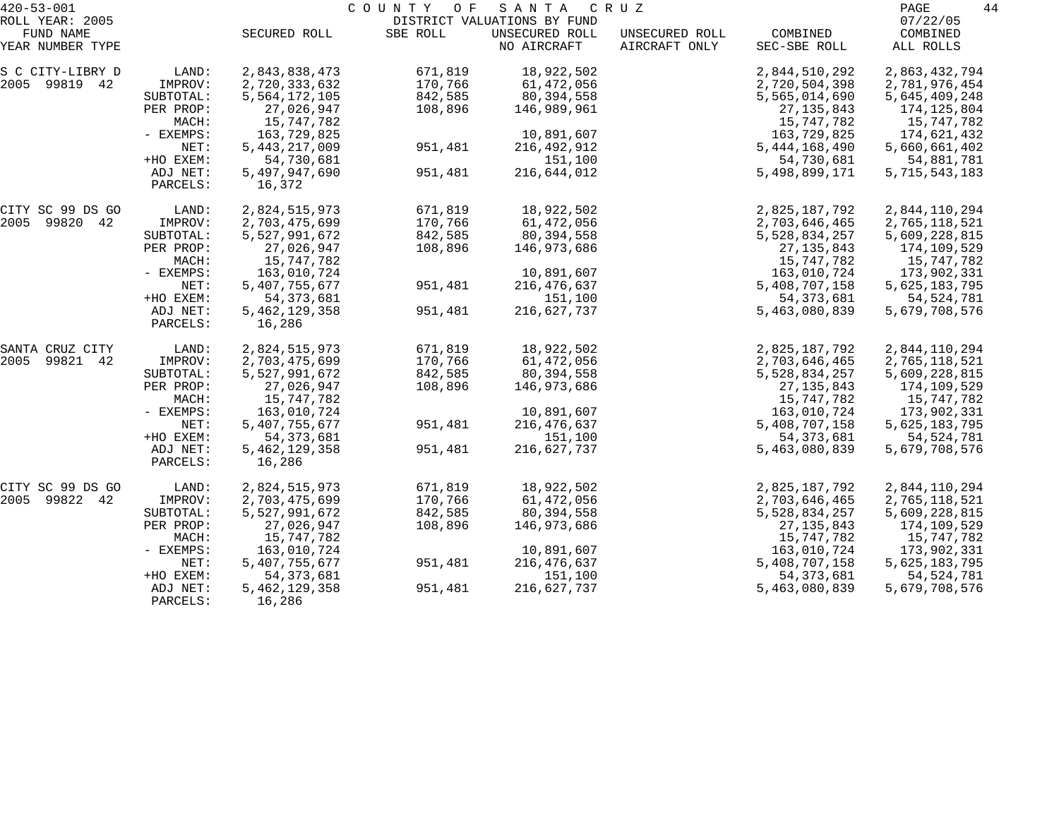# COUNTY OF SANTA CRUZ

420-53-001
ROLL YEAR: 2005

DISTRICT VALUATIONS BY FUND

07/22/05

| FUND NAME YEAR NUMBER TYPE | | SECURED ROLL | SBE ROLL | UNSECURED ROLL NO AIRCRAFT | UNSECURED ROLL AIRCRAFT ONLY | COMBINED SEC-SBE ROLL | COMBINED ALL ROLLS |
|---|---|---|---|---|---|---|---|
| S C CITY-LIBRY D | LAND: | 2,843,838,473 | 671,819 | 18,922,502 | | 2,844,510,292 | 2,863,432,794 |
| 2005 99819 42 | IMPROV: | 2,720,333,632 | 170,766 | 61,472,056 | | 2,720,504,398 | 2,781,976,454 |
| | SUBTOTAL: | 5,564,172,105 | 842,585 | 80,394,558 | | 5,565,014,690 | 5,645,409,248 |
| | PER PROP: | 27,026,947 | 108,896 | 146,989,961 | | 27,135,843 | 174,125,804 |
| | MACH: | 15,747,782 | | | | 15,747,782 | 15,747,782 |
| | - EXEMPS: | 163,729,825 | | 10,891,607 | | 163,729,825 | 174,621,432 |
| | NET: | 5,443,217,009 | 951,481 | 216,492,912 | | 5,444,168,490 | 5,660,661,402 |
| | +HO EXEM: | 54,730,681 | | 151,100 | | 54,730,681 | 54,881,781 |
| | ADJ NET: | 5,497,947,690 | 951,481 | 216,644,012 | | 5,498,899,171 | 5,715,543,183 |
| | PARCELS: | 16,372 | | | | | |
| CITY SC 99 DS GO | LAND: | 2,824,515,973 | 671,819 | 18,922,502 | | 2,825,187,792 | 2,844,110,294 |
| 2005 99820 42 | IMPROV: | 2,703,475,699 | 170,766 | 61,472,056 | | 2,703,646,465 | 2,765,118,521 |
| | SUBTOTAL: | 5,527,991,672 | 842,585 | 80,394,558 | | 5,528,834,257 | 5,609,228,815 |
| | PER PROP: | 27,026,947 | 108,896 | 146,973,686 | | 27,135,843 | 174,109,529 |
| | MACH: | 15,747,782 | | | | 15,747,782 | 15,747,782 |
| | - EXEMPS: | 163,010,724 | | 10,891,607 | | 163,010,724 | 173,902,331 |
| | NET: | 5,407,755,677 | 951,481 | 216,476,637 | | 5,408,707,158 | 5,625,183,795 |
| | +HO EXEM: | 54,373,681 | | 151,100 | | 54,373,681 | 54,524,781 |
| | ADJ NET: | 5,462,129,358 | 951,481 | 216,627,737 | | 5,463,080,839 | 5,679,708,576 |
| | PARCELS: | 16,286 | | | | | |
| SANTA CRUZ CITY | LAND: | 2,824,515,973 | 671,819 | 18,922,502 | | 2,825,187,792 | 2,844,110,294 |
| 2005 99821 42 | IMPROV: | 2,703,475,699 | 170,766 | 61,472,056 | | 2,703,646,465 | 2,765,118,521 |
| | SUBTOTAL: | 5,527,991,672 | 842,585 | 80,394,558 | | 5,528,834,257 | 5,609,228,815 |
| | PER PROP: | 27,026,947 | 108,896 | 146,973,686 | | 27,135,843 | 174,109,529 |
| | MACH: | 15,747,782 | | | | 15,747,782 | 15,747,782 |
| | - EXEMPS: | 163,010,724 | | 10,891,607 | | 163,010,724 | 173,902,331 |
| | NET: | 5,407,755,677 | 951,481 | 216,476,637 | | 5,408,707,158 | 5,625,183,795 |
| | +HO EXEM: | 54,373,681 | | 151,100 | | 54,373,681 | 54,524,781 |
| | ADJ NET: | 5,462,129,358 | 951,481 | 216,627,737 | | 5,463,080,839 | 5,679,708,576 |
| | PARCELS: | 16,286 | | | | | |
| CITY SC 99 DS GO | LAND: | 2,824,515,973 | 671,819 | 18,922,502 | | 2,825,187,792 | 2,844,110,294 |
| 2005 99822 42 | IMPROV: | 2,703,475,699 | 170,766 | 61,472,056 | | 2,703,646,465 | 2,765,118,521 |
| | SUBTOTAL: | 5,527,991,672 | 842,585 | 80,394,558 | | 5,528,834,257 | 5,609,228,815 |
| | PER PROP: | 27,026,947 | 108,896 | 146,973,686 | | 27,135,843 | 174,109,529 |
| | MACH: | 15,747,782 | | | | 15,747,782 | 15,747,782 |
| | - EXEMPS: | 163,010,724 | | 10,891,607 | | 163,010,724 | 173,902,331 |
| | NET: | 5,407,755,677 | 951,481 | 216,476,637 | | 5,408,707,158 | 5,625,183,795 |
| | +HO EXEM: | 54,373,681 | | 151,100 | | 54,373,681 | 54,524,781 |
| | ADJ NET: | 5,462,129,358 | 951,481 | 216,627,737 | | 5,463,080,839 | 5,679,708,576 |
| | PARCELS: | 16,286 | | | | | |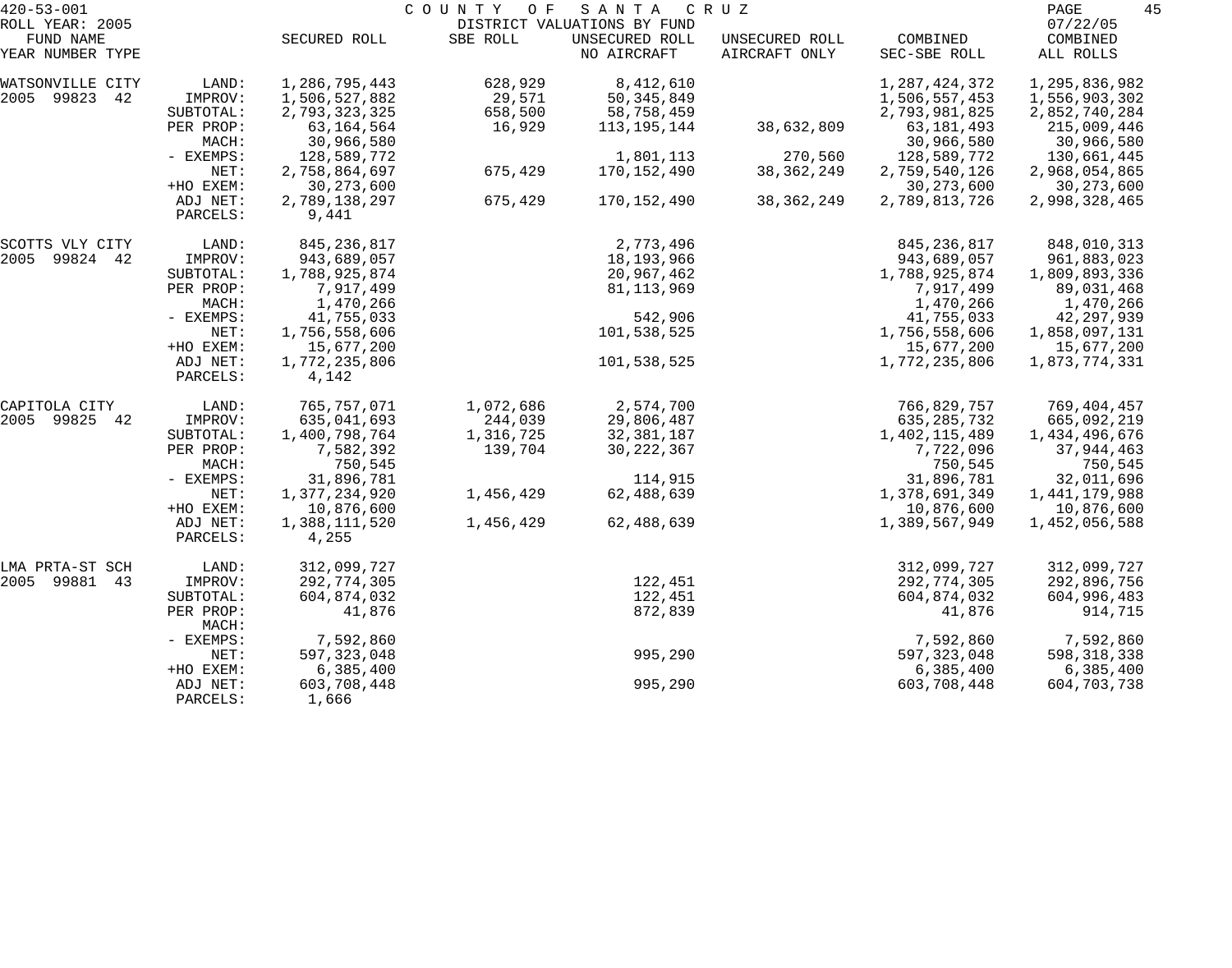420-53-001 COUNTY OF SANTA CRUZ
ROLL YEAR: 2005 DISTRICT VALUATIONS BY FUND 07/22/05

| FUND NAME YEAR NUMBER TYPE | | SECURED ROLL | SBE ROLL | UNSECURED ROLL NO AIRCRAFT | UNSECURED ROLL AIRCRAFT ONLY | COMBINED SEC-SBE ROLL | COMBINED ALL ROLLS |
|---|---|---|---|---|---|---|---|
| WATSONVILLE CITY | LAND: | 1,286,795,443 | 628,929 | 8,412,610 | | 1,287,424,372 | 1,295,836,982 |
| 2005 99823 42 | IMPROV: | 1,506,527,882 | 29,571 | 50,345,849 | | 1,506,557,453 | 1,556,903,302 |
| | SUBTOTAL: | 2,793,323,325 | 658,500 | 58,758,459 | | 2,793,981,825 | 2,852,740,284 |
| | PER PROP: | 63,164,564 | 16,929 | 113,195,144 | 38,632,809 | 63,181,493 | 215,009,446 |
| | MACH: | 30,966,580 | | | | 30,966,580 | 30,966,580 |
| | - EXEMPS: | 128,589,772 | | 1,801,113 | 270,560 | 128,589,772 | 130,661,445 |
| | NET: | 2,758,864,697 | 675,429 | 170,152,490 | 38,362,249 | 2,759,540,126 | 2,968,054,865 |
| | +HO EXEM: | 30,273,600 | | | | 30,273,600 | 30,273,600 |
| | ADJ NET: | 2,789,138,297 | 675,429 | 170,152,490 | 38,362,249 | 2,789,813,726 | 2,998,328,465 |
| | PARCELS: | 9,441 | | | | | |
| SCOTTS VLY CITY | LAND: | 845,236,817 | | 2,773,496 | | 845,236,817 | 848,010,313 |
| 2005 99824 42 | IMPROV: | 943,689,057 | | 18,193,966 | | 943,689,057 | 961,883,023 |
| | SUBTOTAL: | 1,788,925,874 | | 20,967,462 | | 1,788,925,874 | 1,809,893,336 |
| | PER PROP: | 7,917,499 | | 81,113,969 | | 7,917,499 | 89,031,468 |
| | MACH: | 1,470,266 | | | | 1,470,266 | 1,470,266 |
| | - EXEMPS: | 41,755,033 | | 542,906 | | 41,755,033 | 42,297,939 |
| | NET: | 1,756,558,606 | | 101,538,525 | | 1,756,558,606 | 1,858,097,131 |
| | +HO EXEM: | 15,677,200 | | | | 15,677,200 | 15,677,200 |
| | ADJ NET: | 1,772,235,806 | | 101,538,525 | | 1,772,235,806 | 1,873,774,331 |
| | PARCELS: | 4,142 | | | | | |
| CAPITOLA CITY | LAND: | 765,757,071 | 1,072,686 | 2,574,700 | | 766,829,757 | 769,404,457 |
| 2005 99825 42 | IMPROV: | 635,041,693 | 244,039 | 29,806,487 | | 635,285,732 | 665,092,219 |
| | SUBTOTAL: | 1,400,798,764 | 1,316,725 | 32,381,187 | | 1,402,115,489 | 1,434,496,676 |
| | PER PROP: | 7,582,392 | 139,704 | 30,222,367 | | 7,722,096 | 37,944,463 |
| | MACH: | 750,545 | | | | 750,545 | 750,545 |
| | - EXEMPS: | 31,896,781 | | 114,915 | | 31,896,781 | 32,011,696 |
| | NET: | 1,377,234,920 | 1,456,429 | 62,488,639 | | 1,378,691,349 | 1,441,179,988 |
| | +HO EXEM: | 10,876,600 | | | | 10,876,600 | 10,876,600 |
| | ADJ NET: | 1,388,111,520 | 1,456,429 | 62,488,639 | | 1,389,567,949 | 1,452,056,588 |
| | PARCELS: | 4,255 | | | | | |
| LMA PRTA-ST SCH | LAND: | 312,099,727 | | | | 312,099,727 | 312,099,727 |
| 2005 99881 43 | IMPROV: | 292,774,305 | | 122,451 | | 292,774,305 | 292,896,756 |
| | SUBTOTAL: | 604,874,032 | | 122,451 | | 604,874,032 | 604,996,483 |
| | PER PROP: | 41,876 | | 872,839 | | 41,876 | 914,715 |
| | MACH: | | | | | | |
| | - EXEMPS: | 7,592,860 | | | | 7,592,860 | 7,592,860 |
| | NET: | 597,323,048 | | 995,290 | | 597,323,048 | 598,318,338 |
| | +HO EXEM: | 6,385,400 | | | | 6,385,400 | 6,385,400 |
| | ADJ NET: | 603,708,448 | | 995,290 | | 603,708,448 | 604,703,738 |
| | PARCELS: | 1,666 | | | | | |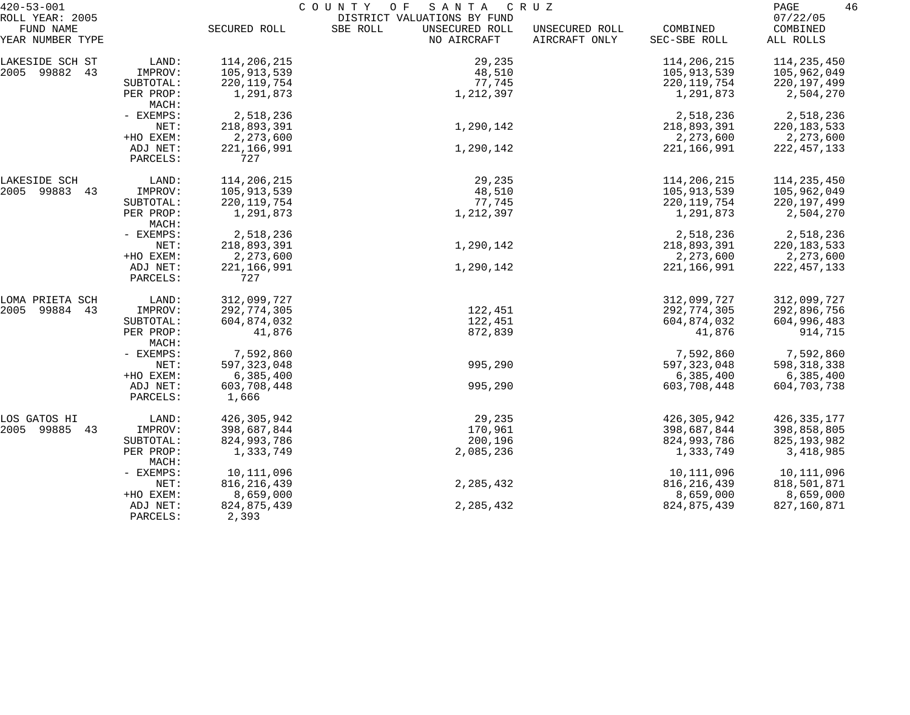420-53-001 COUNTY OF SANTA CRUZ

ROLL YEAR: 2005 — DISTRICT VALUATIONS BY FUND — 07/22/05

| FUND NAME YEAR NUMBER TYPE | | SECURED ROLL | SBE ROLL | UNSECURED ROLL NO AIRCRAFT | UNSECURED ROLL AIRCRAFT ONLY | COMBINED SEC-SBE ROLL | COMBINED ALL ROLLS |
|---|---|---|---|---|---|---|---|
| LAKESIDE SCH ST | LAND: | 114,206,215 | | 29,235 | | 114,206,215 | 114,235,450 |
| 2005 99882 43 | IMPROV: | 105,913,539 | | 48,510 | | 105,913,539 | 105,962,049 |
| | SUBTOTAL: | 220,119,754 | | 77,745 | | 220,119,754 | 220,197,499 |
| | PER PROP: | 1,291,873 | | 1,212,397 | | 1,291,873 | 2,504,270 |
| | MACH: | | | | | | |
| | - EXEMPS: | 2,518,236 | | | | 2,518,236 | 2,518,236 |
| | NET: | 218,893,391 | | 1,290,142 | | 218,893,391 | 220,183,533 |
| | +HO EXEM: | 2,273,600 | | | | 2,273,600 | 2,273,600 |
| | ADJ NET: | 221,166,991 | | 1,290,142 | | 221,166,991 | 222,457,133 |
| | PARCELS: | 727 | | | | | |
| LAKESIDE SCH | LAND: | 114,206,215 | | 29,235 | | 114,206,215 | 114,235,450 |
| 2005 99883 43 | IMPROV: | 105,913,539 | | 48,510 | | 105,913,539 | 105,962,049 |
| | SUBTOTAL: | 220,119,754 | | 77,745 | | 220,119,754 | 220,197,499 |
| | PER PROP: | 1,291,873 | | 1,212,397 | | 1,291,873 | 2,504,270 |
| | MACH: | | | | | | |
| | - EXEMPS: | 2,518,236 | | | | 2,518,236 | 2,518,236 |
| | NET: | 218,893,391 | | 1,290,142 | | 218,893,391 | 220,183,533 |
| | +HO EXEM: | 2,273,600 | | | | 2,273,600 | 2,273,600 |
| | ADJ NET: | 221,166,991 | | 1,290,142 | | 221,166,991 | 222,457,133 |
| | PARCELS: | 727 | | | | | |
| LOMA PRIETA SCH | LAND: | 312,099,727 | | | | 312,099,727 | 312,099,727 |
| 2005 99884 43 | IMPROV: | 292,774,305 | | 122,451 | | 292,774,305 | 292,896,756 |
| | SUBTOTAL: | 604,874,032 | | 122,451 | | 604,874,032 | 604,996,483 |
| | PER PROP: | 41,876 | | 872,839 | | 41,876 | 914,715 |
| | MACH: | | | | | | |
| | - EXEMPS: | 7,592,860 | | | | 7,592,860 | 7,592,860 |
| | NET: | 597,323,048 | | 995,290 | | 597,323,048 | 598,318,338 |
| | +HO EXEM: | 6,385,400 | | | | 6,385,400 | 6,385,400 |
| | ADJ NET: | 603,708,448 | | 995,290 | | 603,708,448 | 604,703,738 |
| | PARCELS: | 1,666 | | | | | |
| LOS GATOS HI | LAND: | 426,305,942 | | 29,235 | | 426,305,942 | 426,335,177 |
| 2005 99885 43 | IMPROV: | 398,687,844 | | 170,961 | | 398,687,844 | 398,858,805 |
| | SUBTOTAL: | 824,993,786 | | 200,196 | | 824,993,786 | 825,193,982 |
| | PER PROP: | 1,333,749 | | 2,085,236 | | 1,333,749 | 3,418,985 |
| | MACH: | | | | | | |
| | - EXEMPS: | 10,111,096 | | | | 10,111,096 | 10,111,096 |
| | NET: | 816,216,439 | | 2,285,432 | | 816,216,439 | 818,501,871 |
| | +HO EXEM: | 8,659,000 | | | | 8,659,000 | 8,659,000 |
| | ADJ NET: | 824,875,439 | | 2,285,432 | | 824,875,439 | 827,160,871 |
| | PARCELS: | 2,393 | | | | | |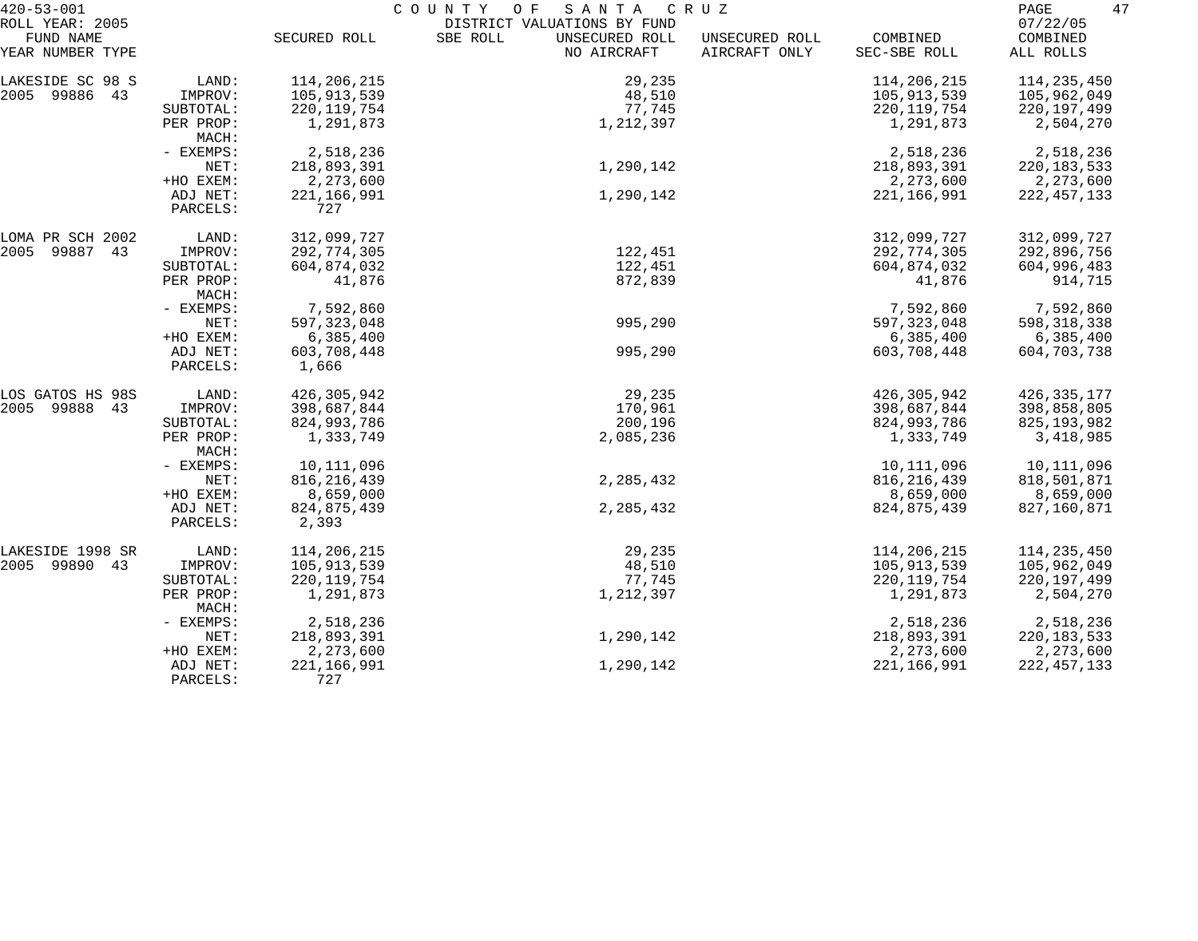420-53-001 COUNTY OF SANTA CRUZ

ROLL YEAR: 2005 DISTRICT VALUATIONS BY FUND 07/22/05

| FUND NAME YEAR NUMBER TYPE | | SECURED ROLL | SBE ROLL | UNSECURED ROLL NO AIRCRAFT | UNSECURED ROLL AIRCRAFT ONLY | COMBINED SEC-SBE ROLL | COMBINED ALL ROLLS |
|---|---|---|---|---|---|---|---|
| LAKESIDE SC 98 S | LAND: | 114,206,215 | | 29,235 | | 114,206,215 | 114,235,450 |
| 2005 99886 43 | IMPROV: | 105,913,539 | | 48,510 | | 105,913,539 | 105,962,049 |
| | SUBTOTAL: | 220,119,754 | | 77,745 | | 220,119,754 | 220,197,499 |
| | PER PROP: | 1,291,873 | | 1,212,397 | | 1,291,873 | 2,504,270 |
| | MACH: | | | | | | |
| | - EXEMPS: | 2,518,236 | | | | 2,518,236 | 2,518,236 |
| | NET: | 218,893,391 | | 1,290,142 | | 218,893,391 | 220,183,533 |
| | +HO EXEM: | 2,273,600 | | | | 2,273,600 | 2,273,600 |
| | ADJ NET: | 221,166,991 | | 1,290,142 | | 221,166,991 | 222,457,133 |
| | PARCELS: | 727 | | | | | |
| LOMA PR SCH 2002 | LAND: | 312,099,727 | | | | 312,099,727 | 312,099,727 |
| 2005 99887 43 | IMPROV: | 292,774,305 | | 122,451 | | 292,774,305 | 292,896,756 |
| | SUBTOTAL: | 604,874,032 | | 122,451 | | 604,874,032 | 604,996,483 |
| | PER PROP: | 41,876 | | 872,839 | | 41,876 | 914,715 |
| | MACH: | | | | | | |
| | - EXEMPS: | 7,592,860 | | | | 7,592,860 | 7,592,860 |
| | NET: | 597,323,048 | | 995,290 | | 597,323,048 | 598,318,338 |
| | +HO EXEM: | 6,385,400 | | | | 6,385,400 | 6,385,400 |
| | ADJ NET: | 603,708,448 | | 995,290 | | 603,708,448 | 604,703,738 |
| | PARCELS: | 1,666 | | | | | |
| LOS GATOS HS 98S | LAND: | 426,305,942 | | 29,235 | | 426,305,942 | 426,335,177 |
| 2005 99888 43 | IMPROV: | 398,687,844 | | 170,961 | | 398,687,844 | 398,858,805 |
| | SUBTOTAL: | 824,993,786 | | 200,196 | | 824,993,786 | 825,193,982 |
| | PER PROP: | 1,333,749 | | 2,085,236 | | 1,333,749 | 3,418,985 |
| | MACH: | | | | | | |
| | - EXEMPS: | 10,111,096 | | | | 10,111,096 | 10,111,096 |
| | NET: | 816,216,439 | | 2,285,432 | | 816,216,439 | 818,501,871 |
| | +HO EXEM: | 8,659,000 | | | | 8,659,000 | 8,659,000 |
| | ADJ NET: | 824,875,439 | | 2,285,432 | | 824,875,439 | 827,160,871 |
| | PARCELS: | 2,393 | | | | | |
| LAKESIDE 1998 SR | LAND: | 114,206,215 | | 29,235 | | 114,206,215 | 114,235,450 |
| 2005 99890 43 | IMPROV: | 105,913,539 | | 48,510 | | 105,913,539 | 105,962,049 |
| | SUBTOTAL: | 220,119,754 | | 77,745 | | 220,119,754 | 220,197,499 |
| | PER PROP: | 1,291,873 | | 1,212,397 | | 1,291,873 | 2,504,270 |
| | MACH: | | | | | | |
| | - EXEMPS: | 2,518,236 | | | | 2,518,236 | 2,518,236 |
| | NET: | 218,893,391 | | 1,290,142 | | 218,893,391 | 220,183,533 |
| | +HO EXEM: | 2,273,600 | | | | 2,273,600 | 2,273,600 |
| | ADJ NET: | 221,166,991 | | 1,290,142 | | 221,166,991 | 222,457,133 |
| | PARCELS: | 727 | | | | | |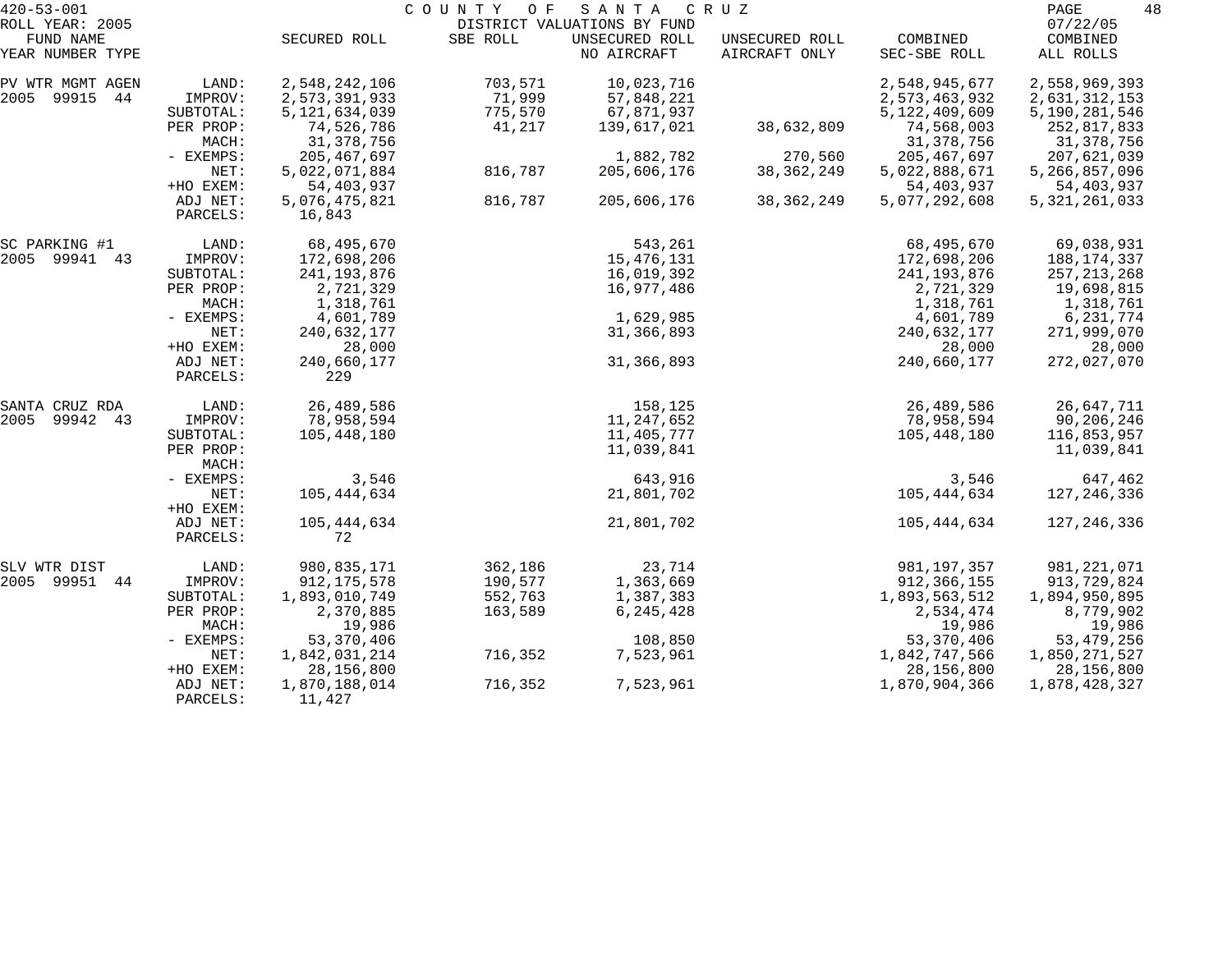420-53-001 — COUNTY OF SANTA CRUZ — DISTRICT VALUATIONS BY FUND — ROLL YEAR: 2005 — 07/22/05

| FUND NAME YEAR NUMBER TYPE | | SECURED ROLL | SBE ROLL | UNSECURED ROLL NO AIRCRAFT | UNSECURED ROLL AIRCRAFT ONLY | COMBINED SEC-SBE ROLL | COMBINED ALL ROLLS |
|---|---|---|---|---|---|---|---|
| PV WTR MGMT AGEN | LAND: | 2,548,242,106 | 703,571 | 10,023,716 | | 2,548,945,677 | 2,558,969,393 |
| 2005 99915 44 | IMPROV: | 2,573,391,933 | 71,999 | 57,848,221 | | 2,573,463,932 | 2,631,312,153 |
| | SUBTOTAL: | 5,121,634,039 | 775,570 | 67,871,937 | | 5,122,409,609 | 5,190,281,546 |
| | PER PROP: | 74,526,786 | 41,217 | 139,617,021 | 38,632,809 | 74,568,003 | 252,817,833 |
| | MACH: | 31,378,756 | | | | 31,378,756 | 31,378,756 |
| | - EXEMPS: | 205,467,697 | | 1,882,782 | 270,560 | 205,467,697 | 207,621,039 |
| | NET: | 5,022,071,884 | 816,787 | 205,606,176 | 38,362,249 | 5,022,888,671 | 5,266,857,096 |
| | +HO EXEM: | 54,403,937 | | | | 54,403,937 | 54,403,937 |
| | ADJ NET: | 5,076,475,821 | 816,787 | 205,606,176 | 38,362,249 | 5,077,292,608 | 5,321,261,033 |
| | PARCELS: | 16,843 | | | | | |
| SC PARKING #1 | LAND: | 68,495,670 | | 543,261 | | 68,495,670 | 69,038,931 |
| 2005 99941 43 | IMPROV: | 172,698,206 | | 15,476,131 | | 172,698,206 | 188,174,337 |
| | SUBTOTAL: | 241,193,876 | | 16,019,392 | | 241,193,876 | 257,213,268 |
| | PER PROP: | 2,721,329 | | 16,977,486 | | 2,721,329 | 19,698,815 |
| | MACH: | 1,318,761 | | | | 1,318,761 | 1,318,761 |
| | - EXEMPS: | 4,601,789 | | 1,629,985 | | 4,601,789 | 6,231,774 |
| | NET: | 240,632,177 | | 31,366,893 | | 240,632,177 | 271,999,070 |
| | +HO EXEM: | 28,000 | | | | 28,000 | 28,000 |
| | ADJ NET: | 240,660,177 | | 31,366,893 | | 240,660,177 | 272,027,070 |
| | PARCELS: | 229 | | | | | |
| SANTA CRUZ RDA | LAND: | 26,489,586 | | 158,125 | | 26,489,586 | 26,647,711 |
| 2005 99942 43 | IMPROV: | 78,958,594 | | 11,247,652 | | 78,958,594 | 90,206,246 |
| | SUBTOTAL: | 105,448,180 | | 11,405,777 | | 105,448,180 | 116,853,957 |
| | PER PROP: | | | 11,039,841 | | | 11,039,841 |
| | MACH: | | | | | | |
| | - EXEMPS: | 3,546 | | 643,916 | | 3,546 | 647,462 |
| | NET: | 105,444,634 | | 21,801,702 | | 105,444,634 | 127,246,336 |
| | +HO EXEM: | | | | | | |
| | ADJ NET: | 105,444,634 | | 21,801,702 | | 105,444,634 | 127,246,336 |
| | PARCELS: | 72 | | | | | |
| SLV WTR DIST | LAND: | 980,835,171 | 362,186 | 23,714 | | 981,197,357 | 981,221,071 |
| 2005 99951 44 | IMPROV: | 912,175,578 | 190,577 | 1,363,669 | | 912,366,155 | 913,729,824 |
| | SUBTOTAL: | 1,893,010,749 | 552,763 | 1,387,383 | | 1,893,563,512 | 1,894,950,895 |
| | PER PROP: | 2,370,885 | 163,589 | 6,245,428 | | 2,534,474 | 8,779,902 |
| | MACH: | 19,986 | | | | 19,986 | 19,986 |
| | - EXEMPS: | 53,370,406 | | 108,850 | | 53,370,406 | 53,479,256 |
| | NET: | 1,842,031,214 | 716,352 | 7,523,961 | | 1,842,747,566 | 1,850,271,527 |
| | +HO EXEM: | 28,156,800 | | | | 28,156,800 | 28,156,800 |
| | ADJ NET: | 1,870,188,014 | 716,352 | 7,523,961 | | 1,870,904,366 | 1,878,428,327 |
| | PARCELS: | 11,427 | | | | | |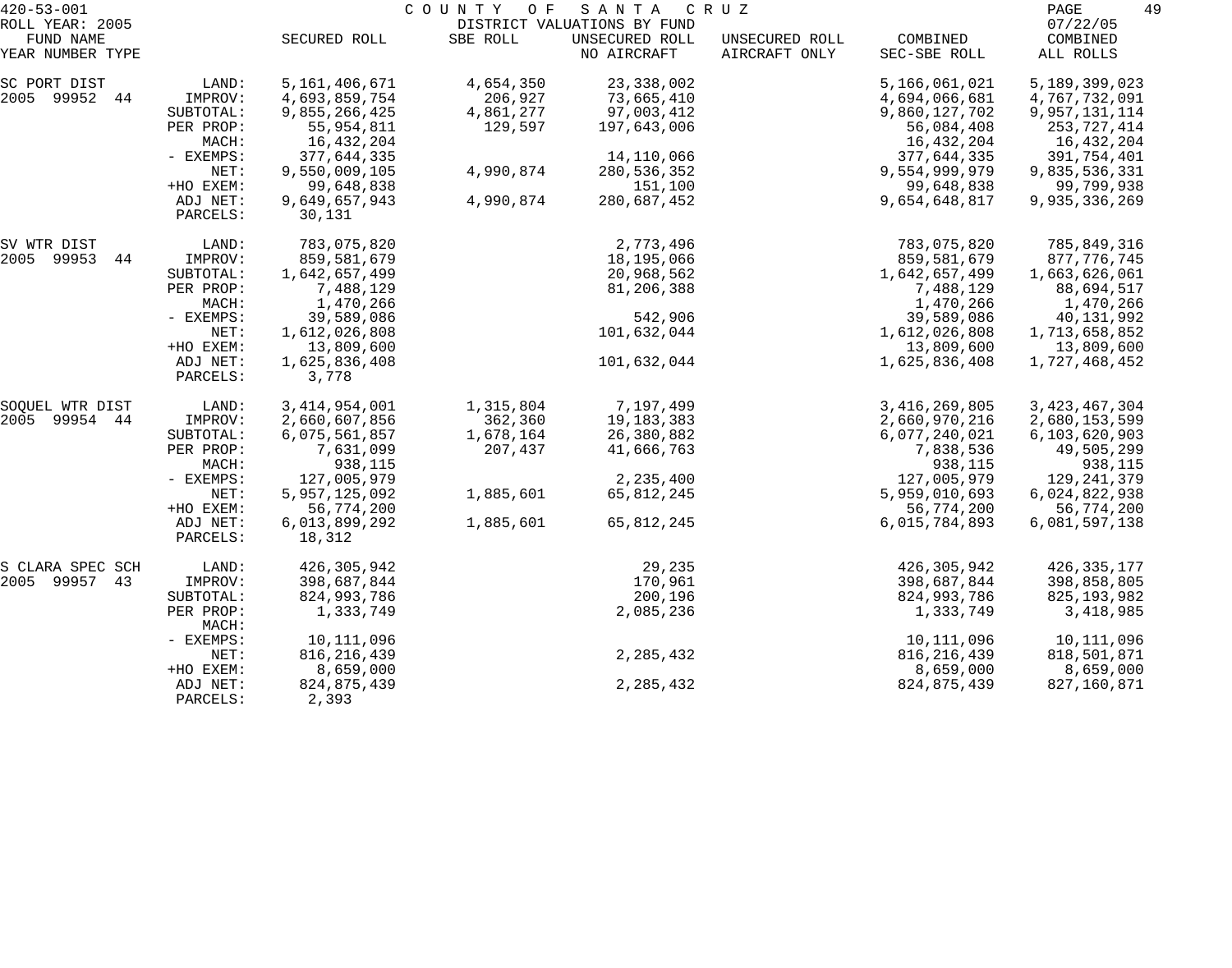420-53-001 COUNTY OF SANTA CRUZ

ROLL YEAR: 2005 DISTRICT VALUATIONS BY FUND 07/22/05

| FUND NAME YEAR NUMBER TYPE | | SECURED ROLL | SBE ROLL | UNSECURED ROLL NO AIRCRAFT | UNSECURED ROLL AIRCRAFT ONLY | COMBINED SEC-SBE ROLL | COMBINED ALL ROLLS |
|---|---|---|---|---|---|---|---|
| SC PORT DIST | LAND: | 5,161,406,671 | 4,654,350 | 23,338,002 | | 5,166,061,021 | 5,189,399,023 |
| 2005 99952 44 | IMPROV: | 4,693,859,754 | 206,927 | 73,665,410 | | 4,694,066,681 | 4,767,732,091 |
| | SUBTOTAL: | 9,855,266,425 | 4,861,277 | 97,003,412 | | 9,860,127,702 | 9,957,131,114 |
| | PER PROP: | 55,954,811 | 129,597 | 197,643,006 | | 56,084,408 | 253,727,414 |
| | MACH: | 16,432,204 | | | | 16,432,204 | 16,432,204 |
| | - EXEMPS: | 377,644,335 | | 14,110,066 | | 377,644,335 | 391,754,401 |
| | NET: | 9,550,009,105 | 4,990,874 | 280,536,352 | | 9,554,999,979 | 9,835,536,331 |
| | +HO EXEM: | 99,648,838 | | 151,100 | | 99,648,838 | 99,799,938 |
| | ADJ NET: | 9,649,657,943 | 4,990,874 | 280,687,452 | | 9,654,648,817 | 9,935,336,269 |
| | PARCELS: | 30,131 | | | | | |
| SV WTR DIST | LAND: | 783,075,820 | | 2,773,496 | | 783,075,820 | 785,849,316 |
| 2005 99953 44 | IMPROV: | 859,581,679 | | 18,195,066 | | 859,581,679 | 877,776,745 |
| | SUBTOTAL: | 1,642,657,499 | | 20,968,562 | | 1,642,657,499 | 1,663,626,061 |
| | PER PROP: | 7,488,129 | | 81,206,388 | | 7,488,129 | 88,694,517 |
| | MACH: | 1,470,266 | | | | 1,470,266 | 1,470,266 |
| | - EXEMPS: | 39,589,086 | | 542,906 | | 39,589,086 | 40,131,992 |
| | NET: | 1,612,026,808 | | 101,632,044 | | 1,612,026,808 | 1,713,658,852 |
| | +HO EXEM: | 13,809,600 | | | | 13,809,600 | 13,809,600 |
| | ADJ NET: | 1,625,836,408 | | 101,632,044 | | 1,625,836,408 | 1,727,468,452 |
| | PARCELS: | 3,778 | | | | | |
| SOQUEL WTR DIST | LAND: | 3,414,954,001 | 1,315,804 | 7,197,499 | | 3,416,269,805 | 3,423,467,304 |
| 2005 99954 44 | IMPROV: | 2,660,607,856 | 362,360 | 19,183,383 | | 2,660,970,216 | 2,680,153,599 |
| | SUBTOTAL: | 6,075,561,857 | 1,678,164 | 26,380,882 | | 6,077,240,021 | 6,103,620,903 |
| | PER PROP: | 7,631,099 | 207,437 | 41,666,763 | | 7,838,536 | 49,505,299 |
| | MACH: | 938,115 | | | | 938,115 | 938,115 |
| | - EXEMPS: | 127,005,979 | | 2,235,400 | | 127,005,979 | 129,241,379 |
| | NET: | 5,957,125,092 | 1,885,601 | 65,812,245 | | 5,959,010,693 | 6,024,822,938 |
| | +HO EXEM: | 56,774,200 | | | | 56,774,200 | 56,774,200 |
| | ADJ NET: | 6,013,899,292 | 1,885,601 | 65,812,245 | | 6,015,784,893 | 6,081,597,138 |
| | PARCELS: | 18,312 | | | | | |
| S CLARA SPEC SCH | LAND: | 426,305,942 | | 29,235 | | 426,305,942 | 426,335,177 |
| 2005 99957 43 | IMPROV: | 398,687,844 | | 170,961 | | 398,687,844 | 398,858,805 |
| | SUBTOTAL: | 824,993,786 | | 200,196 | | 824,993,786 | 825,193,982 |
| | PER PROP: | 1,333,749 | | 2,085,236 | | 1,333,749 | 3,418,985 |
| | MACH: | | | | | | |
| | - EXEMPS: | 10,111,096 | | | | 10,111,096 | 10,111,096 |
| | NET: | 816,216,439 | | 2,285,432 | | 816,216,439 | 818,501,871 |
| | +HO EXEM: | 8,659,000 | | | | 8,659,000 | 8,659,000 |
| | ADJ NET: | 824,875,439 | | 2,285,432 | | 824,875,439 | 827,160,871 |
| | PARCELS: | 2,393 | | | | | |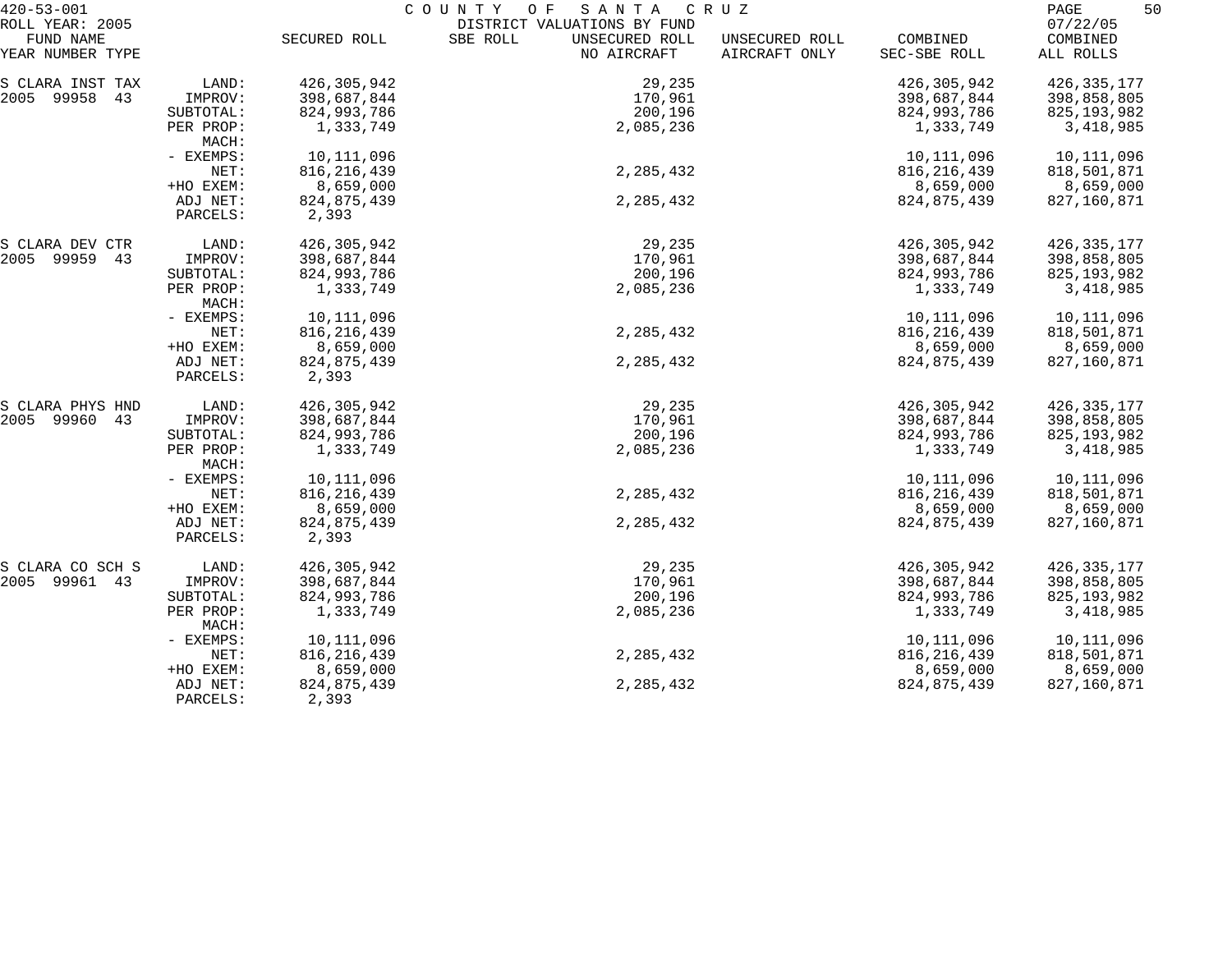420-53-001 | COUNTY OF SANTA CRUZ | 07/22/05

ROLL YEAR: 2005 — DISTRICT VALUATIONS BY FUND

| FUND NAME YEAR NUMBER TYPE | | SECURED ROLL | SBE ROLL | UNSECURED ROLL NO AIRCRAFT | UNSECURED ROLL AIRCRAFT ONLY | COMBINED SEC-SBE ROLL | COMBINED ALL ROLLS |
|---|---|---|---|---|---|---|---|
| S CLARA INST TAX | LAND: | 426,305,942 | | 29,235 | | 426,305,942 | 426,335,177 |
| 2005 99958 43 | IMPROV: | 398,687,844 | | 170,961 | | 398,687,844 | 398,858,805 |
| | SUBTOTAL: | 824,993,786 | | 200,196 | | 824,993,786 | 825,193,982 |
| | PER PROP: | 1,333,749 | | 2,085,236 | | 1,333,749 | 3,418,985 |
| | MACH: | | | | | | |
| | - EXEMPS: | 10,111,096 | | | | 10,111,096 | 10,111,096 |
| | NET: | 816,216,439 | | 2,285,432 | | 816,216,439 | 818,501,871 |
| | +HO EXEM: | 8,659,000 | | | | 8,659,000 | 8,659,000 |
| | ADJ NET: | 824,875,439 | | 2,285,432 | | 824,875,439 | 827,160,871 |
| | PARCELS: | 2,393 | | | | | |
| S CLARA DEV CTR | LAND: | 426,305,942 | | 29,235 | | 426,305,942 | 426,335,177 |
| 2005 99959 43 | IMPROV: | 398,687,844 | | 170,961 | | 398,687,844 | 398,858,805 |
| | SUBTOTAL: | 824,993,786 | | 200,196 | | 824,993,786 | 825,193,982 |
| | PER PROP: | 1,333,749 | | 2,085,236 | | 1,333,749 | 3,418,985 |
| | MACH: | | | | | | |
| | - EXEMPS: | 10,111,096 | | | | 10,111,096 | 10,111,096 |
| | NET: | 816,216,439 | | 2,285,432 | | 816,216,439 | 818,501,871 |
| | +HO EXEM: | 8,659,000 | | | | 8,659,000 | 8,659,000 |
| | ADJ NET: | 824,875,439 | | 2,285,432 | | 824,875,439 | 827,160,871 |
| | PARCELS: | 2,393 | | | | | |
| S CLARA PHYS HND | LAND: | 426,305,942 | | 29,235 | | 426,305,942 | 426,335,177 |
| 2005 99960 43 | IMPROV: | 398,687,844 | | 170,961 | | 398,687,844 | 398,858,805 |
| | SUBTOTAL: | 824,993,786 | | 200,196 | | 824,993,786 | 825,193,982 |
| | PER PROP: | 1,333,749 | | 2,085,236 | | 1,333,749 | 3,418,985 |
| | MACH: | | | | | | |
| | - EXEMPS: | 10,111,096 | | | | 10,111,096 | 10,111,096 |
| | NET: | 816,216,439 | | 2,285,432 | | 816,216,439 | 818,501,871 |
| | +HO EXEM: | 8,659,000 | | | | 8,659,000 | 8,659,000 |
| | ADJ NET: | 824,875,439 | | 2,285,432 | | 824,875,439 | 827,160,871 |
| | PARCELS: | 2,393 | | | | | |
| S CLARA CO SCH S | LAND: | 426,305,942 | | 29,235 | | 426,305,942 | 426,335,177 |
| 2005 99961 43 | IMPROV: | 398,687,844 | | 170,961 | | 398,687,844 | 398,858,805 |
| | SUBTOTAL: | 824,993,786 | | 200,196 | | 824,993,786 | 825,193,982 |
| | PER PROP: | 1,333,749 | | 2,085,236 | | 1,333,749 | 3,418,985 |
| | MACH: | | | | | | |
| | - EXEMPS: | 10,111,096 | | | | 10,111,096 | 10,111,096 |
| | NET: | 816,216,439 | | 2,285,432 | | 816,216,439 | 818,501,871 |
| | +HO EXEM: | 8,659,000 | | | | 8,659,000 | 8,659,000 |
| | ADJ NET: | 824,875,439 | | 2,285,432 | | 824,875,439 | 827,160,871 |
| | PARCELS: | 2,393 | | | | | |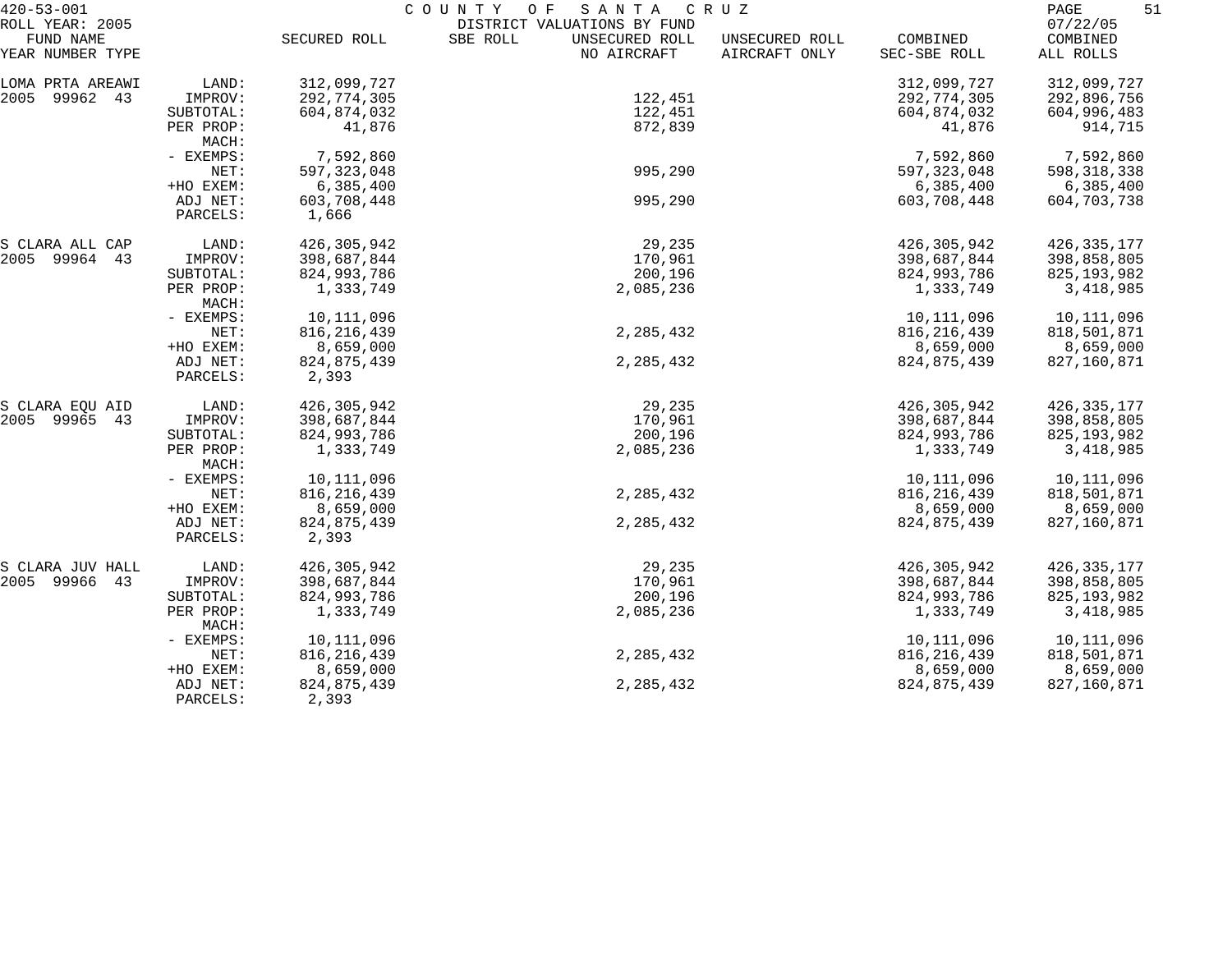420-53-001 COUNTY OF SANTA CRUZ

ROLL YEAR: 2005 DISTRICT VALUATIONS BY FUND 07/22/05

| FUND NAME YEAR NUMBER TYPE | | SECURED ROLL | SBE ROLL | UNSECURED ROLL NO AIRCRAFT | UNSECURED ROLL AIRCRAFT ONLY | COMBINED SEC-SBE ROLL | COMBINED ALL ROLLS |
|---|---|---|---|---|---|---|---|
| LOMA PRTA AREAWI | LAND: | 312,099,727 | | | | 312,099,727 | 312,099,727 |
| 2005 99962 43 | IMPROV: | 292,774,305 | | 122,451 | | 292,774,305 | 292,896,756 |
| | SUBTOTAL: | 604,874,032 | | 122,451 | | 604,874,032 | 604,996,483 |
| | PER PROP: | 41,876 | | 872,839 | | 41,876 | 914,715 |
| | MACH: | | | | | | |
| | - EXEMPS: | 7,592,860 | | | | 7,592,860 | 7,592,860 |
| | NET: | 597,323,048 | | 995,290 | | 597,323,048 | 598,318,338 |
| | +HO EXEM: | 6,385,400 | | | | 6,385,400 | 6,385,400 |
| | ADJ NET: | 603,708,448 | | 995,290 | | 603,708,448 | 604,703,738 |
| | PARCELS: | 1,666 | | | | | |
| S CLARA ALL CAP | LAND: | 426,305,942 | | 29,235 | | 426,305,942 | 426,335,177 |
| 2005 99964 43 | IMPROV: | 398,687,844 | | 170,961 | | 398,687,844 | 398,858,805 |
| | SUBTOTAL: | 824,993,786 | | 200,196 | | 824,993,786 | 825,193,982 |
| | PER PROP: | 1,333,749 | | 2,085,236 | | 1,333,749 | 3,418,985 |
| | MACH: | | | | | | |
| | - EXEMPS: | 10,111,096 | | | | 10,111,096 | 10,111,096 |
| | NET: | 816,216,439 | | 2,285,432 | | 816,216,439 | 818,501,871 |
| | +HO EXEM: | 8,659,000 | | | | 8,659,000 | 8,659,000 |
| | ADJ NET: | 824,875,439 | | 2,285,432 | | 824,875,439 | 827,160,871 |
| | PARCELS: | 2,393 | | | | | |
| S CLARA EQU AID | LAND: | 426,305,942 | | 29,235 | | 426,305,942 | 426,335,177 |
| 2005 99965 43 | IMPROV: | 398,687,844 | | 170,961 | | 398,687,844 | 398,858,805 |
| | SUBTOTAL: | 824,993,786 | | 200,196 | | 824,993,786 | 825,193,982 |
| | PER PROP: | 1,333,749 | | 2,085,236 | | 1,333,749 | 3,418,985 |
| | MACH: | | | | | | |
| | - EXEMPS: | 10,111,096 | | | | 10,111,096 | 10,111,096 |
| | NET: | 816,216,439 | | 2,285,432 | | 816,216,439 | 818,501,871 |
| | +HO EXEM: | 8,659,000 | | | | 8,659,000 | 8,659,000 |
| | ADJ NET: | 824,875,439 | | 2,285,432 | | 824,875,439 | 827,160,871 |
| | PARCELS: | 2,393 | | | | | |
| S CLARA JUV HALL | LAND: | 426,305,942 | | 29,235 | | 426,305,942 | 426,335,177 |
| 2005 99966 43 | IMPROV: | 398,687,844 | | 170,961 | | 398,687,844 | 398,858,805 |
| | SUBTOTAL: | 824,993,786 | | 200,196 | | 824,993,786 | 825,193,982 |
| | PER PROP: | 1,333,749 | | 2,085,236 | | 1,333,749 | 3,418,985 |
| | MACH: | | | | | | |
| | - EXEMPS: | 10,111,096 | | | | 10,111,096 | 10,111,096 |
| | NET: | 816,216,439 | | 2,285,432 | | 816,216,439 | 818,501,871 |
| | +HO EXEM: | 8,659,000 | | | | 8,659,000 | 8,659,000 |
| | ADJ NET: | 824,875,439 | | 2,285,432 | | 824,875,439 | 827,160,871 |
| | PARCELS: | 2,393 | | | | | |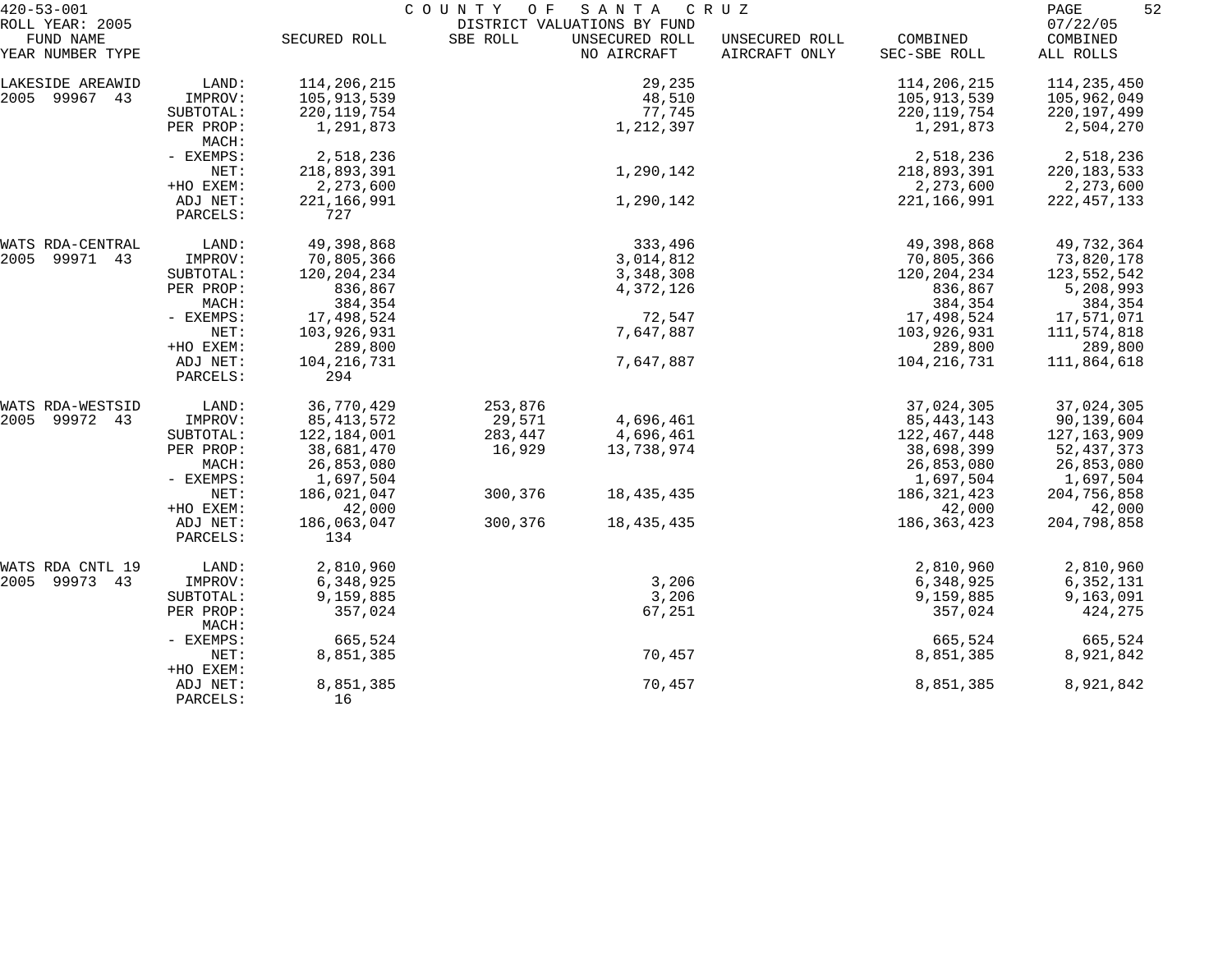420-53-001 COUNTY OF SANTA CRUZ
ROLL YEAR: 2005 DISTRICT VALUATIONS BY FUND 07/22/05

| FUND NAME YEAR NUMBER TYPE | | SECURED ROLL | SBE ROLL | UNSECURED ROLL NO AIRCRAFT | UNSECURED ROLL AIRCRAFT ONLY | COMBINED SEC-SBE ROLL | COMBINED ALL ROLLS |
|---|---|---|---|---|---|---|---|
| LAKESIDE AREAWID | LAND: | 114,206,215 | | 29,235 | | 114,206,215 | 114,235,450 |
| 2005 99967 43 | IMPROV: | 105,913,539 | | 48,510 | | 105,913,539 | 105,962,049 |
| | SUBTOTAL: | 220,119,754 | | 77,745 | | 220,119,754 | 220,197,499 |
| | PER PROP: | 1,291,873 | | 1,212,397 | | 1,291,873 | 2,504,270 |
| | MACH: | | | | | | |
| | - EXEMPS: | 2,518,236 | | | | 2,518,236 | 2,518,236 |
| | NET: | 218,893,391 | | 1,290,142 | | 218,893,391 | 220,183,533 |
| | +HO EXEM: | 2,273,600 | | | | 2,273,600 | 2,273,600 |
| | ADJ NET: | 221,166,991 | | 1,290,142 | | 221,166,991 | 222,457,133 |
| | PARCELS: | 727 | | | | | |
| WATS RDA-CENTRAL | LAND: | 49,398,868 | | 333,496 | | 49,398,868 | 49,732,364 |
| 2005 99971 43 | IMPROV: | 70,805,366 | | 3,014,812 | | 70,805,366 | 73,820,178 |
| | SUBTOTAL: | 120,204,234 | | 3,348,308 | | 120,204,234 | 123,552,542 |
| | PER PROP: | 836,867 | | 4,372,126 | | 836,867 | 5,208,993 |
| | MACH: | 384,354 | | | | 384,354 | 384,354 |
| | - EXEMPS: | 17,498,524 | | 72,547 | | 17,498,524 | 17,571,071 |
| | NET: | 103,926,931 | | 7,647,887 | | 103,926,931 | 111,574,818 |
| | +HO EXEM: | 289,800 | | | | 289,800 | 289,800 |
| | ADJ NET: | 104,216,731 | | 7,647,887 | | 104,216,731 | 111,864,618 |
| | PARCELS: | 294 | | | | | |
| WATS RDA-WESTSID | LAND: | 36,770,429 | 253,876 | | | 37,024,305 | 37,024,305 |
| 2005 99972 43 | IMPROV: | 85,413,572 | 29,571 | 4,696,461 | | 85,443,143 | 90,139,604 |
| | SUBTOTAL: | 122,184,001 | 283,447 | 4,696,461 | | 122,467,448 | 127,163,909 |
| | PER PROP: | 38,681,470 | 16,929 | 13,738,974 | | 38,698,399 | 52,437,373 |
| | MACH: | 26,853,080 | | | | 26,853,080 | 26,853,080 |
| | - EXEMPS: | 1,697,504 | | | | 1,697,504 | 1,697,504 |
| | NET: | 186,021,047 | 300,376 | 18,435,435 | | 186,321,423 | 204,756,858 |
| | +HO EXEM: | 42,000 | | | | 42,000 | 42,000 |
| | ADJ NET: | 186,063,047 | 300,376 | 18,435,435 | | 186,363,423 | 204,798,858 |
| | PARCELS: | 134 | | | | | |
| WATS RDA CNTL 19 | LAND: | 2,810,960 | | | | 2,810,960 | 2,810,960 |
| 2005 99973 43 | IMPROV: | 6,348,925 | | 3,206 | | 6,348,925 | 6,352,131 |
| | SUBTOTAL: | 9,159,885 | | 3,206 | | 9,159,885 | 9,163,091 |
| | PER PROP: | 357,024 | | 67,251 | | 357,024 | 424,275 |
| | MACH: | | | | | | |
| | - EXEMPS: | 665,524 | | | | 665,524 | 665,524 |
| | NET: | 8,851,385 | | 70,457 | | 8,851,385 | 8,921,842 |
| | +HO EXEM: | | | | | | |
| | ADJ NET: | 8,851,385 | | 70,457 | | 8,851,385 | 8,921,842 |
| | PARCELS: | 16 | | | | | |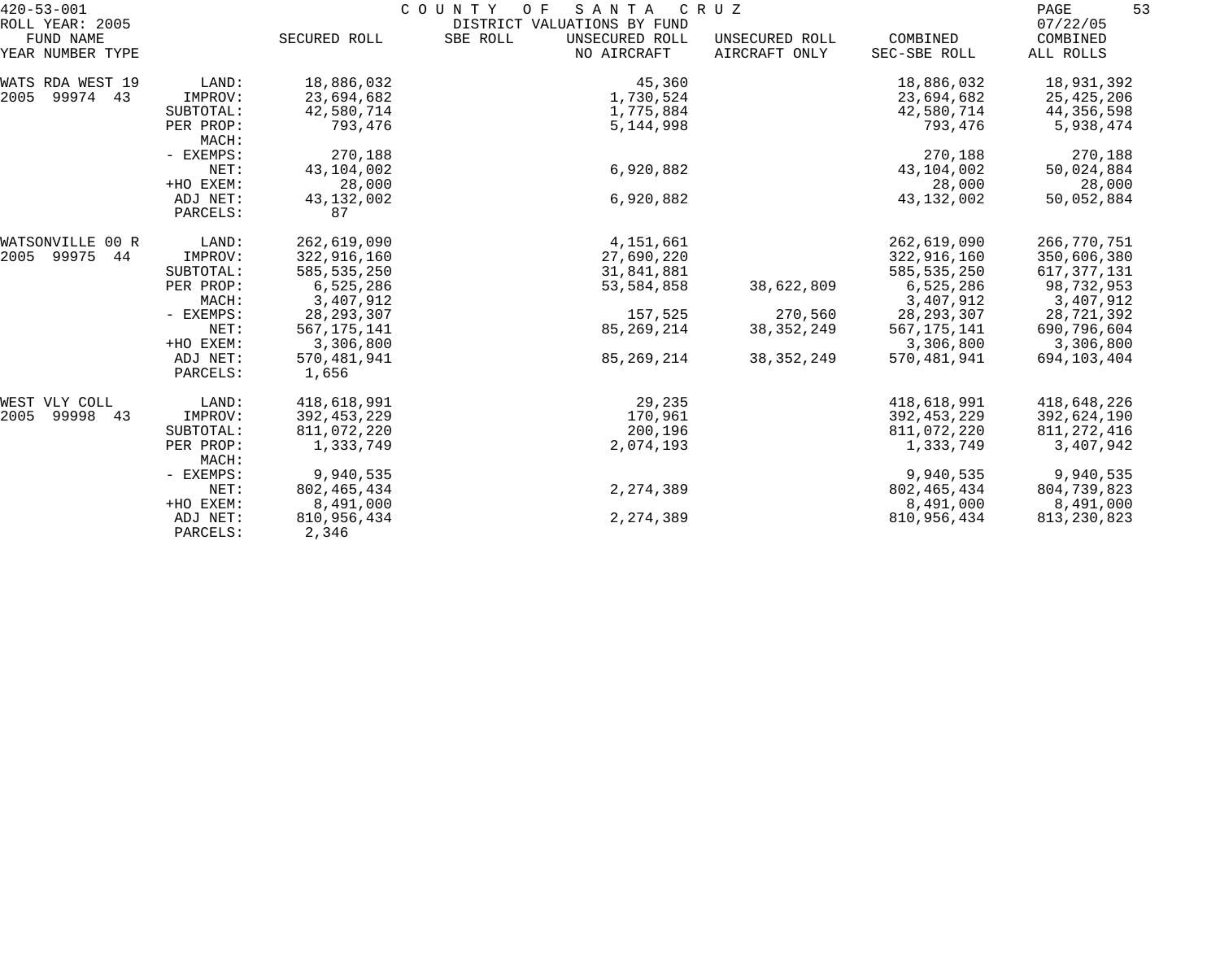420-53-001 COUNTY OF SANTA CRUZ

ROLL YEAR: 2005 DISTRICT VALUATIONS BY FUND 07/22/05

| FUND NAME YEAR NUMBER TYPE | | SECURED ROLL | SBE ROLL | UNSECURED ROLL NO AIRCRAFT | UNSECURED ROLL AIRCRAFT ONLY | COMBINED SEC-SBE ROLL | COMBINED ALL ROLLS |
|---|---|---|---|---|---|---|---|
| WATS RDA WEST 19 | LAND: | 18,886,032 | | 45,360 | | 18,886,032 | 18,931,392 |
| 2005 99974 43 | IMPROV: | 23,694,682 | | 1,730,524 | | 23,694,682 | 25,425,206 |
| | SUBTOTAL: | 42,580,714 | | 1,775,884 | | 42,580,714 | 44,356,598 |
| | PER PROP: | 793,476 | | 5,144,998 | | 793,476 | 5,938,474 |
| | MACH: | | | | | | |
| | - EXEMPS: | 270,188 | | | | 270,188 | 270,188 |
| | NET: | 43,104,002 | | 6,920,882 | | 43,104,002 | 50,024,884 |
| | +HO EXEM: | 28,000 | | | | 28,000 | 28,000 |
| | ADJ NET: | 43,132,002 | | 6,920,882 | | 43,132,002 | 50,052,884 |
| | PARCELS: | 87 | | | | | |
| WATSONVILLE 00 R | LAND: | 262,619,090 | | 4,151,661 | | 262,619,090 | 266,770,751 |
| 2005 99975 44 | IMPROV: | 322,916,160 | | 27,690,220 | | 322,916,160 | 350,606,380 |
| | SUBTOTAL: | 585,535,250 | | 31,841,881 | | 585,535,250 | 617,377,131 |
| | PER PROP: | 6,525,286 | | 53,584,858 | 38,622,809 | 6,525,286 | 98,732,953 |
| | MACH: | 3,407,912 | | | | 3,407,912 | 3,407,912 |
| | - EXEMPS: | 28,293,307 | | 157,525 | 270,560 | 28,293,307 | 28,721,392 |
| | NET: | 567,175,141 | | 85,269,214 | 38,352,249 | 567,175,141 | 690,796,604 |
| | +HO EXEM: | 3,306,800 | | | | 3,306,800 | 3,306,800 |
| | ADJ NET: | 570,481,941 | | 85,269,214 | 38,352,249 | 570,481,941 | 694,103,404 |
| | PARCELS: | 1,656 | | | | | |
| WEST VLY COLL | LAND: | 418,618,991 | | 29,235 | | 418,618,991 | 418,648,226 |
| 2005 99998 43 | IMPROV: | 392,453,229 | | 170,961 | | 392,453,229 | 392,624,190 |
| | SUBTOTAL: | 811,072,220 | | 200,196 | | 811,072,220 | 811,272,416 |
| | PER PROP: | 1,333,749 | | 2,074,193 | | 1,333,749 | 3,407,942 |
| | MACH: | | | | | | |
| | - EXEMPS: | 9,940,535 | | | | 9,940,535 | 9,940,535 |
| | NET: | 802,465,434 | | 2,274,389 | | 802,465,434 | 804,739,823 |
| | +HO EXEM: | 8,491,000 | | | | 8,491,000 | 8,491,000 |
| | ADJ NET: | 810,956,434 | | 2,274,389 | | 810,956,434 | 813,230,823 |
| | PARCELS: | 2,346 | | | | | |